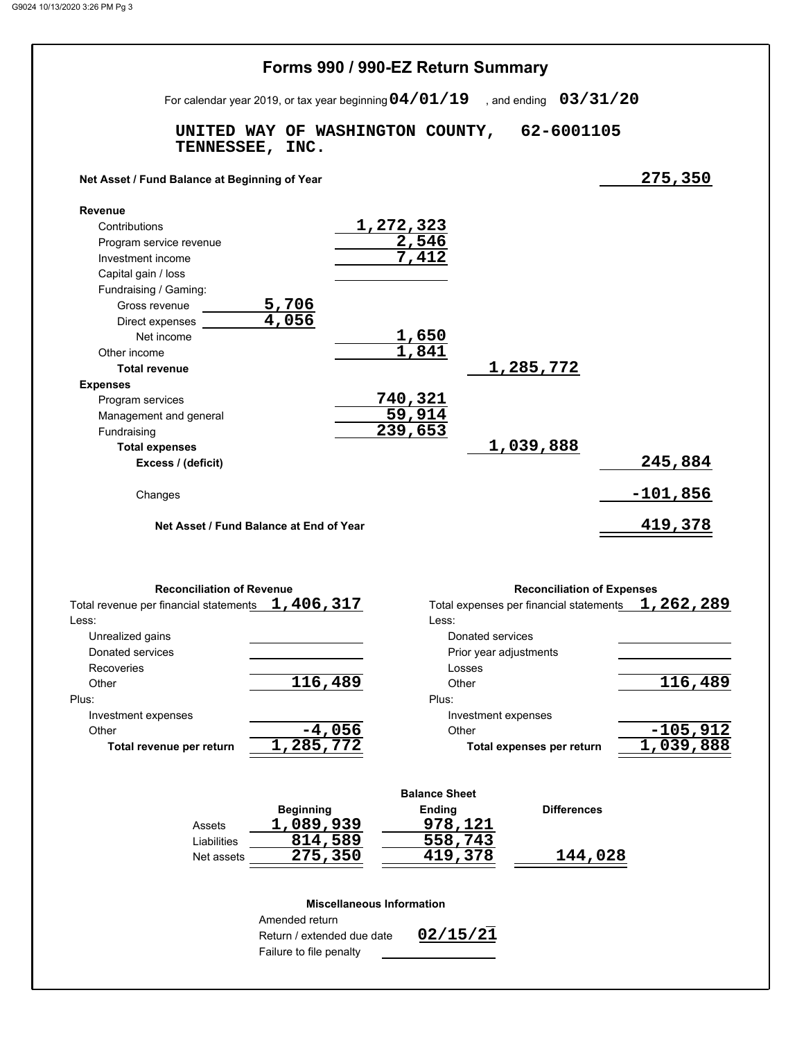# Forms 990 / 990-EZ Return Summary

For calendar year 2019, or tax year beginning **04/01/19** , and ending **03/31/20**

**UNITED WAY OF WASHINGTON COUNTY, TENNESSEE, INC.** **62-6001105**

| | | | | |
|---|---|---|---|---|
| **Net Asset / Fund Balance at Beginning of Year** | | | | 275,350 |
| **Revenue** | | | | |
| Contributions | | 1,272,323 | | |
| Program service revenue | | 2,546 | | |
| Investment income | | 7,412 | | |
| Capital gain / loss | | | | |
| Fundraising / Gaming: | | | | |
| Gross revenue | 5,706 | | | |
| Direct expenses | 4,056 | | | |
| Net income | | 1,650 | | |
| Other income | | 1,841 | | |
| **Total revenue** | | | 1,285,772 | |
| **Expenses** | | | | |
| Program services | | 740,321 | | |
| Management and general | | 59,914 | | |
| Fundraising | | 239,653 | | |
| **Total expenses** | | | 1,039,888 | |
| **Excess / (deficit)** | | | | 245,884 |
| Changes | | | | -101,856 |
| **Net Asset / Fund Balance at End of Year** | | | | 419,378 |

## Reconciliation of Revenue

| | |
|---|---|
| Total revenue per financial statements | 1,406,317 |
| Less: | |
| Unrealized gains | |
| Donated services | |
| Recoveries | |
| Other | 116,489 |
| Plus: | |
| Investment expenses | |
| Other | -4,056 |
| **Total revenue per return** | 1,285,772 |

## Reconciliation of Expenses

| | |
|---|---|
| Total expenses per financial statements | 1,262,289 |
| Less: | |
| Donated services | |
| Prior year adjustments | |
| Losses | |
| Other | 116,489 |
| Plus: | |
| Investment expenses | |
| Other | -105,912 |
| **Total expenses per return** | 1,039,888 |

## Balance Sheet

| | Beginning | Ending | Differences |
|---|---|---|---|
| Assets | 1,089,939 | 978,121 | |
| Liabilities | 814,589 | 558,743 | |
| Net assets | 275,350 | 419,378 | 144,028 |

## Miscellaneous Information

| | |
|---|---|
| Amended return | |
| Return / extended due date | 02/15/21 |
| Failure to file penalty | |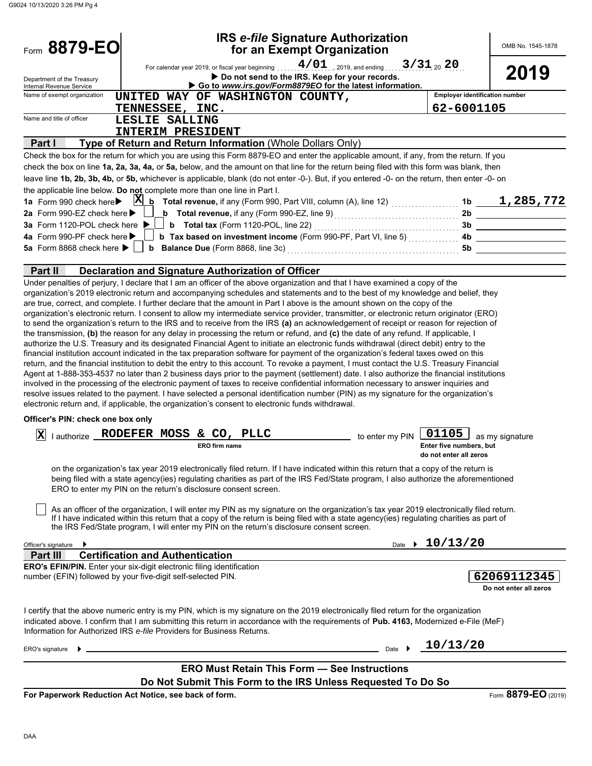# Form 8879-EO

## IRS *e-file* Signature Authorization for an Exempt Organization

OMB No. 1545-1878

**2019**

For calendar year 2019, or fiscal year beginning 4/01, 2019, and ending 3/31, 20 20

▶ Do not send to the IRS. Keep for your records.

▶ Go to *www.irs.gov/Form8879EO* for the latest information.

Department of the Treasury
Internal Revenue Service

Name of exempt organization: UNITED WAY OF WASHINGTON COUNTY, TENNESSEE, INC.

Employer identification number: 62-6001105

Name and title of officer: LESLIE SALLING
INTERIM PRESIDENT

### Part I — Type of Return and Return Information (Whole Dollars Only)

Check the box for the return for which you are using this Form 8879-EO and enter the applicable amount, if any, from the return. If you check the box on line **1a, 2a, 3a, 4a,** or **5a,** below, and the amount on that line for the return being filed with this form was blank, then leave line **1b, 2b, 3b, 4b,** or **5b,** whichever is applicable, blank (do not enter -0-). But, if you entered -0- on the return, then enter -0- on the applicable line below. **Do not** complete more than one line in Part I.

| | | | |
|---|---|---|---|
| **1a** Form 990 check here ▶ [X] | **b** **Total revenue,** if any (Form 990, Part VIII, column (A), line 12) | **1b** | 1,285,772 |
| **2a** Form 990-EZ check here ▶ [ ] | **b** **Total revenue,** if any (Form 990-EZ, line 9) | **2b** | |
| **3a** Form 1120-POL check here ▶ [ ] | **b** **Total tax** (Form 1120-POL, line 22) | **3b** | |
| **4a** Form 990-PF check here ▶ [ ] | **b** **Tax based on investment income** (Form 990-PF, Part VI, line 5) | **4b** | |
| **5a** Form 8868 check here ▶ [ ] | **b** **Balance Due** (Form 8868, line 3c) | **5b** | |

### Part II — Declaration and Signature Authorization of Officer

Under penalties of perjury, I declare that I am an officer of the above organization and that I have examined a copy of the organization's 2019 electronic return and accompanying schedules and statements and to the best of my knowledge and belief, they are true, correct, and complete. I further declare that the amount in Part I above is the amount shown on the copy of the organization's electronic return. I consent to allow my intermediate service provider, transmitter, or electronic return originator (ERO) to send the organization's return to the IRS and to receive from the IRS **(a)** an acknowledgement of receipt or reason for rejection of the transmission, **(b)** the reason for any delay in processing the return or refund, and **(c)** the date of any refund. If applicable, I authorize the U.S. Treasury and its designated Financial Agent to initiate an electronic funds withdrawal (direct debit) entry to the financial institution account indicated in the tax preparation software for payment of the organization's federal taxes owed on this return, and the financial institution to debit the entry to this account. To revoke a payment, I must contact the U.S. Treasury Financial Agent at 1-888-353-4537 no later than 2 business days prior to the payment (settlement) date. I also authorize the financial institutions involved in the processing of the electronic payment of taxes to receive confidential information necessary to answer inquiries and resolve issues related to the payment. I have selected a personal identification number (PIN) as my signature for the organization's electronic return and, if applicable, the organization's consent to electronic funds withdrawal.

**Officer's PIN: check one box only**

[X] I authorize RODEFER MOSS & CO, PLLC (ERO firm name) to enter my PIN 01105 (Enter five numbers, but do not enter all zeros) as my signature on the organization's tax year 2019 electronically filed return. If I have indicated within this return that a copy of the return is being filed with a state agency(ies) regulating charities as part of the IRS Fed/State program, I also authorize the aforementioned ERO to enter my PIN on the return's disclosure consent screen.

[ ] As an officer of the organization, I will enter my PIN as my signature on the organization's tax year 2019 electronically filed return. If I have indicated within this return that a copy of the return is being filed with a state agency(ies) regulating charities as part of the IRS Fed/State program, I will enter my PIN on the return's disclosure consent screen.

Officer's signature ▶ Date ▶ 10/13/20

### Part III — Certification and Authentication

**ERO's EFIN/PIN.** Enter your six-digit electronic filing identification number (EFIN) followed by your five-digit self-selected PIN.

62069112345
Do not enter all zeros

I certify that the above numeric entry is my PIN, which is my signature on the 2019 electronically filed return for the organization indicated above. I confirm that I am submitting this return in accordance with the requirements of **Pub. 4163,** Modernized e-File (MeF) Information for Authorized IRS *e-file* Providers for Business Returns.

ERO's signature ▶ Date ▶ 10/13/20

**ERO Must Retain This Form — See Instructions**

**Do Not Submit This Form to the IRS Unless Requested To Do So**

**For Paperwork Reduction Act Notice, see back of form.**

Form **8879-EO** (2019)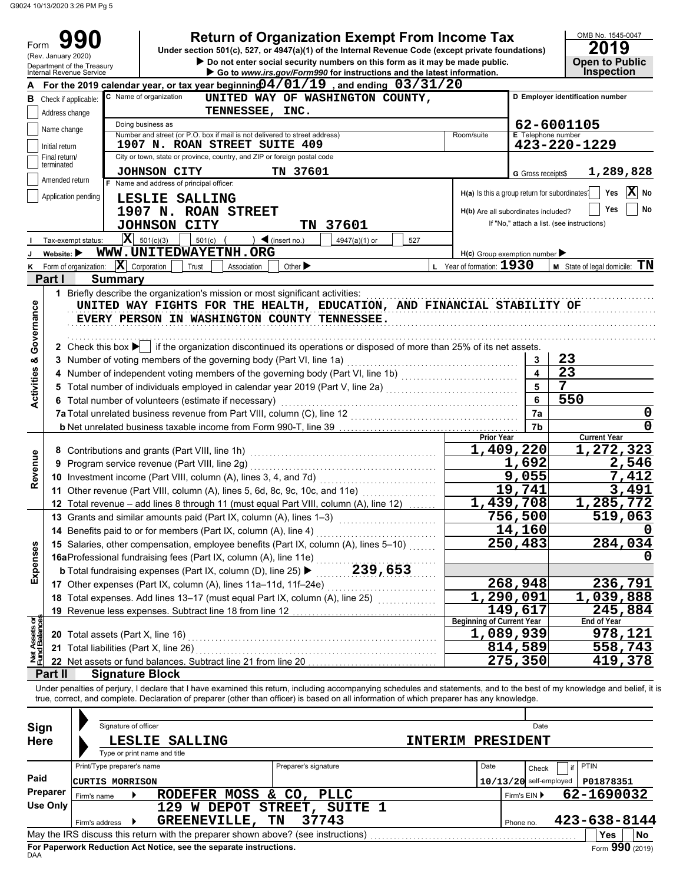Form **990** (Rev. January 2020) Department of the Treasury Internal Revenue Service

# Return of Organization Exempt From Income Tax

Under section 501(c), 527, or 4947(a)(1) of the Internal Revenue Code (except private foundations)

▶ Do not enter social security numbers on this form as it may be made public.

▶ Go to *www.irs.gov/Form990* for instructions and the latest information.

OMB No. 1545-0047 **2019** **Open to Public Inspection**

**A** For the 2019 calendar year, or tax year beginning 04/01/19, and ending 03/31/20

**B** Check if applicable:
- Address change
- Name change
- Initial return
- Final return/terminated
- Amended return
- Application pending

**C** Name of organization: UNITED WAY OF WASHINGTON COUNTY, TENNESSEE, INC.

Doing business as

Number and street (or P.O. box if mail is not delivered to street address): 1907 N. ROAN STREET SUITE 409 — Room/suite

City or town, state or province, country, and ZIP or foreign postal code: JOHNSON CITY TN 37601

**D** Employer identification number: 62-6001105

**E** Telephone number: 423-220-1229

**G** Gross receipts$ 1,289,828

**F** Name and address of principal officer: LESLIE SALLING, 1907 N. ROAN STREET, JOHNSON CITY TN 37601

H(a) Is this a group return for subordinates? Yes [ ] No [X]

H(b) Are all subordinates included? Yes [ ] No [ ] If "No," attach a list. (see instructions)

**I** Tax-exempt status: [X] 501(c)(3) [ ] 501(c) ( ) ◀ (insert no.) [ ] 4947(a)(1) or [ ] 527

**J** Website: ▶ WWW.UNITEDWAYETNH.ORG

H(c) Group exemption number ▶

**K** Form of organization: [X] Corporation [ ] Trust [ ] Association [ ] Other ▶

**L** Year of formation: 1930

**M** State of legal domicile: TN

## Part I Summary

**Activities & Governance**

1 Briefly describe the organization's mission or most significant activities:
UNITED WAY FIGHTS FOR THE HEALTH, EDUCATION, AND FINANCIAL STABILITY OF EVERY PERSON IN WASHINGTON COUNTY TENNESSEE.

2 Check this box ▶ [ ] if the organization discontinued its operations or disposed of more than 25% of its net assets.

| | | Line | Value |
|---|---|---|---|
| 3 | Number of voting members of the governing body (Part VI, line 1a) | 3 | 23 |
| 4 | Number of independent voting members of the governing body (Part VI, line 1b) | 4 | 23 |
| 5 | Total number of individuals employed in calendar year 2019 (Part V, line 2a) | 5 | 7 |
| 6 | Total number of volunteers (estimate if necessary) | 6 | 550 |
| 7a | Total unrelated business revenue from Part VIII, column (C), line 12 | 7a | 0 |
| b | Net unrelated business taxable income from Form 990-T, line 39 | 7b | 0 |

| | | Prior Year | Current Year |
|---|---|---|---|
| **Revenue** | | | |
| 8 | Contributions and grants (Part VIII, line 1h) | 1,409,220 | 1,272,323 |
| 9 | Program service revenue (Part VIII, line 2g) | 1,692 | 2,546 |
| 10 | Investment income (Part VIII, column (A), lines 3, 4, and 7d) | 9,055 | 7,412 |
| 11 | Other revenue (Part VIII, column (A), lines 5, 6d, 8c, 9c, 10c, and 11e) | 19,741 | 3,491 |
| 12 | Total revenue – add lines 8 through 11 (must equal Part VIII, column (A), line 12) | 1,439,708 | 1,285,772 |
| **Expenses** | | | |
| 13 | Grants and similar amounts paid (Part IX, column (A), lines 1–3) | 756,500 | 519,063 |
| 14 | Benefits paid to or for members (Part IX, column (A), line 4) | 14,160 | 0 |
| 15 | Salaries, other compensation, employee benefits (Part IX, column (A), lines 5–10) | 250,483 | 284,034 |
| 16a | Professional fundraising fees (Part IX, column (A), line 11e) | | 0 |
| b | Total fundraising expenses (Part IX, column (D), line 25) ▶ 239,653 | | |
| 17 | Other expenses (Part IX, column (A), lines 11a–11d, 11f–24e) | 268,948 | 236,791 |
| 18 | Total expenses. Add lines 13–17 (must equal Part IX, column (A), line 25) | 1,290,091 | 1,039,888 |
| 19 | Revenue less expenses. Subtract line 18 from line 12 | 149,617 | 245,884 |
| **Net Assets or Fund Balances** | | **Beginning of Current Year** | **End of Year** |
| 20 | Total assets (Part X, line 16) | 1,089,939 | 978,121 |
| 21 | Total liabilities (Part X, line 26) | 814,589 | 558,743 |
| 22 | Net assets or fund balances. Subtract line 21 from line 20 | 275,350 | 419,378 |

## Part II Signature Block

Under penalties of perjury, I declare that I have examined this return, including accompanying schedules and statements, and to the best of my knowledge and belief, it is true, correct, and complete. Declaration of preparer (other than officer) is based on all information of which preparer has any knowledge.

**Sign Here**

Signature of officer — Date

LESLIE SALLING — INTERIM PRESIDENT

Type or print name and title

**Paid Preparer Use Only**

| Print/Type preparer's name | Preparer's signature | Date | Check [ ] if self-employed | PTIN |
|---|---|---|---|---|
| CURTIS MORRISON | | 10/13/20 | | P01878351 |

Firm's name ▶ RODEFER MOSS & CO, PLLC — Firm's EIN ▶ 62-1690032

Firm's address ▶ 129 W DEPOT STREET, SUITE 1, GREENEVILLE, TN 37743 — Phone no. 423-638-8144

May the IRS discuss this return with the preparer shown above? (see instructions) Yes [ ] No [ ]

**For Paperwork Reduction Act Notice, see the separate instructions.**

DAA Form **990** (2019)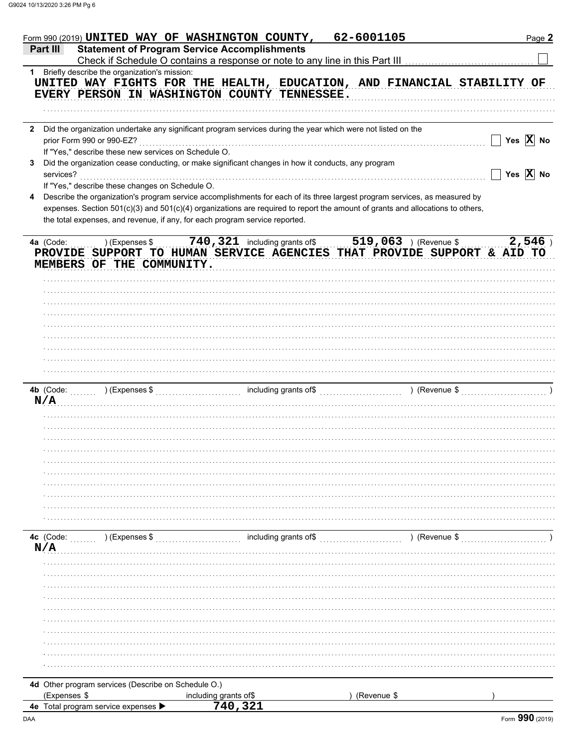Form 990 (2019) **UNITED WAY OF WASHINGTON COUNTY, 62-6001105** Page **2**

## Part III Statement of Program Service Accomplishments

Check if Schedule O contains a response or note to any line in this Part III ☐

**1** Briefly describe the organization's mission:

UNITED WAY FIGHTS FOR THE HEALTH, EDUCATION, AND FINANCIAL STABILITY OF EVERY PERSON IN WASHINGTON COUNTY TENNESSEE.

**2** Did the organization undertake any significant program services during the year which were not listed on the prior Form 990 or 990-EZ? ☐ Yes ☒ No

If "Yes," describe these new services on Schedule O.

**3** Did the organization cease conducting, or make significant changes in how it conducts, any program services? ☐ Yes ☒ No

If "Yes," describe these changes on Schedule O.

**4** Describe the organization's program service accomplishments for each of its three largest program services, as measured by expenses. Section 501(c)(3) and 501(c)(4) organizations are required to report the amount of grants and allocations to others, the total expenses, and revenue, if any, for each program service reported.

**4a** (Code: ) (Expenses $ 740,321 including grants of$ 519,063 ) (Revenue $ 2,546 )

PROVIDE SUPPORT TO HUMAN SERVICE AGENCIES THAT PROVIDE SUPPORT & AID TO MEMBERS OF THE COMMUNITY.

**4b** (Code: ) (Expenses $ including grants of$ ) (Revenue $ )

N/A

**4c** (Code: ) (Expenses $ including grants of$ ) (Revenue $ )

N/A

**4d** Other program services (Describe on Schedule O.)

(Expenses $ including grants of$ ) (Revenue $ )

**4e** Total program service expenses ▶ 740,321

Form **990** (2019)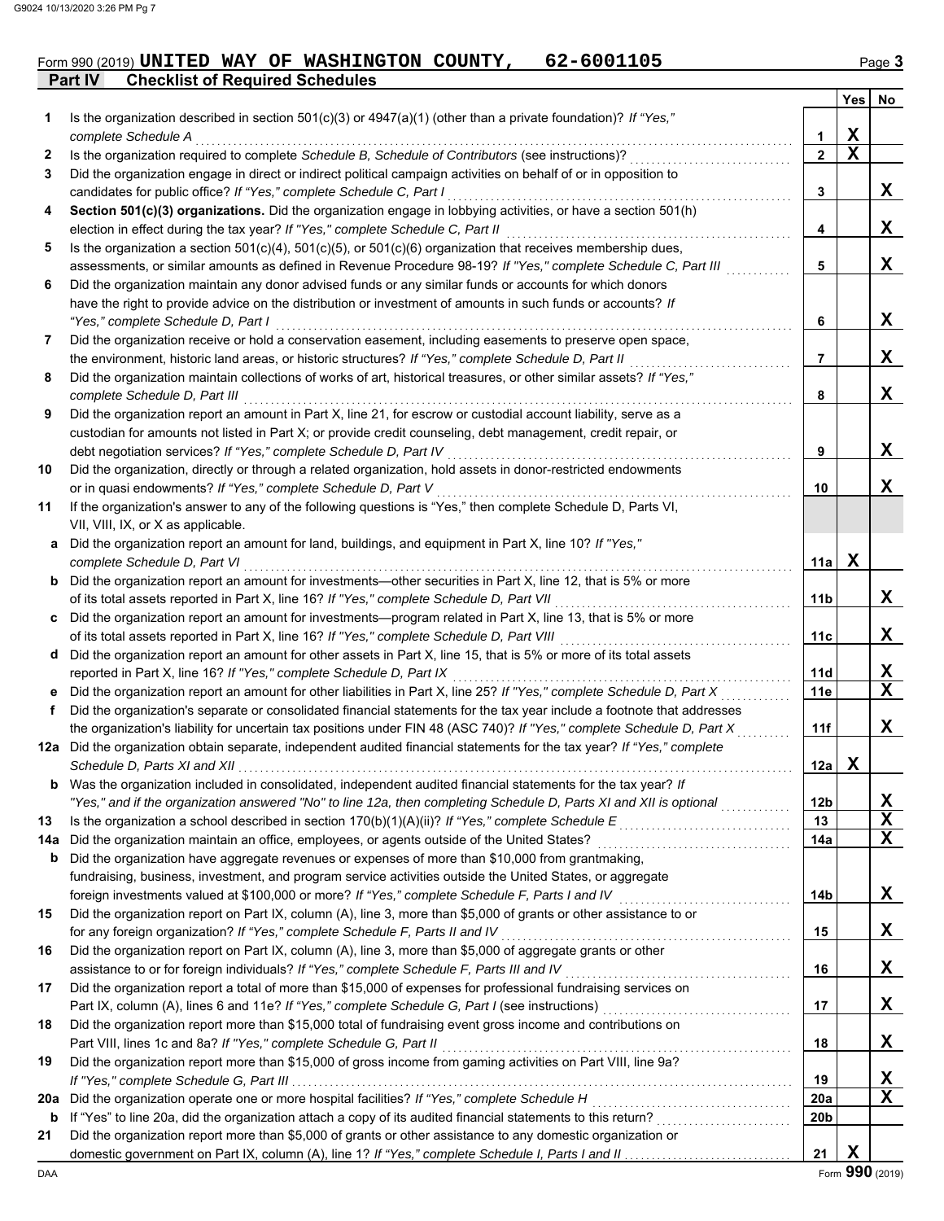Form 990 (2019) **UNITED WAY OF WASHINGTON COUNTY, 62-6001105** Page **3**

## Part IV Checklist of Required Schedules

| | | | Yes | No |
|---|---|---|---|---|
| **1** | Is the organization described in section 501(c)(3) or 4947(a)(1) (other than a private foundation)? *If "Yes," complete Schedule A* | 1 | X | |
| **2** | Is the organization required to complete *Schedule B, Schedule of Contributors* (see instructions)? | 2 | X | |
| **3** | Did the organization engage in direct or indirect political campaign activities on behalf of or in opposition to candidates for public office? *If "Yes," complete Schedule C, Part I* | 3 | | X |
| **4** | **Section 501(c)(3) organizations.** Did the organization engage in lobbying activities, or have a section 501(h) election in effect during the tax year? *If "Yes," complete Schedule C, Part II* | 4 | | X |
| **5** | Is the organization a section 501(c)(4), 501(c)(5), or 501(c)(6) organization that receives membership dues, assessments, or similar amounts as defined in Revenue Procedure 98-19? *If "Yes," complete Schedule C, Part III* | 5 | | X |
| **6** | Did the organization maintain any donor advised funds or any similar funds or accounts for which donors have the right to provide advice on the distribution or investment of amounts in such funds or accounts? *If "Yes," complete Schedule D, Part I* | 6 | | X |
| **7** | Did the organization receive or hold a conservation easement, including easements to preserve open space, the environment, historic land areas, or historic structures? *If "Yes," complete Schedule D, Part II* | 7 | | X |
| **8** | Did the organization maintain collections of works of art, historical treasures, or other similar assets? *If "Yes," complete Schedule D, Part III* | 8 | | X |
| **9** | Did the organization report an amount in Part X, line 21, for escrow or custodial account liability, serve as a custodian for amounts not listed in Part X; or provide credit counseling, debt management, credit repair, or debt negotiation services? *If "Yes," complete Schedule D, Part IV* | 9 | | X |
| **10** | Did the organization, directly or through a related organization, hold assets in donor-restricted endowments or in quasi endowments? *If "Yes," complete Schedule D, Part V* | 10 | | X |
| **11** | If the organization's answer to any of the following questions is "Yes," then complete Schedule D, Parts VI, VII, VIII, IX, or X as applicable. | | | |
| **a** | Did the organization report an amount for land, buildings, and equipment in Part X, line 10? *If "Yes," complete Schedule D, Part VI* | 11a | X | |
| **b** | Did the organization report an amount for investments—other securities in Part X, line 12, that is 5% or more of its total assets reported in Part X, line 16? *If "Yes," complete Schedule D, Part VII* | 11b | | X |
| **c** | Did the organization report an amount for investments—program related in Part X, line 13, that is 5% or more of its total assets reported in Part X, line 16? *If "Yes," complete Schedule D, Part VIII* | 11c | | X |
| **d** | Did the organization report an amount for other assets in Part X, line 15, that is 5% or more of its total assets reported in Part X, line 16? *If "Yes," complete Schedule D, Part IX* | 11d | | X |
| **e** | Did the organization report an amount for other liabilities in Part X, line 25? *If "Yes," complete Schedule D, Part X* | 11e | | X |
| **f** | Did the organization's separate or consolidated financial statements for the tax year include a footnote that addresses the organization's liability for uncertain tax positions under FIN 48 (ASC 740)? *If "Yes," complete Schedule D, Part X* | 11f | | X |
| **12a** | Did the organization obtain separate, independent audited financial statements for the tax year? *If "Yes," complete Schedule D, Parts XI and XII* | 12a | X | |
| **b** | Was the organization included in consolidated, independent audited financial statements for the tax year? *If "Yes," and if the organization answered "No" to line 12a, then completing Schedule D, Parts XI and XII is optional* | 12b | | X |
| **13** | Is the organization a school described in section 170(b)(1)(A)(ii)? *If "Yes," complete Schedule E* | 13 | | X |
| **14a** | Did the organization maintain an office, employees, or agents outside of the United States? | 14a | | X |
| **b** | Did the organization have aggregate revenues or expenses of more than $10,000 from grantmaking, fundraising, business, investment, and program service activities outside the United States, or aggregate foreign investments valued at $100,000 or more? *If "Yes," complete Schedule F, Parts I and IV* | 14b | | X |
| **15** | Did the organization report on Part IX, column (A), line 3, more than $5,000 of grants or other assistance to or for any foreign organization? *If "Yes," complete Schedule F, Parts II and IV* | 15 | | X |
| **16** | Did the organization report on Part IX, column (A), line 3, more than $5,000 of aggregate grants or other assistance to or for foreign individuals? *If "Yes," complete Schedule F, Parts III and IV* | 16 | | X |
| **17** | Did the organization report a total of more than $15,000 of expenses for professional fundraising services on Part IX, column (A), lines 6 and 11e? *If "Yes," complete Schedule G, Part I* (see instructions) | 17 | | X |
| **18** | Did the organization report more than $15,000 total of fundraising event gross income and contributions on Part VIII, lines 1c and 8a? *If "Yes," complete Schedule G, Part II* | 18 | | X |
| **19** | Did the organization report more than $15,000 of gross income from gaming activities on Part VIII, line 9a? *If "Yes," complete Schedule G, Part III* | 19 | | X |
| **20a** | Did the organization operate one or more hospital facilities? *If "Yes," complete Schedule H* | 20a | | X |
| **b** | If "Yes" to line 20a, did the organization attach a copy of its audited financial statements to this return? | 20b | | |
| **21** | Did the organization report more than $5,000 of grants or other assistance to any domestic organization or domestic government on Part IX, column (A), line 1? *If "Yes," complete Schedule I, Parts I and II* | 21 | X | |

DAA Form **990** (2019)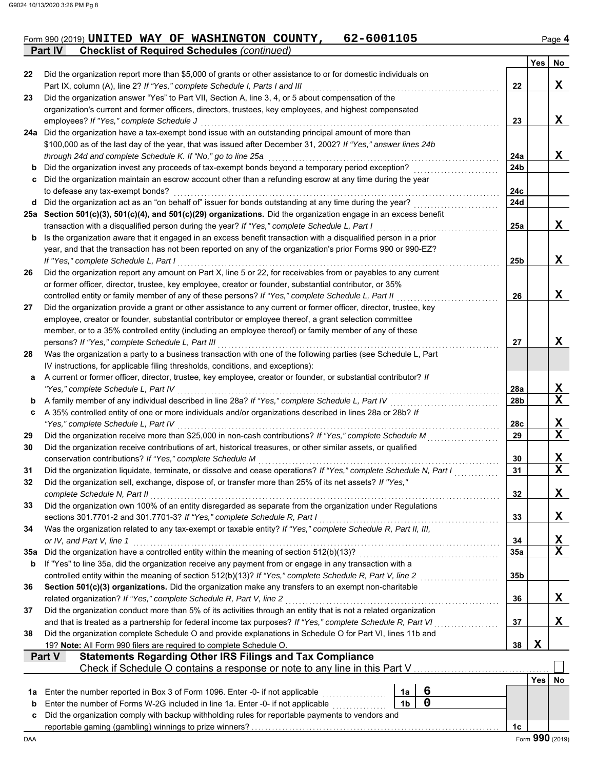Form 990 (2019) **UNITED WAY OF WASHINGTON COUNTY, 62-6001105** Page **4**

**Part IV Checklist of Required Schedules** *(continued)*

| | | | Yes | No |
|---|---|---|---|---|
| 22 | Did the organization report more than $5,000 of grants or other assistance to or for domestic individuals on Part IX, column (A), line 2? *If "Yes," complete Schedule I, Parts I and III* | 22 | | X |
| 23 | Did the organization answer "Yes" to Part VII, Section A, line 3, 4, or 5 about compensation of the organization's current and former officers, directors, trustees, key employees, and highest compensated employees? *If "Yes," complete Schedule J* | 23 | | X |
| 24a | Did the organization have a tax-exempt bond issue with an outstanding principal amount of more than $100,000 as of the last day of the year, that was issued after December 31, 2002? *If "Yes," answer lines 24b through 24d and complete Schedule K. If "No," go to line 25a* | 24a | | X |
| b | Did the organization invest any proceeds of tax-exempt bonds beyond a temporary period exception? | 24b | | |
| c | Did the organization maintain an escrow account other than a refunding escrow at any time during the year to defease any tax-exempt bonds? | 24c | | |
| d | Did the organization act as an "on behalf of" issuer for bonds outstanding at any time during the year? | 24d | | |
| 25a | **Section 501(c)(3), 501(c)(4), and 501(c)(29) organizations.** Did the organization engage in an excess benefit transaction with a disqualified person during the year? *If "Yes," complete Schedule L, Part I* | 25a | | X |
| b | Is the organization aware that it engaged in an excess benefit transaction with a disqualified person in a prior year, and that the transaction has not been reported on any of the organization's prior Forms 990 or 990-EZ? *If "Yes," complete Schedule L, Part I* | 25b | | X |
| 26 | Did the organization report any amount on Part X, line 5 or 22, for receivables from or payables to any current or former officer, director, trustee, key employee, creator or founder, substantial contributor, or 35% controlled entity or family member of any of these persons? *If "Yes," complete Schedule L, Part II* | 26 | | X |
| 27 | Did the organization provide a grant or other assistance to any current or former officer, director, trustee, key employee, creator or founder, substantial contributor or employee thereof, a grant selection committee member, or to a 35% controlled entity (including an employee thereof) or family member of any of these persons? *If "Yes," complete Schedule L, Part III* | 27 | | X |
| 28 | Was the organization a party to a business transaction with one of the following parties (see Schedule L, Part IV instructions, for applicable filing thresholds, conditions, and exceptions): | | | |
| a | A current or former officer, director, trustee, key employee, creator or founder, or substantial contributor? *If "Yes," complete Schedule L, Part IV* | 28a | | X |
| b | A family member of any individual described in line 28a? *If "Yes," complete Schedule L, Part IV* | 28b | | X |
| c | A 35% controlled entity of one or more individuals and/or organizations described in lines 28a or 28b? *If "Yes," complete Schedule L, Part IV* | 28c | | X |
| 29 | Did the organization receive more than $25,000 in non-cash contributions? *If "Yes," complete Schedule M* | 29 | | X |
| 30 | Did the organization receive contributions of art, historical treasures, or other similar assets, or qualified conservation contributions? *If "Yes," complete Schedule M* | 30 | | X |
| 31 | Did the organization liquidate, terminate, or dissolve and cease operations? *If "Yes," complete Schedule N, Part I* | 31 | | X |
| 32 | Did the organization sell, exchange, dispose of, or transfer more than 25% of its net assets? *If "Yes," complete Schedule N, Part II* | 32 | | X |
| 33 | Did the organization own 100% of an entity disregarded as separate from the organization under Regulations sections 301.7701-2 and 301.7701-3? *If "Yes," complete Schedule R, Part I* | 33 | | X |
| 34 | Was the organization related to any tax-exempt or taxable entity? *If "Yes," complete Schedule R, Part II, III, or IV, and Part V, line 1* | 34 | | X |
| 35a | Did the organization have a controlled entity within the meaning of section 512(b)(13)? | 35a | | X |
| b | If "Yes" to line 35a, did the organization receive any payment from or engage in any transaction with a controlled entity within the meaning of section 512(b)(13)? *If "Yes," complete Schedule R, Part V, line 2* | 35b | | |
| 36 | **Section 501(c)(3) organizations.** Did the organization make any transfers to an exempt non-charitable related organization? *If "Yes," complete Schedule R, Part V, line 2* | 36 | | X |
| 37 | Did the organization conduct more than 5% of its activities through an entity that is not a related organization and that is treated as a partnership for federal income tax purposes? *If "Yes," complete Schedule R, Part VI* | 37 | | X |
| 38 | Did the organization complete Schedule O and provide explanations in Schedule O for Part VI, lines 11b and 19? **Note:** All Form 990 filers are required to complete Schedule O. | 38 | X | |

**Part V Statements Regarding Other IRS Filings and Tax Compliance**

Check if Schedule O contains a response or note to any line in this Part V ☐

| | | | | | Yes | No |
|---|---|---|---|---|---|---|
| 1a | Enter the number reported in Box 3 of Form 1096. Enter -0- if not applicable | 1a | 6 | | | |
| b | Enter the number of Forms W-2G included in line 1a. Enter -0- if not applicable | 1b | 0 | | | |
| c | Did the organization comply with backup withholding rules for reportable payments to vendors and reportable gaming (gambling) winnings to prize winners? | | | 1c | | |

Form **990** (2019)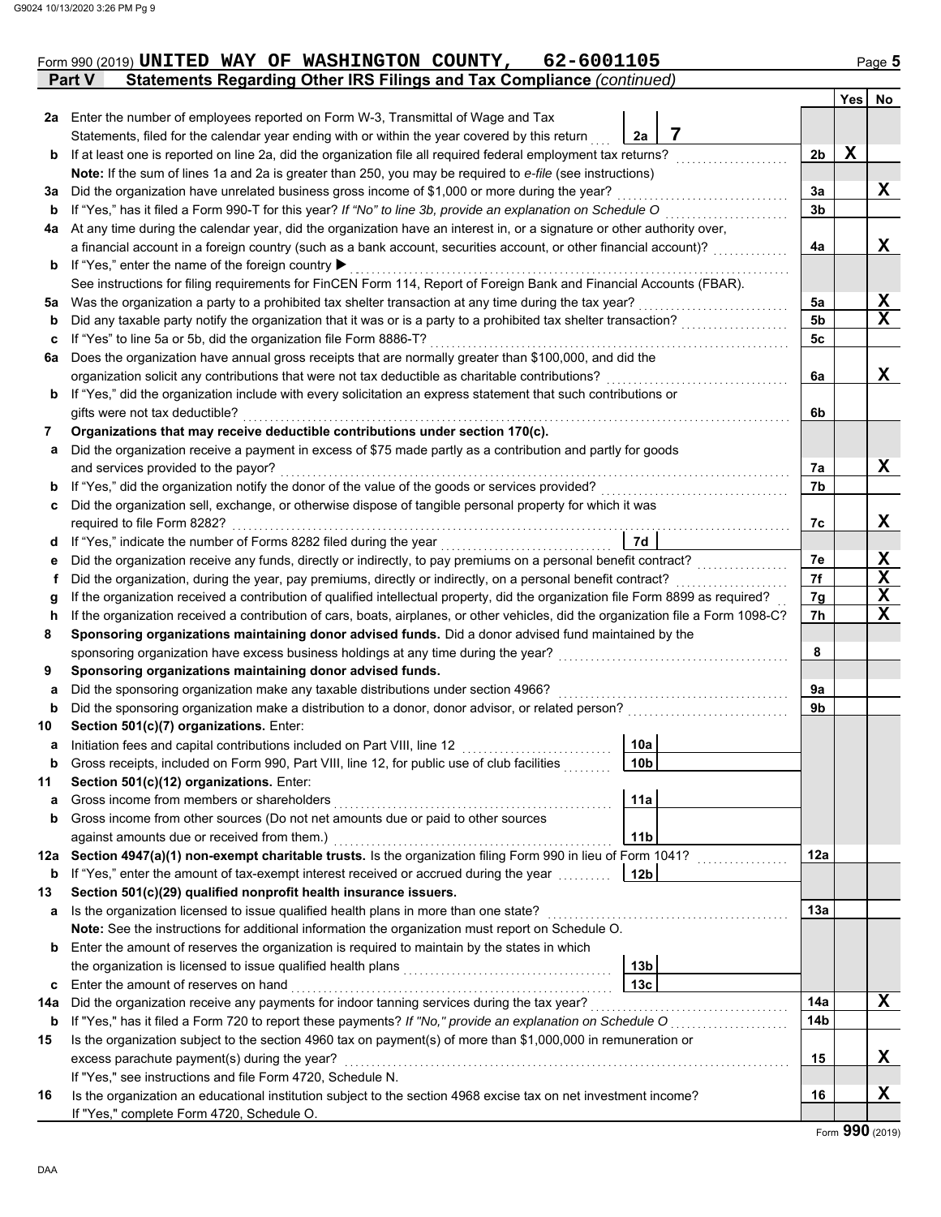Form 990 (2019) **UNITED WAY OF WASHINGTON COUNTY, 62-6001105** Page **5**

## Part V Statements Regarding Other IRS Filings and Tax Compliance *(continued)*

| | | | | Yes | No |
|---|---|---|---|---|---|
| **2a** | Enter the number of employees reported on Form W-3, Transmittal of Wage and Tax Statements, filed for the calendar year ending with or within the year covered by this return | 2a: **7** | | | |
| **b** | If at least one is reported on line 2a, did the organization file all required federal employment tax returns? | | 2b | X | |
| | **Note:** If the sum of lines 1a and 2a is greater than 250, you may be required to *e-file* (see instructions) | | | | |
| **3a** | Did the organization have unrelated business gross income of $1,000 or more during the year? | | 3a | | X |
| **b** | If "Yes," has it filed a Form 990-T for this year? *If "No" to line 3b, provide an explanation on Schedule O* | | 3b | | |
| **4a** | At any time during the calendar year, did the organization have an interest in, or a signature or other authority over, a financial account in a foreign country (such as a bank account, securities account, or other financial account)? | | 4a | | X |
| **b** | If "Yes," enter the name of the foreign country ▶ | | | | |
| | See instructions for filing requirements for FinCEN Form 114, Report of Foreign Bank and Financial Accounts (FBAR). | | | | |
| **5a** | Was the organization a party to a prohibited tax shelter transaction at any time during the tax year? | | 5a | | X |
| **b** | Did any taxable party notify the organization that it was or is a party to a prohibited tax shelter transaction? | | 5b | | X |
| **c** | If "Yes" to line 5a or 5b, did the organization file Form 8886-T? | | 5c | | |
| **6a** | Does the organization have annual gross receipts that are normally greater than $100,000, and did the organization solicit any contributions that were not tax deductible as charitable contributions? | | 6a | | X |
| **b** | If "Yes," did the organization include with every solicitation an express statement that such contributions or gifts were not tax deductible? | | 6b | | |
| **7** | **Organizations that may receive deductible contributions under section 170(c).** | | | | |
| **a** | Did the organization receive a payment in excess of $75 made partly as a contribution and partly for goods and services provided to the payor? | | 7a | | X |
| **b** | If "Yes," did the organization notify the donor of the value of the goods or services provided? | | 7b | | |
| **c** | Did the organization sell, exchange, or otherwise dispose of tangible personal property for which it was required to file Form 8282? | | 7c | | X |
| **d** | If "Yes," indicate the number of Forms 8282 filed during the year | 7d | | | |
| **e** | Did the organization receive any funds, directly or indirectly, to pay premiums on a personal benefit contract? | | 7e | | X |
| **f** | Did the organization, during the year, pay premiums, directly or indirectly, on a personal benefit contract? | | 7f | | X |
| **g** | If the organization received a contribution of qualified intellectual property, did the organization file Form 8899 as required? | | 7g | | X |
| **h** | If the organization received a contribution of cars, boats, airplanes, or other vehicles, did the organization file a Form 1098-C? | | 7h | | X |
| **8** | **Sponsoring organizations maintaining donor advised funds.** Did a donor advised fund maintained by the sponsoring organization have excess business holdings at any time during the year? | | 8 | | |
| **9** | **Sponsoring organizations maintaining donor advised funds.** | | | | |
| **a** | Did the sponsoring organization make any taxable distributions under section 4966? | | 9a | | |
| **b** | Did the sponsoring organization make a distribution to a donor, donor advisor, or related person? | | 9b | | |
| **10** | **Section 501(c)(7) organizations.** Enter: | | | | |
| **a** | Initiation fees and capital contributions included on Part VIII, line 12 | 10a | | | |
| **b** | Gross receipts, included on Form 990, Part VIII, line 12, for public use of club facilities | 10b | | | |
| **11** | **Section 501(c)(12) organizations.** Enter: | | | | |
| **a** | Gross income from members or shareholders | 11a | | | |
| **b** | Gross income from other sources (Do not net amounts due or paid to other sources against amounts due or received from them.) | 11b | | | |
| **12a** | **Section 4947(a)(1) non-exempt charitable trusts.** Is the organization filing Form 990 in lieu of Form 1041? | | 12a | | |
| **b** | If "Yes," enter the amount of tax-exempt interest received or accrued during the year | 12b | | | |
| **13** | **Section 501(c)(29) qualified nonprofit health insurance issuers.** | | | | |
| **a** | Is the organization licensed to issue qualified health plans in more than one state? | | 13a | | |
| | **Note:** See the instructions for additional information the organization must report on Schedule O. | | | | |
| **b** | Enter the amount of reserves the organization is required to maintain by the states in which the organization is licensed to issue qualified health plans | 13b | | | |
| **c** | Enter the amount of reserves on hand | 13c | | | |
| **14a** | Did the organization receive any payments for indoor tanning services during the tax year? | | 14a | | X |
| **b** | If "Yes," has it filed a Form 720 to report these payments? *If "No," provide an explanation on Schedule O* | | 14b | | |
| **15** | Is the organization subject to the section 4960 tax on payment(s) of more than $1,000,000 in remuneration or excess parachute payment(s) during the year? | | 15 | | X |
| | If "Yes," see instructions and file Form 4720, Schedule N. | | | | |
| **16** | Is the organization an educational institution subject to the section 4968 excise tax on net investment income? | | 16 | | X |
| | If "Yes," complete Form 4720, Schedule O. | | | | |

Form **990** (2019)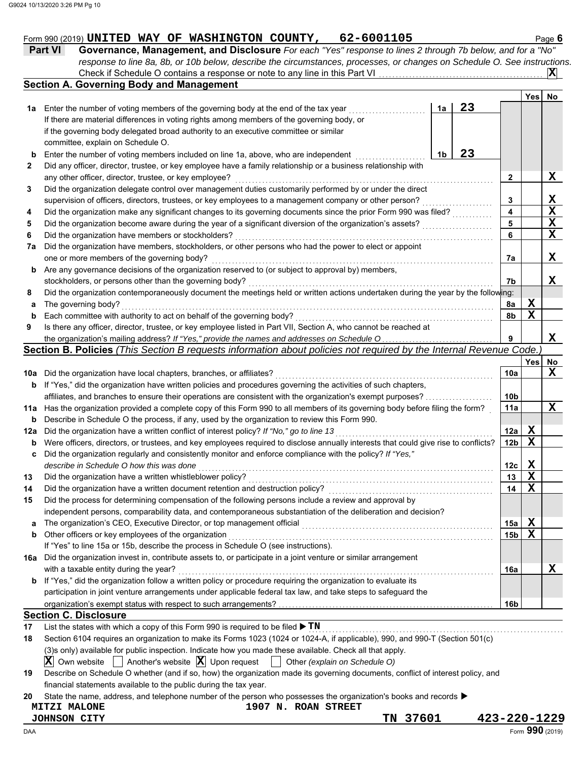Form 990 (2019) **UNITED WAY OF WASHINGTON COUNTY, 62-6001105** Page **6**

## Part VI Governance, Management, and Disclosure

*For each "Yes" response to lines 2 through 7b below, and for a "No" response to line 8a, 8b, or 10b below, describe the circumstances, processes, or changes on Schedule O. See instructions.*

Check if Schedule O contains a response or note to any line in this Part VI ..... **X**

### Section A. Governing Body and Management

| | | | Yes | No |
|---|---|---|---|---|
| **1a** | Enter the number of voting members of the governing body at the end of the tax year ..... **1a** **23** | | | |
| | If there are material differences in voting rights among members of the governing body, or if the governing body delegated broad authority to an executive committee or similar committee, explain on Schedule O. | | | |
| **b** | Enter the number of voting members included on line 1a, above, who are independent ..... **1b** **23** | | | |
| **2** | Did any officer, director, trustee, or key employee have a family relationship or a business relationship with any other officer, director, trustee, or key employee? | 2 | | X |
| **3** | Did the organization delegate control over management duties customarily performed by or under the direct supervision of officers, directors, trustees, or key employees to a management company or other person? | 3 | | X |
| **4** | Did the organization make any significant changes to its governing documents since the prior Form 990 was filed? | 4 | | X |
| **5** | Did the organization become aware during the year of a significant diversion of the organization's assets? | 5 | | X |
| **6** | Did the organization have members or stockholders? | 6 | | X |
| **7a** | Did the organization have members, stockholders, or other persons who had the power to elect or appoint one or more members of the governing body? | 7a | | X |
| **b** | Are any governance decisions of the organization reserved to (or subject to approval by) members, stockholders, or persons other than the governing body? | 7b | | X |
| **8** | Did the organization contemporaneously document the meetings held or written actions undertaken during the year by the following: | | | |
| **a** | The governing body? | 8a | X | |
| **b** | Each committee with authority to act on behalf of the governing body? | 8b | X | |
| **9** | Is there any officer, director, trustee, or key employee listed in Part VII, Section A, who cannot be reached at the organization's mailing address? *If "Yes," provide the names and addresses on Schedule O* | 9 | | X |

### Section B. Policies *(This Section B requests information about policies not required by the Internal Revenue Code.)*

| | | | Yes | No |
|---|---|---|---|---|
| **10a** | Did the organization have local chapters, branches, or affiliates? | 10a | | X |
| **b** | If "Yes," did the organization have written policies and procedures governing the activities of such chapters, affiliates, and branches to ensure their operations are consistent with the organization's exempt purposes? | 10b | | |
| **11a** | Has the organization provided a complete copy of this Form 990 to all members of its governing body before filing the form? | 11a | | X |
| **b** | Describe in Schedule O the process, if any, used by the organization to review this Form 990. | | | |
| **12a** | Did the organization have a written conflict of interest policy? *If "No," go to line 13* | 12a | X | |
| **b** | Were officers, directors, or trustees, and key employees required to disclose annually interests that could give rise to conflicts? | 12b | X | |
| **c** | Did the organization regularly and consistently monitor and enforce compliance with the policy? *If "Yes," describe in Schedule O how this was done* | 12c | X | |
| **13** | Did the organization have a written whistleblower policy? | 13 | X | |
| **14** | Did the organization have a written document retention and destruction policy? | 14 | X | |
| **15** | Did the process for determining compensation of the following persons include a review and approval by independent persons, comparability data, and contemporaneous substantiation of the deliberation and decision? | | | |
| **a** | The organization's CEO, Executive Director, or top management official | 15a | X | |
| **b** | Other officers or key employees of the organization | 15b | X | |
| | If "Yes" to line 15a or 15b, describe the process in Schedule O (see instructions). | | | |
| **16a** | Did the organization invest in, contribute assets to, or participate in a joint venture or similar arrangement with a taxable entity during the year? | 16a | | X |
| **b** | If "Yes," did the organization follow a written policy or procedure requiring the organization to evaluate its participation in joint venture arrangements under applicable federal tax law, and take steps to safeguard the organization's exempt status with respect to such arrangements? | 16b | | |

### Section C. Disclosure

**17** List the states with which a copy of this Form 990 is required to be filed ▶ **TN**

**18** Section 6104 requires an organization to make its Forms 1023 (1024 or 1024-A, if applicable), 990, and 990-T (Section 501(c)(3)s only) available for public inspection. Indicate how you made these available. Check all that apply.

- [X] Own website
- [ ] Another's website
- [X] Upon request
- [ ] Other *(explain on Schedule O)*

**19** Describe on Schedule O whether (and if so, how) the organization made its governing documents, conflict of interest policy, and financial statements available to the public during the tax year.

**20** State the name, address, and telephone number of the person who possesses the organization's books and records ▶

**MITZI MALONE** **1907 N. ROAN STREET**
**JOHNSON CITY** **TN 37601** **423-220-1229**

Form **990** (2019)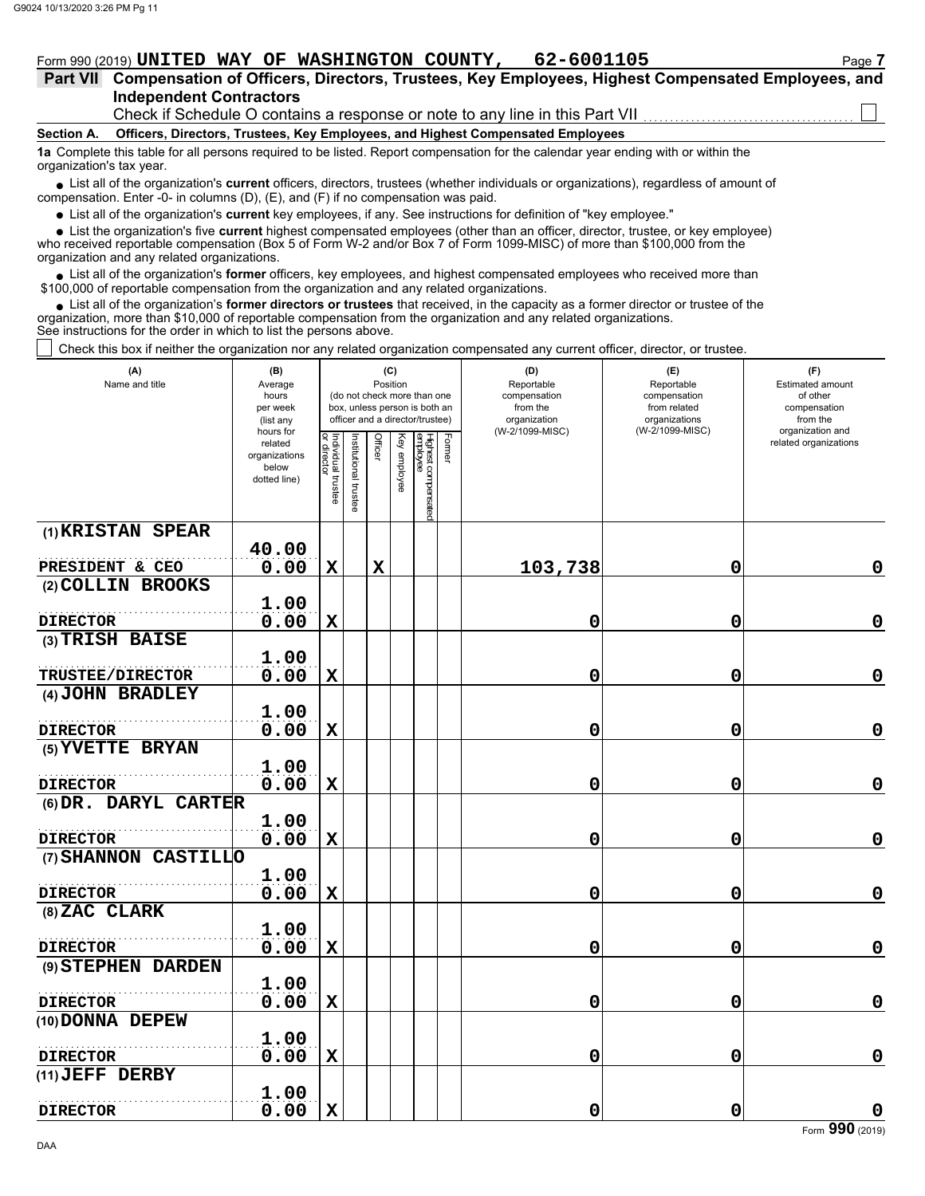Form 990 (2019) **UNITED WAY OF WASHINGTON COUNTY, 62-6001105** Page **7**

## Part VII Compensation of Officers, Directors, Trustees, Key Employees, Highest Compensated Employees, and Independent Contractors

Check if Schedule O contains a response or note to any line in this Part VII ☐

### Section A. Officers, Directors, Trustees, Key Employees, and Highest Compensated Employees

**1a** Complete this table for all persons required to be listed. Report compensation for the calendar year ending with or within the organization's tax year.

- List all of the organization's **current** officers, directors, trustees (whether individuals or organizations), regardless of amount of compensation. Enter -0- in columns (D), (E), and (F) if no compensation was paid.
- List all of the organization's **current** key employees, if any. See instructions for definition of "key employee."
- List the organization's five **current** highest compensated employees (other than an officer, director, trustee, or key employee) who received reportable compensation (Box 5 of Form W-2 and/or Box 7 of Form 1099-MISC) of more than $100,000 from the organization and any related organizations.
- List all of the organization's **former** officers, key employees, and highest compensated employees who received more than $100,000 of reportable compensation from the organization and any related organizations.
- List all of the organization's **former directors or trustees** that received, in the capacity as a former director or trustee of the organization, more than $10,000 of reportable compensation from the organization and any related organizations.

See instructions for the order in which to list the persons above.

☐ Check this box if neither the organization nor any related organization compensated any current officer, director, or trustee.

| (A) Name and title | (B) Average hours per week (list any hours for related organizations below dotted line) | (C) Position: Individual trustee or director | Institutional trustee | Officer | Key employee | Highest compensated employee | Former | (D) Reportable compensation from the organization (W-2/1099-MISC) | (E) Reportable compensation from related organizations (W-2/1099-MISC) | (F) Estimated amount of other compensation from the organization and related organizations |
|---|---|---|---|---|---|---|---|---|---|---|
| (1) **KRISTAN SPEAR** PRESIDENT & CEO | 40.00 / 0.00 | X | | X | | | | 103,738 | 0 | 0 |
| (2) **COLLIN BROOKS** DIRECTOR | 1.00 / 0.00 | X | | | | | | 0 | 0 | 0 |
| (3) **TRISH BAISE** TRUSTEE/DIRECTOR | 1.00 / 0.00 | X | | | | | | 0 | 0 | 0 |
| (4) **JOHN BRADLEY** DIRECTOR | 1.00 / 0.00 | X | | | | | | 0 | 0 | 0 |
| (5) **YVETTE BRYAN** DIRECTOR | 1.00 / 0.00 | X | | | | | | 0 | 0 | 0 |
| (6) **DR. DARYL CARTER** DIRECTOR | 1.00 / 0.00 | X | | | | | | 0 | 0 | 0 |
| (7) **SHANNON CASTILLO** DIRECTOR | 1.00 / 0.00 | X | | | | | | 0 | 0 | 0 |
| (8) **ZAC CLARK** DIRECTOR | 1.00 / 0.00 | X | | | | | | 0 | 0 | 0 |
| (9) **STEPHEN DARDEN** DIRECTOR | 1.00 / 0.00 | X | | | | | | 0 | 0 | 0 |
| (10) **DONNA DEPEW** DIRECTOR | 1.00 / 0.00 | X | | | | | | 0 | 0 | 0 |
| (11) **JEFF DERBY** DIRECTOR | 1.00 / 0.00 | X | | | | | | 0 | 0 | 0 |

Form **990** (2019)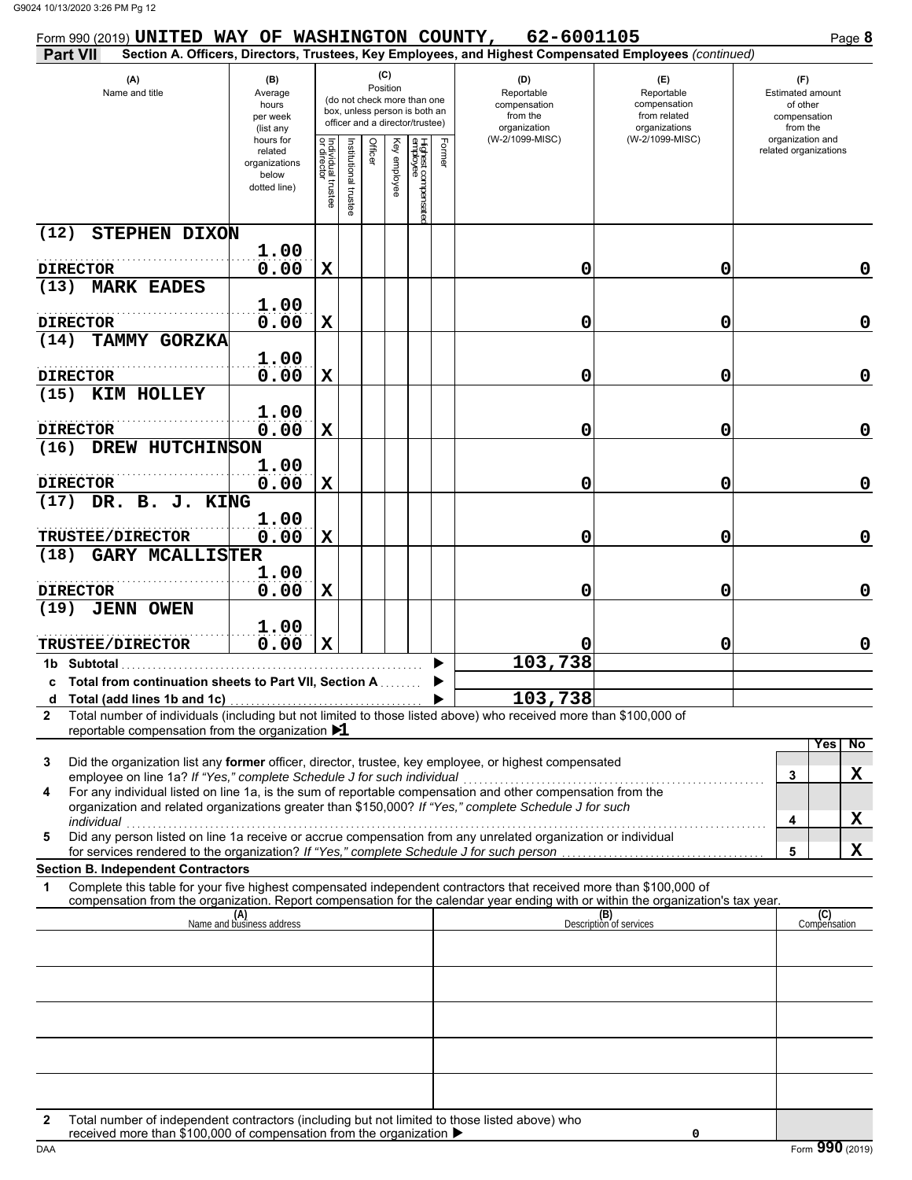Form 990 (2019) **UNITED WAY OF WASHINGTON COUNTY, 62-6001105** Page **8**

**Part VII Section A. Officers, Directors, Trustees, Key Employees, and Highest Compensated Employees** *(continued)*

| (A) Name and title | (B) Average hours per week (list any hours for related organizations below dotted line) | (C) Position: Individual trustee or director | Institutional trustee | Officer | Key employee | Highest compensated employee | Former | (D) Reportable compensation from the organization (W-2/1099-MISC) | (E) Reportable compensation from related organizations (W-2/1099-MISC) | (F) Estimated amount of other compensation from the organization and related organizations |
|---|---|---|---|---|---|---|---|---|---|---|
| (12) STEPHEN DIXON<br>DIRECTOR | 1.00<br>0.00 | X | | | | | | 0 | 0 | 0 |
| (13) MARK EADES<br>DIRECTOR | 1.00<br>0.00 | X | | | | | | 0 | 0 | 0 |
| (14) TAMMY GORZKA<br>DIRECTOR | 1.00<br>0.00 | X | | | | | | 0 | 0 | 0 |
| (15) KIM HOLLEY<br>DIRECTOR | 1.00<br>0.00 | X | | | | | | 0 | 0 | 0 |
| (16) DREW HUTCHINSON<br>DIRECTOR | 1.00<br>0.00 | X | | | | | | 0 | 0 | 0 |
| (17) DR. B. J. KING<br>TRUSTEE/DIRECTOR | 1.00<br>0.00 | X | | | | | | 0 | 0 | 0 |
| (18) GARY MCALLISTER<br>DIRECTOR | 1.00<br>0.00 | X | | | | | | 0 | 0 | 0 |
| (19) JENN OWEN<br>TRUSTEE/DIRECTOR | 1.00<br>0.00 | X | | | | | | 0 | 0 | 0 |
| **1b Subtotal** | | | | | | | | 103,738 | | |
| **c Total from continuation sheets to Part VII, Section A** | | | | | | | | | | |
| **d Total (add lines 1b and 1c)** | | | | | | | | 103,738 | | |

**2** Total number of individuals (including but not limited to those listed above) who received more than $100,000 of reportable compensation from the organization ▶1

| | | | Yes | No |
|---|---|---|---|---|
| **3** | Did the organization list any **former** officer, director, trustee, key employee, or highest compensated employee on line 1a? *If "Yes," complete Schedule J for such individual* | 3 | | X |
| **4** | For any individual listed on line 1a, is the sum of reportable compensation and other compensation from the organization and related organizations greater than $150,000? *If "Yes," complete Schedule J for such individual* | 4 | | X |
| **5** | Did any person listed on line 1a receive or accrue compensation from any unrelated organization or individual for services rendered to the organization? *If "Yes," complete Schedule J for such person* | 5 | | X |

**Section B. Independent Contractors**

**1** Complete this table for your five highest compensated independent contractors that received more than $100,000 of compensation from the organization. Report compensation for the calendar year ending with or within the organization's tax year.

| (A) Name and business address | (B) Description of services | (C) Compensation |
|---|---|---|
| | | |
| | | |
| | | |
| | | |
| | | |

**2** Total number of independent contractors (including but not limited to those listed above) who received more than $100,000 of compensation from the organization ▶ 0

Form **990** (2019)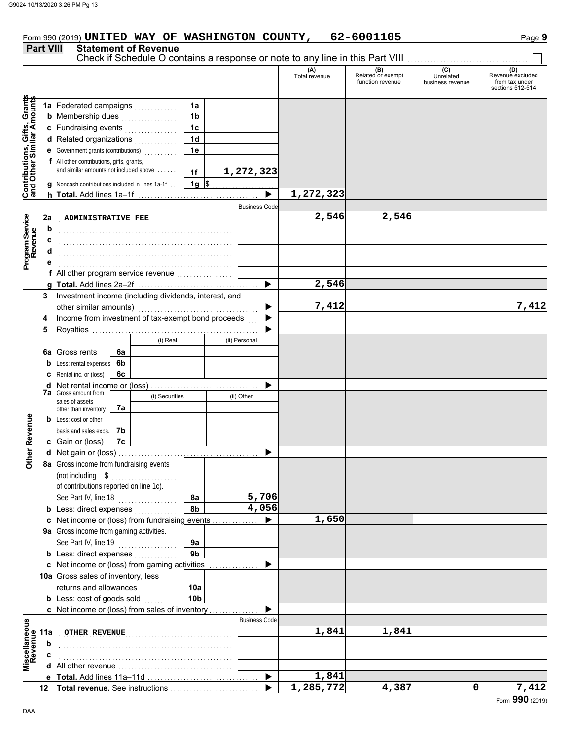Form 990 (2019) **UNITED WAY OF WASHINGTON COUNTY, 62-6001105** Page **9**

## Part VIII Statement of Revenue

Check if Schedule O contains a response or note to any line in this Part VIII ☐

| | | | | (A) Total revenue | (B) Related or exempt function revenue | (C) Unrelated business revenue | (D) Revenue excluded from tax under sections 512-514 |
|---|---|---|---|---|---|---|---|
| **Contributions, Gifts, Grants and Other Similar Amounts** | 1a Federated campaigns | 1a | | | | | |
| | b Membership dues | 1b | | | | | |
| | c Fundraising events | 1c | | | | | |
| | d Related organizations | 1d | | | | | |
| | e Government grants (contributions) | 1e | | | | | |
| | f All other contributions, gifts, grants, and similar amounts not included above | 1f | 1,272,323 | | | | |
| | g Noncash contributions included in lines 1a-1f | 1g | $ | | | | |
| | h **Total.** Add lines 1a–1f | | ▶ | 1,272,323 | | | |
| **Program Service Revenue** | | | Business Code | | | | |
| | 2a ADMINISTRATIVE FEE | | | 2,546 | 2,546 | | |
| | b | | | | | | |
| | c | | | | | | |
| | d | | | | | | |
| | e | | | | | | |
| | f All other program service revenue | | | | | | |
| | g **Total.** Add lines 2a–2f | | ▶ | 2,546 | | | |
| **Other Revenue** | 3 Investment income (including dividends, interest, and other similar amounts) | | ▶ | 7,412 | | | 7,412 |
| | 4 Income from investment of tax-exempt bond proceeds | | ▶ | | | | |
| | 5 Royalties | | ▶ | | | | |
| | | (i) Real | (ii) Personal | | | | |
| | 6a Gross rents | 6a | | | | | |
| | b Less: rental expenses | 6b | | | | | |
| | c Rental inc. or (loss) | 6c | | | | | |
| | d Net rental income or (loss) | | ▶ | | | | |
| | 7a Gross amount from sales of assets other than inventory | (i) Securities 7a | (ii) Other | | | | |
| | b Less: cost or other basis and sales exps. | 7b | | | | | |
| | c Gain or (loss) | 7c | | | | | |
| | d Net gain or (loss) | | ▶ | | | | |
| | 8a Gross income from fundraising events (not including $ of contributions reported on line 1c). See Part IV, line 18 | 8a | 5,706 | | | | |
| | b Less: direct expenses | 8b | 4,056 | | | | |
| | c Net income or (loss) from fundraising events | | ▶ | 1,650 | | | |
| | 9a Gross income from gaming activities. See Part IV, line 19 | 9a | | | | | |
| | b Less: direct expenses | 9b | | | | | |
| | c Net income or (loss) from gaming activities | | ▶ | | | | |
| | 10a Gross sales of inventory, less returns and allowances | 10a | | | | | |
| | b Less: cost of goods sold | 10b | | | | | |
| | c Net income or (loss) from sales of inventory | | ▶ | | | | |
| **Miscellaneous Revenue** | | | Business Code | | | | |
| | 11a OTHER REVENUE | | | 1,841 | 1,841 | | |
| | b | | | | | | |
| | c | | | | | | |
| | d All other revenue | | | | | | |
| | e **Total.** Add lines 11a–11d | | ▶ | 1,841 | | | |
| | 12 **Total revenue.** See instructions | | ▶ | 1,285,772 | 4,387 | 0 | 7,412 |

Form **990** (2019)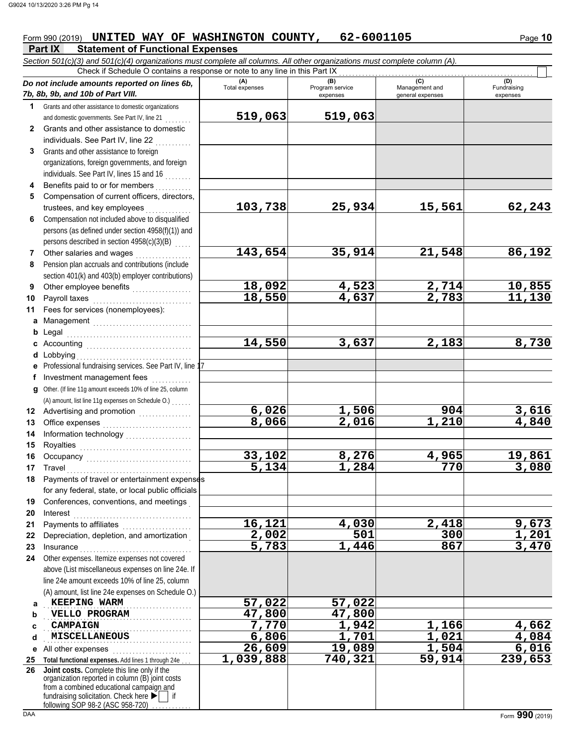Form 990 (2019) **UNITED WAY OF WASHINGTON COUNTY, 62-6001105** Page **10**

## Part IX Statement of Functional Expenses

*Section 501(c)(3) and 501(c)(4) organizations must complete all columns. All other organizations must complete column (A).*

Check if Schedule O contains a response or note to any line in this Part IX ☐

| | *Do not include amounts reported on lines 6b, 7b, 8b, 9b, and 10b of Part VIII.* | (A) Total expenses | (B) Program service expenses | (C) Management and general expenses | (D) Fundraising expenses |
|---|---|---|---|---|---|
| 1 | Grants and other assistance to domestic organizations and domestic governments. See Part IV, line 21 | 519,063 | 519,063 | | |
| 2 | Grants and other assistance to domestic individuals. See Part IV, line 22 | | | | |
| 3 | Grants and other assistance to foreign organizations, foreign governments, and foreign individuals. See Part IV, lines 15 and 16 | | | | |
| 4 | Benefits paid to or for members | | | | |
| 5 | Compensation of current officers, directors, trustees, and key employees | 103,738 | 25,934 | 15,561 | 62,243 |
| 6 | Compensation not included above to disqualified persons (as defined under section 4958(f)(1)) and persons described in section 4958(c)(3)(B) | | | | |
| 7 | Other salaries and wages | 143,654 | 35,914 | 21,548 | 86,192 |
| 8 | Pension plan accruals and contributions (include section 401(k) and 403(b) employer contributions) | | | | |
| 9 | Other employee benefits | 18,092 | 4,523 | 2,714 | 10,855 |
| 10 | Payroll taxes | 18,550 | 4,637 | 2,783 | 11,130 |
| 11 | Fees for services (nonemployees): | | | | |
| a | Management | | | | |
| b | Legal | | | | |
| c | Accounting | 14,550 | 3,637 | 2,183 | 8,730 |
| d | Lobbying | | | | |
| e | Professional fundraising services. See Part IV, line 17 | | | | |
| f | Investment management fees | | | | |
| g | Other. (If line 11g amount exceeds 10% of line 25, column (A) amount, list line 11g expenses on Schedule O.) | | | | |
| 12 | Advertising and promotion | 6,026 | 1,506 | 904 | 3,616 |
| 13 | Office expenses | 8,066 | 2,016 | 1,210 | 4,840 |
| 14 | Information technology | | | | |
| 15 | Royalties | | | | |
| 16 | Occupancy | 33,102 | 8,276 | 4,965 | 19,861 |
| 17 | Travel | 5,134 | 1,284 | 770 | 3,080 |
| 18 | Payments of travel or entertainment expenses for any federal, state, or local public officials | | | | |
| 19 | Conferences, conventions, and meetings | | | | |
| 20 | Interest | | | | |
| 21 | Payments to affiliates | 16,121 | 4,030 | 2,418 | 9,673 |
| 22 | Depreciation, depletion, and amortization | 2,002 | 501 | 300 | 1,201 |
| 23 | Insurance | 5,783 | 1,446 | 867 | 3,470 |
| 24 | Other expenses. Itemize expenses not covered above (List miscellaneous expenses on line 24e. If line 24e amount exceeds 10% of line 25, column (A) amount, list line 24e expenses on Schedule O.) | | | | |
| a | KEEPING WARM | 57,022 | 57,022 | | |
| b | VELLO PROGRAM | 47,800 | 47,800 | | |
| c | CAMPAIGN | 7,770 | 1,942 | 1,166 | 4,662 |
| d | MISCELLANEOUS | 6,806 | 1,701 | 1,021 | 4,084 |
| e | All other expenses | 26,609 | 19,089 | 1,504 | 6,016 |
| 25 | **Total functional expenses.** Add lines 1 through 24e | 1,039,888 | 740,321 | 59,914 | 239,653 |
| 26 | **Joint costs.** Complete this line only if the organization reported in column (B) joint costs from a combined educational campaign and fundraising solicitation. Check here ☐ if following SOP 98-2 (ASC 958-720) | | | | |

Form **990** (2019)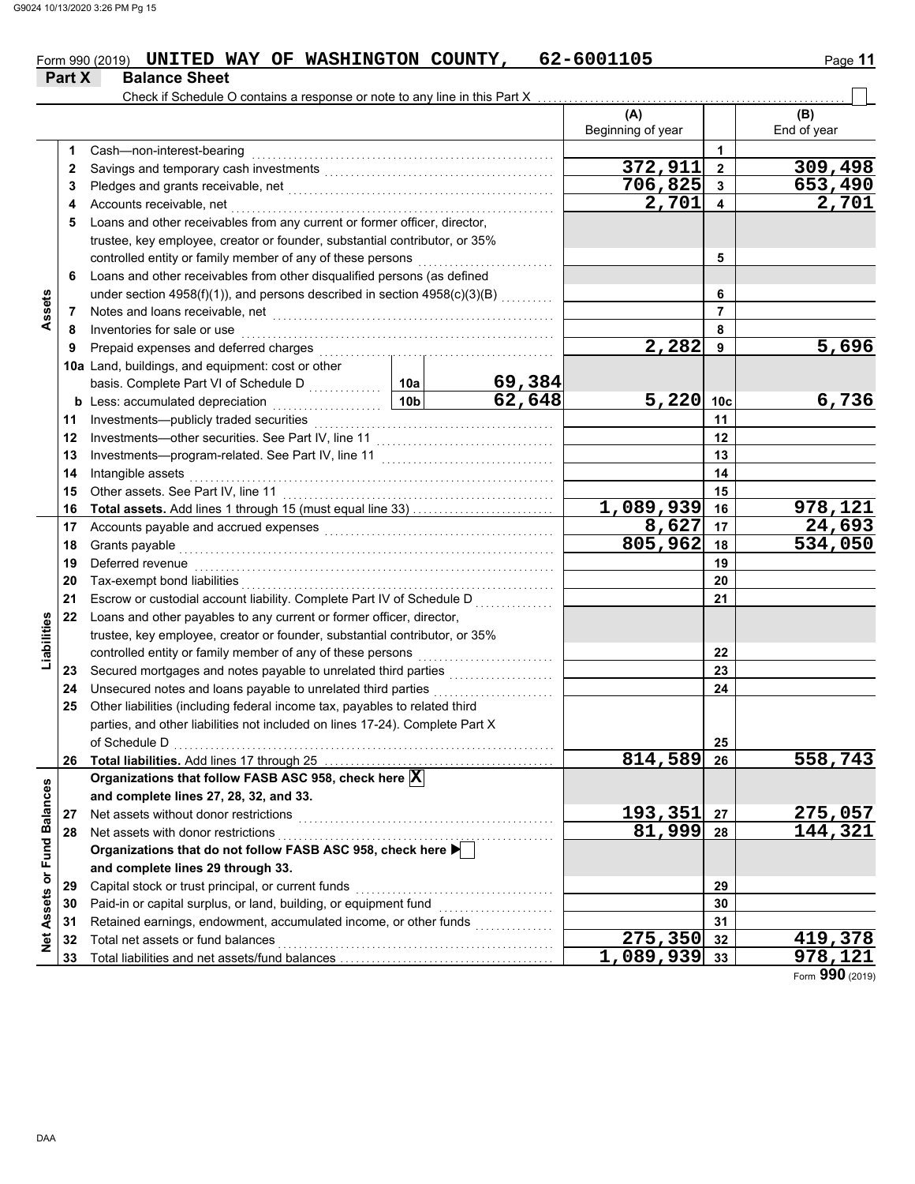Form 990 (2019) **UNITED WAY OF WASHINGTON COUNTY, 62-6001105** Page **11**

**Part X Balance Sheet**

Check if Schedule O contains a response or note to any line in this Part X . . . . . . ☐

| | | | | (A) Beginning of year | | (B) End of year |
|---|---|---|---|---|---|---|
| **Assets** | 1 | Cash—non-interest-bearing | | | 1 | |
| | 2 | Savings and temporary cash investments | | 372,911 | 2 | 309,498 |
| | 3 | Pledges and grants receivable, net | | 706,825 | 3 | 653,490 |
| | 4 | Accounts receivable, net | | 2,701 | 4 | 2,701 |
| | 5 | Loans and other receivables from any current or former officer, director, trustee, key employee, creator or founder, substantial contributor, or 35% controlled entity or family member of any of these persons | | | 5 | |
| | 6 | Loans and other receivables from other disqualified persons (as defined under section 4958(f)(1)), and persons described in section 4958(c)(3)(B) | | | 6 | |
| | 7 | Notes and loans receivable, net | | | 7 | |
| | 8 | Inventories for sale or use | | | 8 | |
| | 9 | Prepaid expenses and deferred charges | | 2,282 | 9 | 5,696 |
| | 10a | Land, buildings, and equipment: cost or other basis. Complete Part VI of Schedule D | 10a 69,384 | | | |
| | b | Less: accumulated depreciation | 10b 62,648 | 5,220 | 10c | 6,736 |
| | 11 | Investments—publicly traded securities | | | 11 | |
| | 12 | Investments—other securities. See Part IV, line 11 | | | 12 | |
| | 13 | Investments—program-related. See Part IV, line 11 | | | 13 | |
| | 14 | Intangible assets | | | 14 | |
| | 15 | Other assets. See Part IV, line 11 | | | 15 | |
| | 16 | **Total assets.** Add lines 1 through 15 (must equal line 33) | | 1,089,939 | 16 | 978,121 |
| **Liabilities** | 17 | Accounts payable and accrued expenses | | 8,627 | 17 | 24,693 |
| | 18 | Grants payable | | 805,962 | 18 | 534,050 |
| | 19 | Deferred revenue | | | 19 | |
| | 20 | Tax-exempt bond liabilities | | | 20 | |
| | 21 | Escrow or custodial account liability. Complete Part IV of Schedule D | | | 21 | |
| | 22 | Loans and other payables to any current or former officer, director, trustee, key employee, creator or founder, substantial contributor, or 35% controlled entity or family member of any of these persons | | | 22 | |
| | 23 | Secured mortgages and notes payable to unrelated third parties | | | 23 | |
| | 24 | Unsecured notes and loans payable to unrelated third parties | | | 24 | |
| | 25 | Other liabilities (including federal income tax, payables to related third parties, and other liabilities not included on lines 17-24). Complete Part X of Schedule D | | | 25 | |
| | 26 | **Total liabilities.** Add lines 17 through 25 | | 814,589 | 26 | 558,743 |
| **Net Assets or Fund Balances** | | **Organizations that follow FASB ASC 958, check here** ☒ **and complete lines 27, 28, 32, and 33.** | | | | |
| | 27 | Net assets without donor restrictions | | 193,351 | 27 | 275,057 |
| | 28 | Net assets with donor restrictions | | 81,999 | 28 | 144,321 |
| | | **Organizations that do not follow FASB ASC 958, check here** ☐ **and complete lines 29 through 33.** | | | | |
| | 29 | Capital stock or trust principal, or current funds | | | 29 | |
| | 30 | Paid-in or capital surplus, or land, building, or equipment fund | | | 30 | |
| | 31 | Retained earnings, endowment, accumulated income, or other funds | | | 31 | |
| | 32 | Total net assets or fund balances | | 275,350 | 32 | 419,378 |
| | 33 | Total liabilities and net assets/fund balances | | 1,089,939 | 33 | 978,121 |

Form **990** (2019)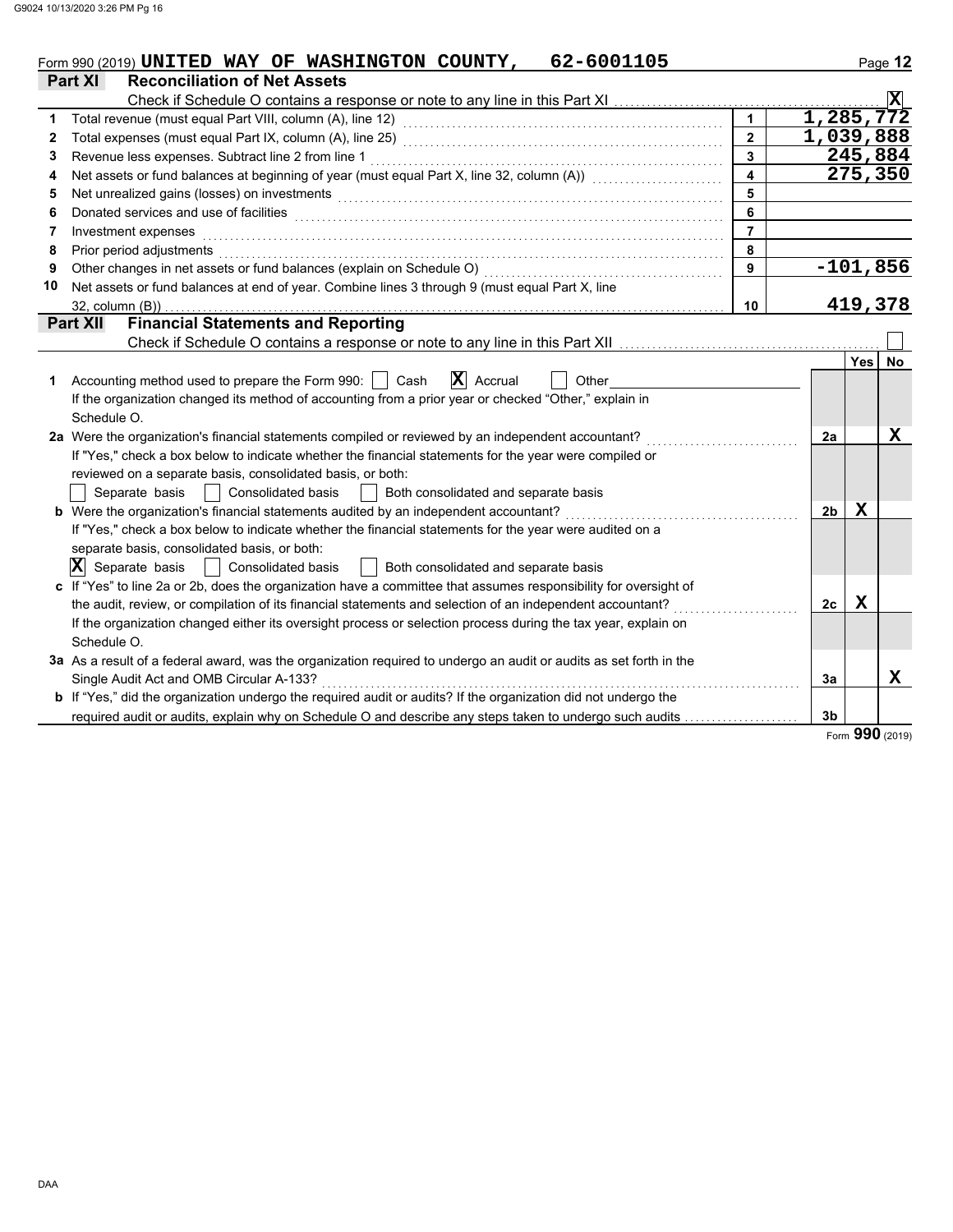Form 990 (2019) **UNITED WAY OF WASHINGTON COUNTY, 62-6001105** Page **12**

## Part XI Reconciliation of Net Assets

Check if Schedule O contains a response or note to any line in this Part XI . . . . . . . . . . . . . . . . . . . . . . . . . . . . . . . . . . . . . . . . . . . . **[X]**

| | | | |
|---|---|---|---|
| 1 | Total revenue (must equal Part VIII, column (A), line 12) | 1 | 1,285,772 |
| 2 | Total expenses (must equal Part IX, column (A), line 25) | 2 | 1,039,888 |
| 3 | Revenue less expenses. Subtract line 2 from line 1 | 3 | 245,884 |
| 4 | Net assets or fund balances at beginning of year (must equal Part X, line 32, column (A)) | 4 | 275,350 |
| 5 | Net unrealized gains (losses) on investments | 5 | |
| 6 | Donated services and use of facilities | 6 | |
| 7 | Investment expenses | 7 | |
| 8 | Prior period adjustments | 8 | |
| 9 | Other changes in net assets or fund balances (explain on Schedule O) | 9 | -101,856 |
| 10 | Net assets or fund balances at end of year. Combine lines 3 through 9 (must equal Part X, line 32, column (B)) | 10 | 419,378 |

## Part XII Financial Statements and Reporting

Check if Schedule O contains a response or note to any line in this Part XII . . . . . . . . . . . . . . . . . . . . . . . . . . . . . . . . . . . . . . . . . . . . [ ]

| | | | Yes | No |
|---|---|---|---|---|
| 1 | Accounting method used to prepare the Form 990: [ ] Cash **[X]** Accrual [ ] Other ______<br>If the organization changed its method of accounting from a prior year or checked "Other," explain in Schedule O. | | | |
| 2a | Were the organization's financial statements compiled or reviewed by an independent accountant?<br>If "Yes," check a box below to indicate whether the financial statements for the year were compiled or reviewed on a separate basis, consolidated basis, or both:<br>[ ] Separate basis [ ] Consolidated basis [ ] Both consolidated and separate basis | 2a | | X |
| b | Were the organization's financial statements audited by an independent accountant?<br>If "Yes," check a box below to indicate whether the financial statements for the year were audited on a separate basis, consolidated basis, or both:<br>**[X]** Separate basis [ ] Consolidated basis [ ] Both consolidated and separate basis | 2b | X | |
| c | If "Yes" to line 2a or 2b, does the organization have a committee that assumes responsibility for oversight of the audit, review, or compilation of its financial statements and selection of an independent accountant?<br>If the organization changed either its oversight process or selection process during the tax year, explain on Schedule O. | 2c | X | |
| 3a | As a result of a federal award, was the organization required to undergo an audit or audits as set forth in the Single Audit Act and OMB Circular A-133? | 3a | | X |
| b | If "Yes," did the organization undergo the required audit or audits? If the organization did not undergo the required audit or audits, explain why on Schedule O and describe any steps taken to undergo such audits | 3b | | |

Form **990** (2019)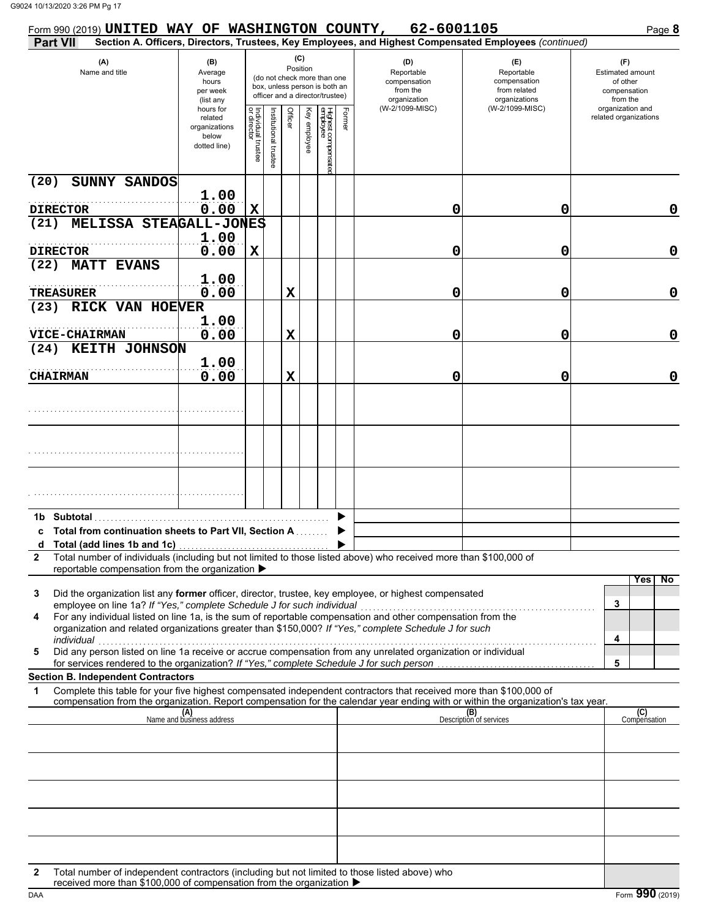Form 990 (2019) **UNITED WAY OF WASHINGTON COUNTY, 62-6001105** Page **8**

**Part VII** **Section A. Officers, Directors, Trustees, Key Employees, and Highest Compensated Employees** *(continued)*

| (A) Name and title | (B) Average hours per week (list any hours for related organizations below dotted line) | (C) Position: Individual trustee or director | Institutional trustee | Officer | Key employee | Highest compensated employee | Former | (D) Reportable compensation from the organization (W-2/1099-MISC) | (E) Reportable compensation from related organizations (W-2/1099-MISC) | (F) Estimated amount of other compensation from the organization and related organizations |
|---|---|---|---|---|---|---|---|---|---|---|
| (20) SUNNY SANDOS<br>DIRECTOR | 1.00<br>0.00 | X | | | | | | 0 | 0 | 0 |
| (21) MELISSA STEAGALL-JONES<br>DIRECTOR | 1.00<br>0.00 | X | | | | | | 0 | 0 | 0 |
| (22) MATT EVANS<br>TREASURER | 1.00<br>0.00 | | | X | | | | 0 | 0 | 0 |
| (23) RICK VAN HOEVER<br>VICE-CHAIRMAN | 1.00<br>0.00 | | | X | | | | 0 | 0 | 0 |
| (24) KEITH JOHNSON<br>CHAIRMAN | 1.00<br>0.00 | | | X | | | | 0 | 0 | 0 |
| | | | | | | | | | | |
| | | | | | | | | | | |
| | | | | | | | | | | |

**1b Subtotal** ▶

**c Total from continuation sheets to Part VII, Section A** ▶

**d Total (add lines 1b and 1c)** ▶

**2** Total number of individuals (including but not limited to those listed above) who received more than $100,000 of reportable compensation from the organization ▶

| | | Yes | No |
|---|---|---|---|
| **3** Did the organization list any **former** officer, director, trustee, key employee, or highest compensated employee on line 1a? *If "Yes," complete Schedule J for such individual* | 3 | | |
| **4** For any individual listed on line 1a, is the sum of reportable compensation and other compensation from the organization and related organizations greater than $150,000? *If "Yes," complete Schedule J for such individual* | 4 | | |
| **5** Did any person listed on line 1a receive or accrue compensation from any unrelated organization or individual for services rendered to the organization? *If "Yes," complete Schedule J for such person* | 5 | | |

**Section B. Independent Contractors**

**1** Complete this table for your five highest compensated independent contractors that received more than $100,000 of compensation from the organization. Report compensation for the calendar year ending with or within the organization's tax year.

| (A) Name and business address | (B) Description of services | (C) Compensation |
|---|---|---|
| | | |
| | | |
| | | |
| | | |
| | | |

**2** Total number of independent contractors (including but not limited to those listed above) who received more than $100,000 of compensation from the organization ▶

Form **990** (2019)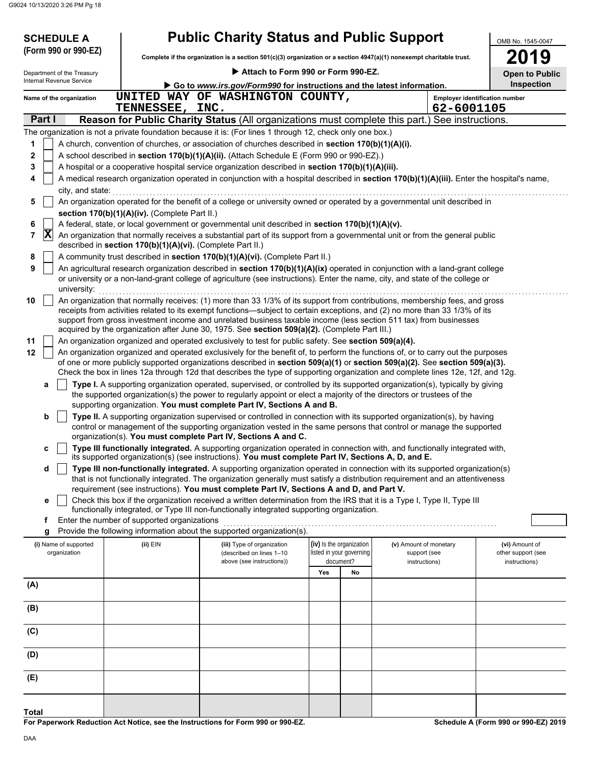**SCHEDULE A (Form 990 or 990-EZ)**

Department of the Treasury
Internal Revenue Service

# Public Charity Status and Public Support

**Complete if the organization is a section 501(c)(3) organization or a section 4947(a)(1) nonexempt charitable trust.**

▶ **Attach to Form 990 or Form 990-EZ.**

▶ **Go to *www.irs.gov/Form990* for instructions and the latest information.**

OMB No. 1545-0047

**2019**

**Open to Public Inspection**

Name of the organization: UNITED WAY OF WASHINGTON COUNTY, TENNESSEE, INC.

Employer identification number: 62-6001105

## Part I Reason for Public Charity Status (All organizations must complete this part.) See instructions.

The organization is not a private foundation because it is: (For lines 1 through 12, check only one box.)

1. [ ] A church, convention of churches, or association of churches described in **section 170(b)(1)(A)(i).**
2. [ ] A school described in **section 170(b)(1)(A)(ii).** (Attach Schedule E (Form 990 or 990-EZ).)
3. [ ] A hospital or a cooperative hospital service organization described in **section 170(b)(1)(A)(iii).**
4. [ ] A medical research organization operated in conjunction with a hospital described in **section 170(b)(1)(A)(iii).** Enter the hospital's name, city, and state:
5. [ ] An organization operated for the benefit of a college or university owned or operated by a governmental unit described in **section 170(b)(1)(A)(iv).** (Complete Part II.)
6. [ ] A federal, state, or local government or governmental unit described in **section 170(b)(1)(A)(v).**
7. [X] An organization that normally receives a substantial part of its support from a governmental unit or from the general public described in **section 170(b)(1)(A)(vi).** (Complete Part II.)
8. [ ] A community trust described in **section 170(b)(1)(A)(vi).** (Complete Part II.)
9. [ ] An agricultural research organization described in **section 170(b)(1)(A)(ix)** operated in conjunction with a land-grant college or university or a non-land-grant college of agriculture (see instructions). Enter the name, city, and state of the college or university:
10. [ ] An organization that normally receives: (1) more than 33 1/3% of its support from contributions, membership fees, and gross receipts from activities related to its exempt functions—subject to certain exceptions, and (2) no more than 33 1/3% of its support from gross investment income and unrelated business taxable income (less section 511 tax) from businesses acquired by the organization after June 30, 1975. See **section 509(a)(2).** (Complete Part III.)
11. [ ] An organization organized and operated exclusively to test for public safety. See **section 509(a)(4).**
12. [ ] An organization organized and operated exclusively for the benefit of, to perform the functions of, or to carry out the purposes of one or more publicly supported organizations described in **section 509(a)(1)** or **section 509(a)(2).** See **section 509(a)(3).** Check the box in lines 12a through 12d that describes the type of supporting organization and complete lines 12e, 12f, and 12g.
   - **a** [ ] **Type I.** A supporting organization operated, supervised, or controlled by its supported organization(s), typically by giving the supported organization(s) the power to regularly appoint or elect a majority of the directors or trustees of the supporting organization. **You must complete Part IV, Sections A and B.**
   - **b** [ ] **Type II.** A supporting organization supervised or controlled in connection with its supported organization(s), by having control or management of the supporting organization vested in the same persons that control or manage the supported organization(s). **You must complete Part IV, Sections A and C.**
   - **c** [ ] **Type III functionally integrated.** A supporting organization operated in connection with, and functionally integrated with, its supported organization(s) (see instructions). **You must complete Part IV, Sections A, D, and E.**
   - **d** [ ] **Type III non-functionally integrated.** A supporting organization operated in connection with its supported organization(s) that is not functionally integrated. The organization generally must satisfy a distribution requirement and an attentiveness requirement (see instructions). **You must complete Part IV, Sections A and D, and Part V.**
   - **e** [ ] Check this box if the organization received a written determination from the IRS that it is a Type I, Type II, Type III functionally integrated, or Type III non-functionally integrated supporting organization.
   - **f** Enter the number of supported organizations
   - **g** Provide the following information about the supported organization(s).

| (i) Name of supported organization | (ii) EIN | (iii) Type of organization (described on lines 1–10 above (see instructions)) | (iv) Is the organization listed in your governing document? Yes | No | (v) Amount of monetary support (see instructions) | (vi) Amount of other support (see instructions) |
|---|---|---|---|---|---|---|
| (A) | | | | | | |
| (B) | | | | | | |
| (C) | | | | | | |
| (D) | | | | | | |
| (E) | | | | | | |
| **Total** | | | | | | |

**For Paperwork Reduction Act Notice, see the Instructions for Form 990 or 990-EZ.**

**Schedule A (Form 990 or 990-EZ) 2019**

DAA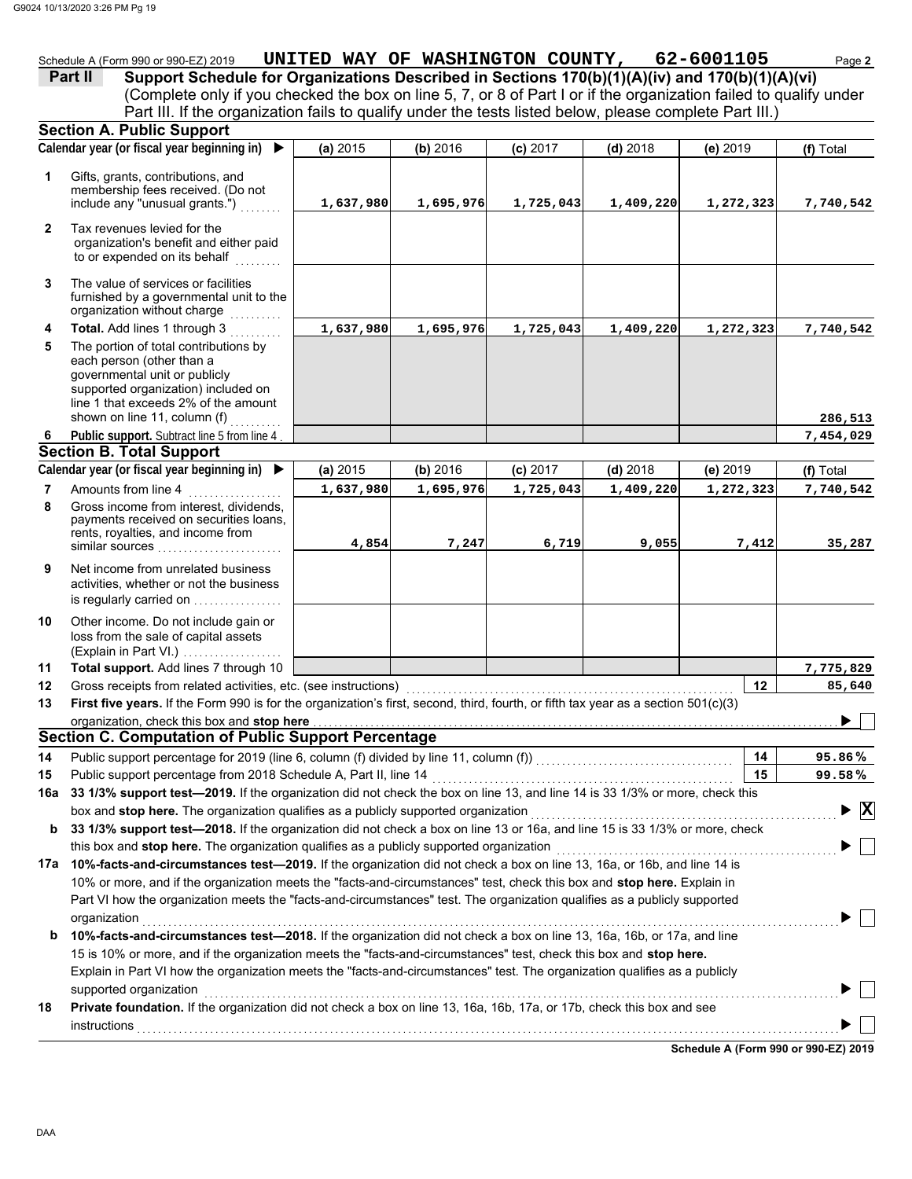Schedule A (Form 990 or 990-EZ) 2019 **UNITED WAY OF WASHINGTON COUNTY, 62-6001105** Page **2**

## Part II Support Schedule for Organizations Described in Sections 170(b)(1)(A)(iv) and 170(b)(1)(A)(vi)

(Complete only if you checked the box on line 5, 7, or 8 of Part I or if the organization failed to qualify under Part III. If the organization fails to qualify under the tests listed below, please complete Part III.)

### Section A. Public Support

| | Calendar year (or fiscal year beginning in) ▶ | (a) 2015 | (b) 2016 | (c) 2017 | (d) 2018 | (e) 2019 | (f) Total |
|---|---|---|---|---|---|---|---|
| 1 | Gifts, grants, contributions, and membership fees received. (Do not include any "unusual grants.") | 1,637,980 | 1,695,976 | 1,725,043 | 1,409,220 | 1,272,323 | 7,740,542 |
| 2 | Tax revenues levied for the organization's benefit and either paid to or expended on its behalf | | | | | | |
| 3 | The value of services or facilities furnished by a governmental unit to the organization without charge | | | | | | |
| 4 | **Total.** Add lines 1 through 3 | 1,637,980 | 1,695,976 | 1,725,043 | 1,409,220 | 1,272,323 | 7,740,542 |
| 5 | The portion of total contributions by each person (other than a governmental unit or publicly supported organization) included on line 1 that exceeds 2% of the amount shown on line 11, column (f) | | | | | | 286,513 |
| 6 | **Public support.** Subtract line 5 from line 4 | | | | | | 7,454,029 |

### Section B. Total Support

| | Calendar year (or fiscal year beginning in) ▶ | (a) 2015 | (b) 2016 | (c) 2017 | (d) 2018 | (e) 2019 | (f) Total |
|---|---|---|---|---|---|---|---|
| 7 | Amounts from line 4 | 1,637,980 | 1,695,976 | 1,725,043 | 1,409,220 | 1,272,323 | 7,740,542 |
| 8 | Gross income from interest, dividends, payments received on securities loans, rents, royalties, and income from similar sources | 4,854 | 7,247 | 6,719 | 9,055 | 7,412 | 35,287 |
| 9 | Net income from unrelated business activities, whether or not the business is regularly carried on | | | | | | |
| 10 | Other income. Do not include gain or loss from the sale of capital assets (Explain in Part VI.) | | | | | | |
| 11 | **Total support.** Add lines 7 through 10 | | | | | | 7,775,829 |

**12** Gross receipts from related activities, etc. (see instructions) — **12** — 85,640

**13** **First five years.** If the Form 990 is for the organization's first, second, third, fourth, or fifth tax year as a section 501(c)(3) organization, check this box and **stop here** ▶ ☐

### Section C. Computation of Public Support Percentage

**14** Public support percentage for 2019 (line 6, column (f) divided by line 11, column (f)) — **14** — 95.86 %

**15** Public support percentage from 2018 Schedule A, Part II, line 14 — **15** — 99.58 %

**16a** **33 1/3% support test—2019.** If the organization did not check the box on line 13, and line 14 is 33 1/3% or more, check this box and **stop here.** The organization qualifies as a publicly supported organization ▶ ☒

**b** **33 1/3% support test—2018.** If the organization did not check a box on line 13 or 16a, and line 15 is 33 1/3% or more, check this box and **stop here.** The organization qualifies as a publicly supported organization ▶ ☐

**17a** **10%-facts-and-circumstances test—2019.** If the organization did not check a box on line 13, 16a, or 16b, and line 14 is 10% or more, and if the organization meets the "facts-and-circumstances" test, check this box and **stop here.** Explain in Part VI how the organization meets the "facts-and-circumstances" test. The organization qualifies as a publicly supported organization ▶ ☐

**b** **10%-facts-and-circumstances test—2018.** If the organization did not check a box on line 13, 16a, 16b, or 17a, and line 15 is 10% or more, and if the organization meets the "facts-and-circumstances" test, check this box and **stop here.** Explain in Part VI how the organization meets the "facts-and-circumstances" test. The organization qualifies as a publicly supported organization ▶ ☐

**18** **Private foundation.** If the organization did not check a box on line 13, 16a, 16b, 17a, or 17b, check this box and see instructions ▶ ☐

**Schedule A (Form 990 or 990-EZ) 2019**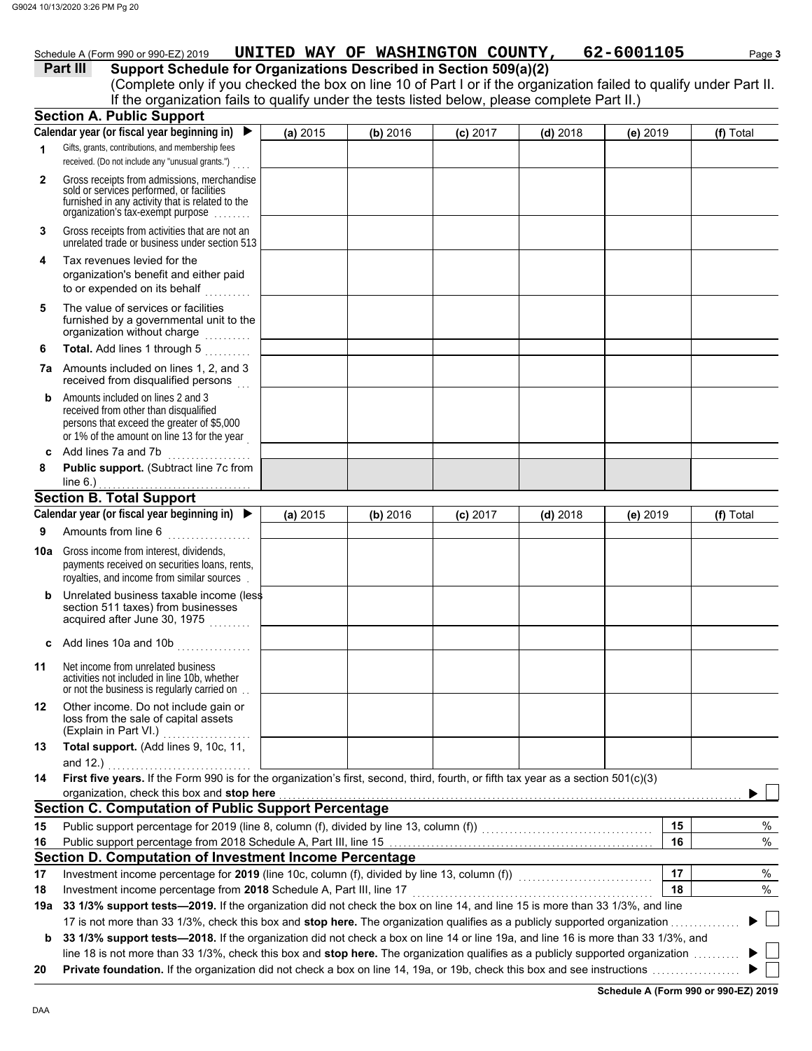Schedule A (Form 990 or 990-EZ) 2019 **UNITED WAY OF WASHINGTON COUNTY, 62-6001105** Page **3**

**Part III** **Support Schedule for Organizations Described in Section 509(a)(2)**

(Complete only if you checked the box on line 10 of Part I or if the organization failed to qualify under Part II. If the organization fails to qualify under the tests listed below, please complete Part II.)

## Section A. Public Support

| Calendar year (or fiscal year beginning in) ▶ | (a) 2015 | (b) 2016 | (c) 2017 | (d) 2018 | (e) 2019 | (f) Total |
|---|---|---|---|---|---|---|
| **1** Gifts, grants, contributions, and membership fees received. (Do not include any "unusual grants.") | | | | | | |
| **2** Gross receipts from admissions, merchandise sold or services performed, or facilities furnished in any activity that is related to the organization's tax-exempt purpose | | | | | | |
| **3** Gross receipts from activities that are not an unrelated trade or business under section 513 | | | | | | |
| **4** Tax revenues levied for the organization's benefit and either paid to or expended on its behalf | | | | | | |
| **5** The value of services or facilities furnished by a governmental unit to the organization without charge | | | | | | |
| **6** **Total.** Add lines 1 through 5 | | | | | | |
| **7a** Amounts included on lines 1, 2, and 3 received from disqualified persons | | | | | | |
| **b** Amounts included on lines 2 and 3 received from other than disqualified persons that exceed the greater of $5,000 or 1% of the amount on line 13 for the year | | | | | | |
| **c** Add lines 7a and 7b | | | | | | |
| **8** **Public support.** (Subtract line 7c from line 6.) | | | | | | |

## Section B. Total Support

| Calendar year (or fiscal year beginning in) ▶ | (a) 2015 | (b) 2016 | (c) 2017 | (d) 2018 | (e) 2019 | (f) Total |
|---|---|---|---|---|---|---|
| **9** Amounts from line 6 | | | | | | |
| **10a** Gross income from interest, dividends, payments received on securities loans, rents, royalties, and income from similar sources | | | | | | |
| **b** Unrelated business taxable income (less section 511 taxes) from businesses acquired after June 30, 1975 | | | | | | |
| **c** Add lines 10a and 10b | | | | | | |
| **11** Net income from unrelated business activities not included in line 10b, whether or not the business is regularly carried on | | | | | | |
| **12** Other income. Do not include gain or loss from the sale of capital assets (Explain in Part VI.) | | | | | | |
| **13** **Total support.** (Add lines 9, 10c, 11, and 12.) | | | | | | |

**14** **First five years.** If the Form 990 is for the organization's first, second, third, fourth, or fifth tax year as a section 501(c)(3) organization, check this box and **stop here** ▶ ☐

## Section C. Computation of Public Support Percentage

| | | | |
|---|---|---|---|
| **15** | Public support percentage for 2019 (line 8, column (f), divided by line 13, column (f)) | **15** | % |
| **16** | Public support percentage from 2018 Schedule A, Part III, line 15 | **16** | % |

## Section D. Computation of Investment Income Percentage

| | | | |
|---|---|---|---|
| **17** | Investment income percentage for **2019** (line 10c, column (f), divided by line 13, column (f)) | **17** | % |
| **18** | Investment income percentage from **2018** Schedule A, Part III, line 17 | **18** | % |

**19a** **33 1/3% support tests—2019.** If the organization did not check the box on line 14, and line 15 is more than 33 1/3%, and line 17 is not more than 33 1/3%, check this box and **stop here.** The organization qualifies as a publicly supported organization ▶ ☐

**b** **33 1/3% support tests—2018.** If the organization did not check a box on line 14 or line 19a, and line 16 is more than 33 1/3%, and line 18 is not more than 33 1/3%, check this box and **stop here.** The organization qualifies as a publicly supported organization ▶ ☐

**20** **Private foundation.** If the organization did not check a box on line 14, 19a, or 19b, check this box and see instructions ▶ ☐

**Schedule A (Form 990 or 990-EZ) 2019**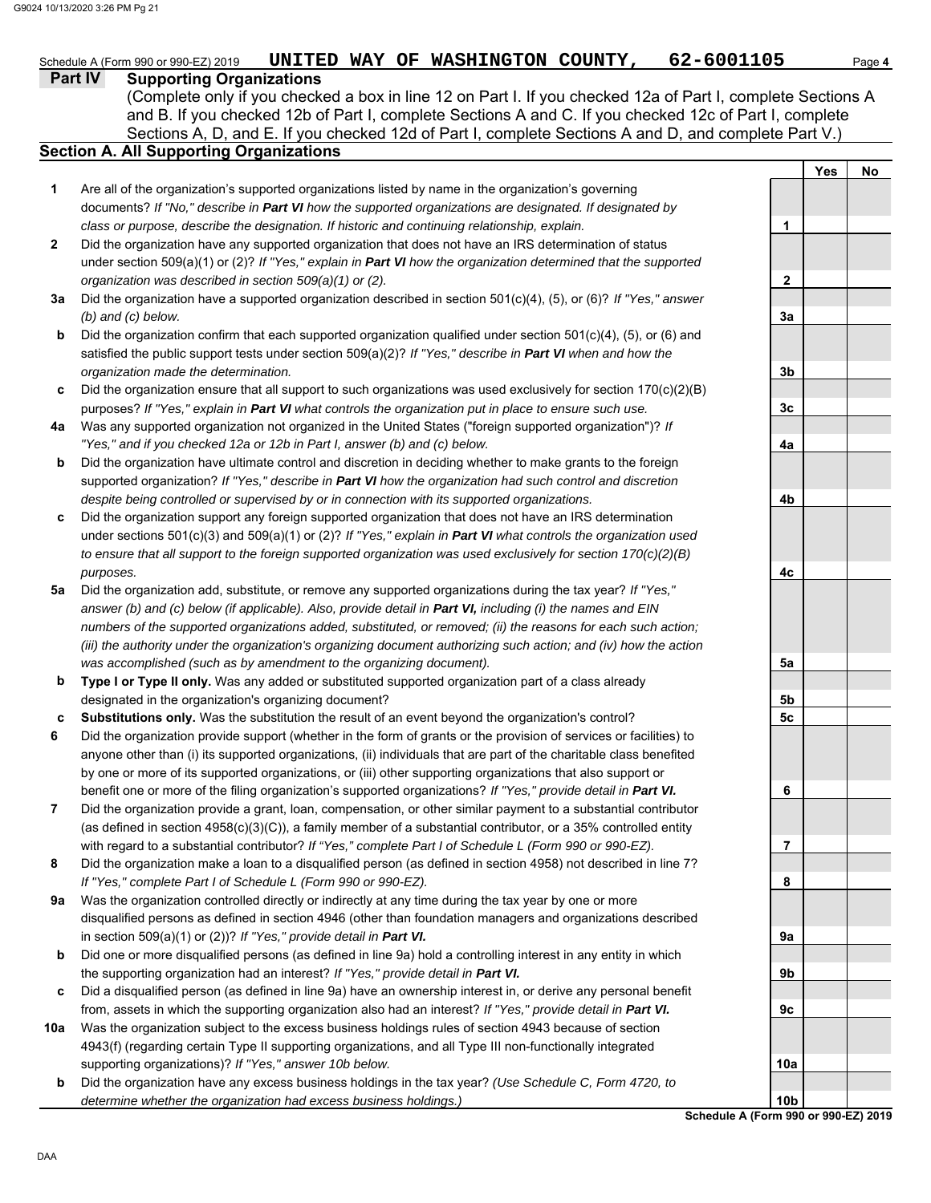Schedule A (Form 990 or 990-EZ) 2019 **UNITED WAY OF WASHINGTON COUNTY, 62-6001105**

## Part IV Supporting Organizations

(Complete only if you checked a box in line 12 on Part I. If you checked 12a of Part I, complete Sections A and B. If you checked 12b of Part I, complete Sections A and C. If you checked 12c of Part I, complete Sections A, D, and E. If you checked 12d of Part I, complete Sections A and D, and complete Part V.)

### Section A. All Supporting Organizations

| | | Line | Yes | No |
|---|---|---|---|---|
| **1** | Are all of the organization's supported organizations listed by name in the organization's governing documents? *If "No," describe in **Part VI** how the supported organizations are designated. If designated by class or purpose, describe the designation. If historic and continuing relationship, explain.* | 1 | | |
| **2** | Did the organization have any supported organization that does not have an IRS determination of status under section 509(a)(1) or (2)? *If "Yes," explain in **Part VI** how the organization determined that the supported organization was described in section 509(a)(1) or (2).* | 2 | | |
| **3a** | Did the organization have a supported organization described in section 501(c)(4), (5), or (6)? *If "Yes," answer (b) and (c) below.* | 3a | | |
| **b** | Did the organization confirm that each supported organization qualified under section 501(c)(4), (5), or (6) and satisfied the public support tests under section 509(a)(2)? *If "Yes," describe in **Part VI** when and how the organization made the determination.* | 3b | | |
| **c** | Did the organization ensure that all support to such organizations was used exclusively for section 170(c)(2)(B) purposes? *If "Yes," explain in **Part VI** what controls the organization put in place to ensure such use.* | 3c | | |
| **4a** | Was any supported organization not organized in the United States ("foreign supported organization")? *If "Yes," and if you checked 12a or 12b in Part I, answer (b) and (c) below.* | 4a | | |
| **b** | Did the organization have ultimate control and discretion in deciding whether to make grants to the foreign supported organization? *If "Yes," describe in **Part VI** how the organization had such control and discretion despite being controlled or supervised by or in connection with its supported organizations.* | 4b | | |
| **c** | Did the organization support any foreign supported organization that does not have an IRS determination under sections 501(c)(3) and 509(a)(1) or (2)? *If "Yes," explain in **Part VI** what controls the organization used to ensure that all support to the foreign supported organization was used exclusively for section 170(c)(2)(B) purposes.* | 4c | | |
| **5a** | Did the organization add, substitute, or remove any supported organizations during the tax year? *If "Yes," answer (b) and (c) below (if applicable). Also, provide detail in **Part VI,** including (i) the names and EIN numbers of the supported organizations added, substituted, or removed; (ii) the reasons for each such action; (iii) the authority under the organization's organizing document authorizing such action; and (iv) how the action was accomplished (such as by amendment to the organizing document).* | 5a | | |
| **b** | **Type I or Type II only.** Was any added or substituted supported organization part of a class already designated in the organization's organizing document? | 5b | | |
| **c** | **Substitutions only.** Was the substitution the result of an event beyond the organization's control? | 5c | | |
| **6** | Did the organization provide support (whether in the form of grants or the provision of services or facilities) to anyone other than (i) its supported organizations, (ii) individuals that are part of the charitable class benefited by one or more of its supported organizations, or (iii) other supporting organizations that also support or benefit one or more of the filing organization's supported organizations? *If "Yes," provide detail in **Part VI.*** | 6 | | |
| **7** | Did the organization provide a grant, loan, compensation, or other similar payment to a substantial contributor (as defined in section 4958(c)(3)(C)), a family member of a substantial contributor, or a 35% controlled entity with regard to a substantial contributor? *If "Yes," complete Part I of Schedule L (Form 990 or 990-EZ).* | 7 | | |
| **8** | Did the organization make a loan to a disqualified person (as defined in section 4958) not described in line 7? *If "Yes," complete Part I of Schedule L (Form 990 or 990-EZ).* | 8 | | |
| **9a** | Was the organization controlled directly or indirectly at any time during the tax year by one or more disqualified persons as defined in section 4946 (other than foundation managers and organizations described in section 509(a)(1) or (2))? *If "Yes," provide detail in **Part VI.*** | 9a | | |
| **b** | Did one or more disqualified persons (as defined in line 9a) hold a controlling interest in any entity in which the supporting organization had an interest? *If "Yes," provide detail in **Part VI.*** | 9b | | |
| **c** | Did a disqualified person (as defined in line 9a) have an ownership interest in, or derive any personal benefit from, assets in which the supporting organization also had an interest? *If "Yes," provide detail in **Part VI.*** | 9c | | |
| **10a** | Was the organization subject to the excess business holdings rules of section 4943 because of section 4943(f) (regarding certain Type II supporting organizations, and all Type III non-functionally integrated supporting organizations)? *If "Yes," answer 10b below.* | 10a | | |
| **b** | Did the organization have any excess business holdings in the tax year? *(Use Schedule C, Form 4720, to determine whether the organization had excess business holdings.)* | 10b | | |

**Schedule A (Form 990 or 990-EZ) 2019**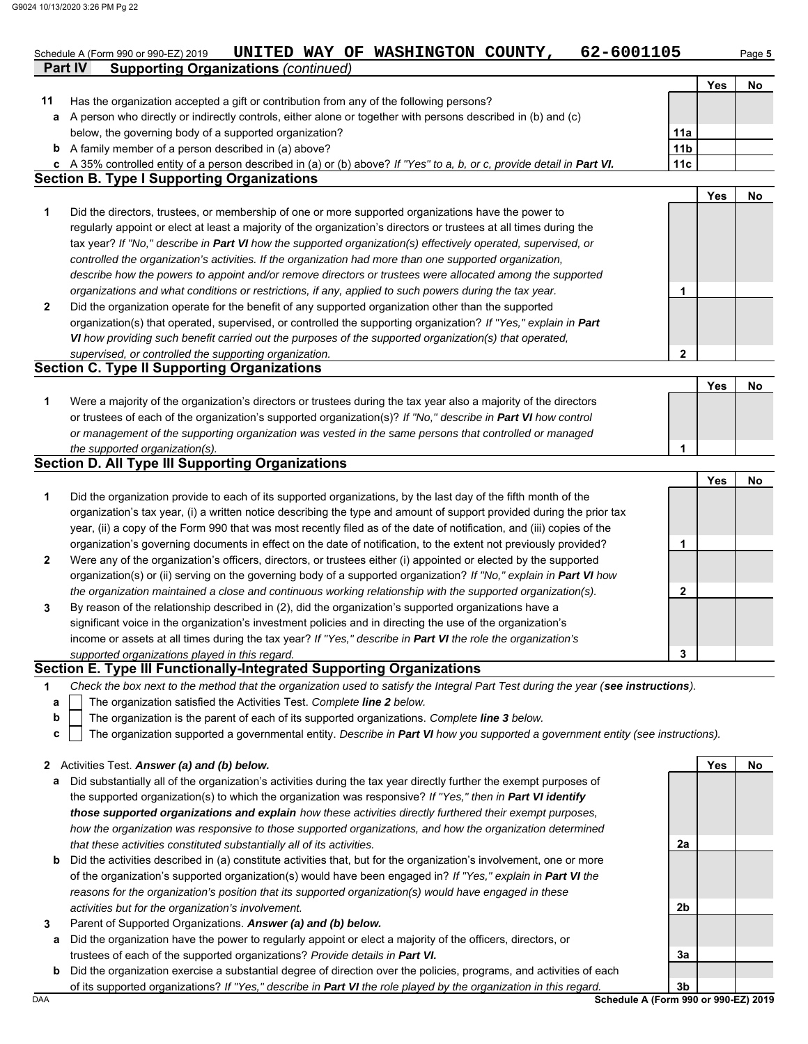Schedule A (Form 990 or 990-EZ) 2019 **UNITED WAY OF WASHINGTON COUNTY, 62-6001105** Page **5**

**Part IV Supporting Organizations** *(continued)*

| | | | Yes | No |
|---|---|---|---|---|
| **11** | Has the organization accepted a gift or contribution from any of the following persons? | | | |
| **a** | A person who directly or indirectly controls, either alone or together with persons described in (b) and (c) below, the governing body of a supported organization? | **11a** | | |
| **b** | A family member of a person described in (a) above? | **11b** | | |
| **c** | A 35% controlled entity of a person described in (a) or (b) above? *If "Yes" to a, b, or c, provide detail in **Part VI.*** | **11c** | | |

## Section B. Type I Supporting Organizations

| | | | Yes | No |
|---|---|---|---|---|
| **1** | Did the directors, trustees, or membership of one or more supported organizations have the power to regularly appoint or elect at least a majority of the organization's directors or trustees at all times during the tax year? *If "No," describe in **Part VI** how the supported organization(s) effectively operated, supervised, or controlled the organization's activities. If the organization had more than one supported organization, describe how the powers to appoint and/or remove directors or trustees were allocated among the supported organizations and what conditions or restrictions, if any, applied to such powers during the tax year.* | **1** | | |
| **2** | Did the organization operate for the benefit of any supported organization other than the supported organization(s) that operated, supervised, or controlled the supporting organization? *If "Yes," explain in **Part VI** how providing such benefit carried out the purposes of the supported organization(s) that operated, supervised, or controlled the supporting organization.* | **2** | | |

## Section C. Type II Supporting Organizations

| | | | Yes | No |
|---|---|---|---|---|
| **1** | Were a majority of the organization's directors or trustees during the tax year also a majority of the directors or trustees of each of the organization's supported organization(s)? *If "No," describe in **Part VI** how control or management of the supporting organization was vested in the same persons that controlled or managed the supported organization(s).* | **1** | | |

## Section D. All Type III Supporting Organizations

| | | | Yes | No |
|---|---|---|---|---|
| **1** | Did the organization provide to each of its supported organizations, by the last day of the fifth month of the organization's tax year, (i) a written notice describing the type and amount of support provided during the prior tax year, (ii) a copy of the Form 990 that was most recently filed as of the date of notification, and (iii) copies of the organization's governing documents in effect on the date of notification, to the extent not previously provided? | **1** | | |
| **2** | Were any of the organization's officers, directors, or trustees either (i) appointed or elected by the supported organization(s) or (ii) serving on the governing body of a supported organization? *If "No," explain in **Part VI** how the organization maintained a close and continuous working relationship with the supported organization(s).* | **2** | | |
| **3** | By reason of the relationship described in (2), did the organization's supported organizations have a significant voice in the organization's investment policies and in directing the use of the organization's income or assets at all times during the tax year? *If "Yes," describe in **Part VI** the role the organization's supported organizations played in this regard.* | **3** | | |

## Section E. Type III Functionally-Integrated Supporting Organizations

**1** *Check the box next to the method that the organization used to satisfy the Integral Part Test during the year (**see instructions**).*

- **a** ☐ The organization satisfied the Activities Test. *Complete **line 2** below.*
- **b** ☐ The organization is the parent of each of its supported organizations. *Complete **line 3** below.*
- **c** ☐ The organization supported a governmental entity. *Describe in **Part VI** how you supported a government entity (see instructions).*

| | | | Yes | No |
|---|---|---|---|---|
| **2** | Activities Test. ***Answer (a) and (b) below.*** | | | |
| **a** | Did substantially all of the organization's activities during the tax year directly further the exempt purposes of the supported organization(s) to which the organization was responsive? *If "Yes," then in **Part VI identify those supported organizations and explain** how these activities directly furthered their exempt purposes, how the organization was responsive to those supported organizations, and how the organization determined that these activities constituted substantially all of its activities.* | **2a** | | |
| **b** | Did the activities described in (a) constitute activities that, but for the organization's involvement, one or more of the organization's supported organization(s) would have been engaged in? *If "Yes," explain in **Part VI** the reasons for the organization's position that its supported organization(s) would have engaged in these activities but for the organization's involvement.* | **2b** | | |
| **3** | Parent of Supported Organizations. ***Answer (a) and (b) below.*** | | | |
| **a** | Did the organization have the power to regularly appoint or elect a majority of the officers, directors, or trustees of each of the supported organizations? *Provide details in **Part VI.*** | **3a** | | |
| **b** | Did the organization exercise a substantial degree of direction over the policies, programs, and activities of each of its supported organizations? *If "Yes," describe in **Part VI** the role played by the organization in this regard.* | **3b** | | |

DAA **Schedule A (Form 990 or 990-EZ) 2019**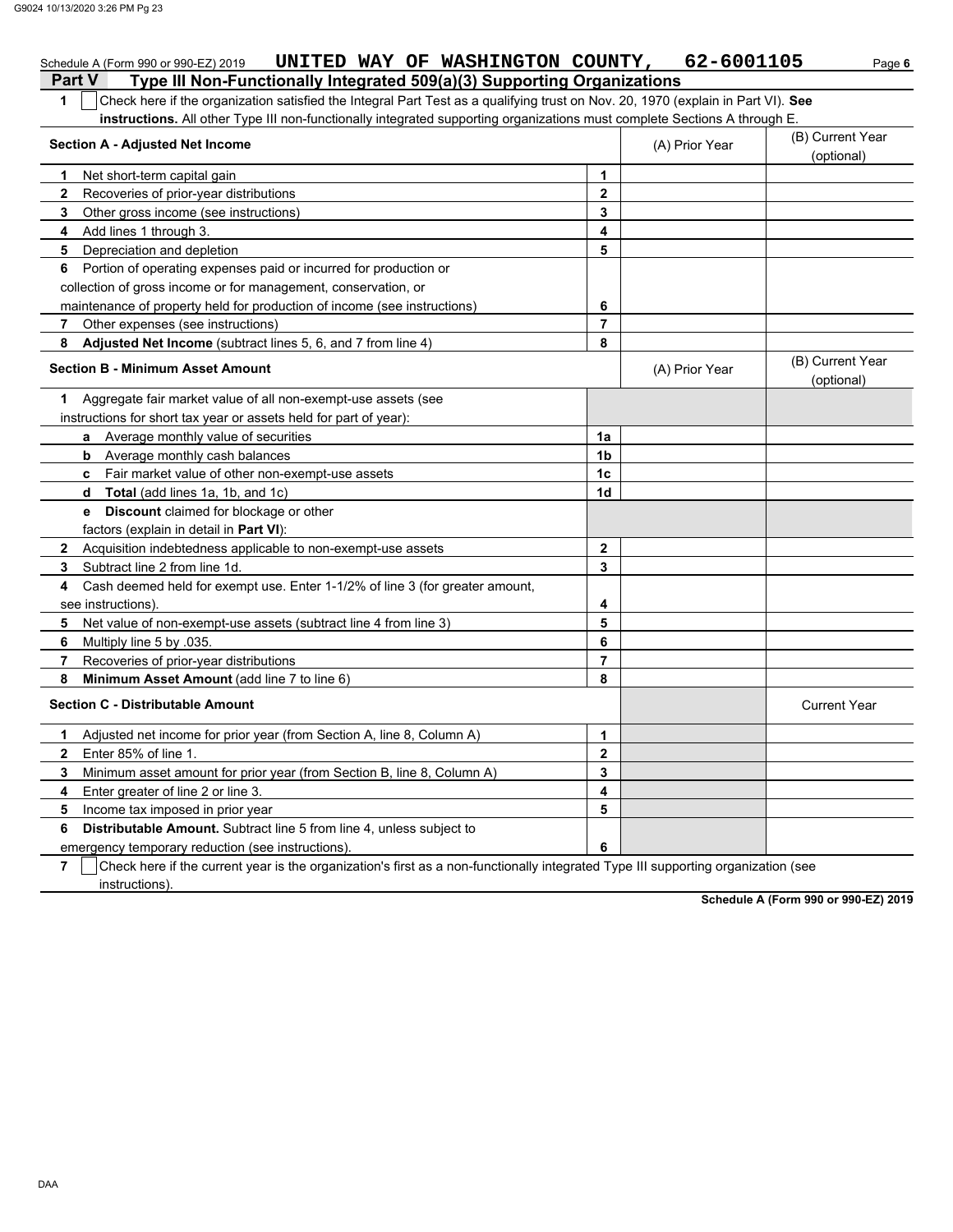Schedule A (Form 990 or 990-EZ) 2019 **UNITED WAY OF WASHINGTON COUNTY, 62-6001105** Page **6**

## Part V Type III Non-Functionally Integrated 509(a)(3) Supporting Organizations

**1** ☐ Check here if the organization satisfied the Integral Part Test as a qualifying trust on Nov. 20, 1970 (explain in Part VI). **See instructions.** All other Type III non-functionally integrated supporting organizations must complete Sections A through E.

| **Section A - Adjusted Net Income** | | (A) Prior Year | (B) Current Year (optional) |
|---|---|---|---|
| **1** Net short-term capital gain | 1 | | |
| **2** Recoveries of prior-year distributions | 2 | | |
| **3** Other gross income (see instructions) | 3 | | |
| **4** Add lines 1 through 3. | 4 | | |
| **5** Depreciation and depletion | 5 | | |
| **6** Portion of operating expenses paid or incurred for production or collection of gross income or for management, conservation, or maintenance of property held for production of income (see instructions) | 6 | | |
| **7** Other expenses (see instructions) | 7 | | |
| **8** **Adjusted Net Income** (subtract lines 5, 6, and 7 from line 4) | 8 | | |

| **Section B - Minimum Asset Amount** | | (A) Prior Year | (B) Current Year (optional) |
|---|---|---|---|
| **1** Aggregate fair market value of all non-exempt-use assets (see instructions for short tax year or assets held for part of year): | | | |
| **a** Average monthly value of securities | 1a | | |
| **b** Average monthly cash balances | 1b | | |
| **c** Fair market value of other non-exempt-use assets | 1c | | |
| **d** **Total** (add lines 1a, 1b, and 1c) | 1d | | |
| **e** **Discount** claimed for blockage or other factors (explain in detail in **Part VI**): | | | |
| **2** Acquisition indebtedness applicable to non-exempt-use assets | 2 | | |
| **3** Subtract line 2 from line 1d. | 3 | | |
| **4** Cash deemed held for exempt use. Enter 1-1/2% of line 3 (for greater amount, see instructions). | 4 | | |
| **5** Net value of non-exempt-use assets (subtract line 4 from line 3) | 5 | | |
| **6** Multiply line 5 by .035. | 6 | | |
| **7** Recoveries of prior-year distributions | 7 | | |
| **8** **Minimum Asset Amount** (add line 7 to line 6) | 8 | | |

| **Section C - Distributable Amount** | | | Current Year |
|---|---|---|---|
| **1** Adjusted net income for prior year (from Section A, line 8, Column A) | 1 | | |
| **2** Enter 85% of line 1. | 2 | | |
| **3** Minimum asset amount for prior year (from Section B, line 8, Column A) | 3 | | |
| **4** Enter greater of line 2 or line 3. | 4 | | |
| **5** Income tax imposed in prior year | 5 | | |
| **6** **Distributable Amount.** Subtract line 5 from line 4, unless subject to emergency temporary reduction (see instructions). | 6 | | |

**7** ☐ Check here if the current year is the organization's first as a non-functionally integrated Type III supporting organization (see instructions).

**Schedule A (Form 990 or 990-EZ) 2019**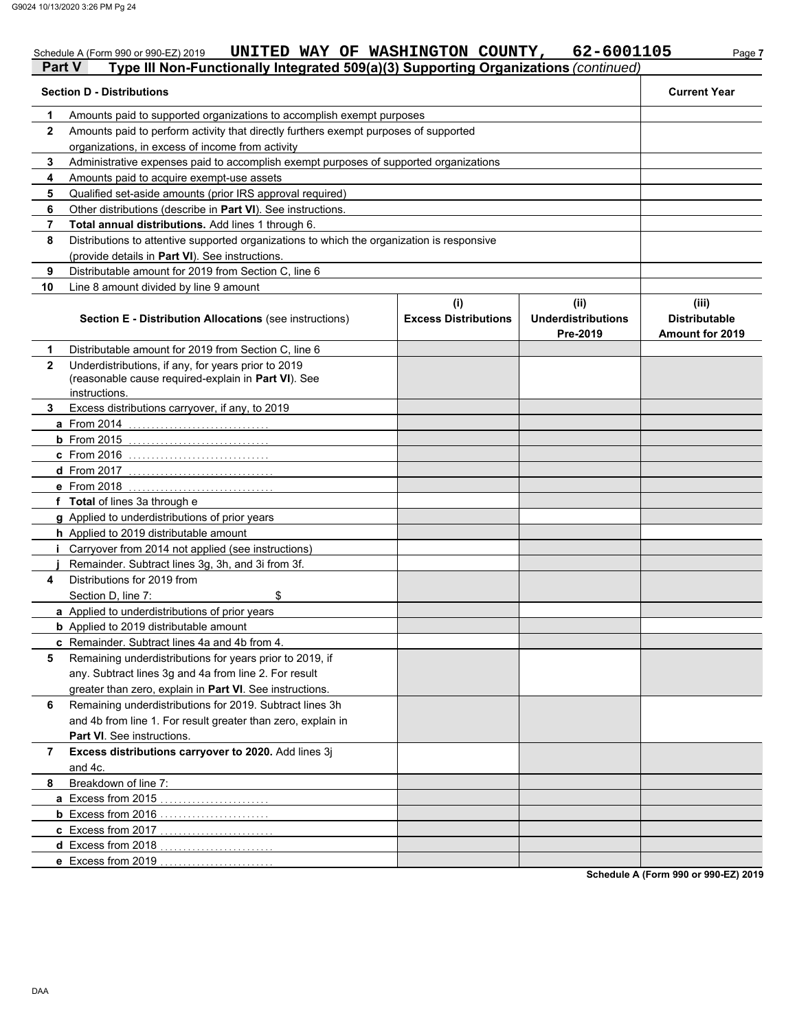Schedule A (Form 990 or 990-EZ) 2019 **UNITED WAY OF WASHINGTON COUNTY, 62-6001105** Page **7**

## Part V Type III Non-Functionally Integrated 509(a)(3) Supporting Organizations *(continued)*

| | Section D - Distributions | Current Year |
|---|---|---|
| **1** | Amounts paid to supported organizations to accomplish exempt purposes | |
| **2** | Amounts paid to perform activity that directly furthers exempt purposes of supported organizations, in excess of income from activity | |
| **3** | Administrative expenses paid to accomplish exempt purposes of supported organizations | |
| **4** | Amounts paid to acquire exempt-use assets | |
| **5** | Qualified set-aside amounts (prior IRS approval required) | |
| **6** | Other distributions (describe in **Part VI**). See instructions. | |
| **7** | **Total annual distributions.** Add lines 1 through 6. | |
| **8** | Distributions to attentive supported organizations to which the organization is responsive (provide details in **Part VI**). See instructions. | |
| **9** | Distributable amount for 2019 from Section C, line 6 | |
| **10** | Line 8 amount divided by line 9 amount | |

| | Section E - Distribution Allocations (see instructions) | (i) Excess Distributions | (ii) Underdistributions Pre-2019 | (iii) Distributable Amount for 2019 |
|---|---|---|---|---|
| **1** | Distributable amount for 2019 from Section C, line 6 | | | |
| **2** | Underdistributions, if any, for years prior to 2019 (reasonable cause required-explain in **Part VI**). See instructions. | | | |
| **3** | Excess distributions carryover, if any, to 2019 | | | |
| **a** | From 2014 | | | |
| **b** | From 2015 | | | |
| **c** | From 2016 | | | |
| **d** | From 2017 | | | |
| **e** | From 2018 | | | |
| **f** | **Total** of lines 3a through e | | | |
| **g** | Applied to underdistributions of prior years | | | |
| **h** | Applied to 2019 distributable amount | | | |
| **i** | Carryover from 2014 not applied (see instructions) | | | |
| **j** | Remainder. Subtract lines 3g, 3h, and 3i from 3f. | | | |
| **4** | Distributions for 2019 from Section D, line 7: $ | | | |
| **a** | Applied to underdistributions of prior years | | | |
| **b** | Applied to 2019 distributable amount | | | |
| **c** | Remainder. Subtract lines 4a and 4b from 4. | | | |
| **5** | Remaining underdistributions for years prior to 2019, if any. Subtract lines 3g and 4a from line 2. For result greater than zero, explain in **Part VI**. See instructions. | | | |
| **6** | Remaining underdistributions for 2019. Subtract lines 3h and 4b from line 1. For result greater than zero, explain in **Part VI**. See instructions. | | | |
| **7** | **Excess distributions carryover to 2020.** Add lines 3j and 4c. | | | |
| **8** | Breakdown of line 7: | | | |
| **a** | Excess from 2015 | | | |
| **b** | Excess from 2016 | | | |
| **c** | Excess from 2017 | | | |
| **d** | Excess from 2018 | | | |
| **e** | Excess from 2019 | | | |

**Schedule A (Form 990 or 990-EZ) 2019**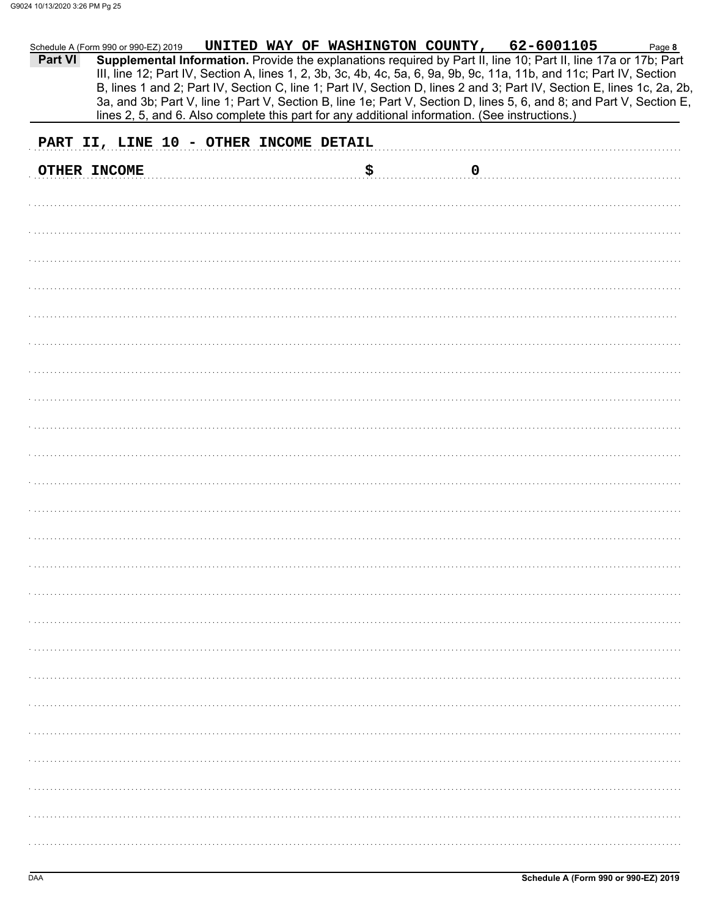Schedule A (Form 990 or 990-EZ) 2019 **UNITED WAY OF WASHINGTON COUNTY, 62-6001105** Page **8**

**Part VI** **Supplemental Information.** Provide the explanations required by Part II, line 10; Part II, line 17a or 17b; Part III, line 12; Part IV, Section A, lines 1, 2, 3b, 3c, 4b, 4c, 5a, 6, 9a, 9b, 9c, 11a, 11b, and 11c; Part IV, Section B, lines 1 and 2; Part IV, Section C, line 1; Part IV, Section D, lines 2 and 3; Part IV, Section E, lines 1c, 2a, 2b, 3a, and 3b; Part V, line 1; Part V, Section B, line 1e; Part V, Section D, lines 5, 6, and 8; and Part V, Section E, lines 2, 5, and 6. Also complete this part for any additional information. (See instructions.)

PART II, LINE 10 - OTHER INCOME DETAIL

| OTHER INCOME | $ | 0 |
|---|---|---|

DAA **Schedule A (Form 990 or 990-EZ) 2019**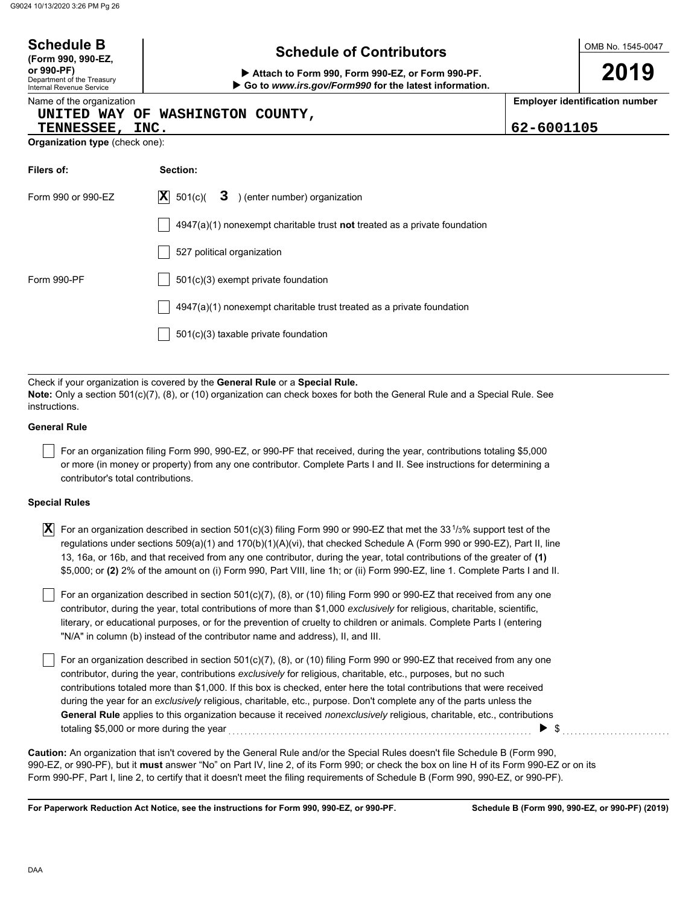**Schedule B**
**(Form 990, 990-EZ, or 990-PF)**
Department of the Treasury
Internal Revenue Service

# Schedule of Contributors

▶ **Attach to Form 990, Form 990-EZ, or Form 990-PF.**
▶ **Go to *www.irs.gov/Form990* for the latest information.**

OMB No. 1545-0047

**2019**

Name of the organization: UNITED WAY OF WASHINGTON COUNTY, TENNESSEE, INC.

**Employer identification number:** 62-6001105

**Organization type** (check one):

| **Filers of:** | **Section:** |
|---|---|
| Form 990 or 990-EZ | [X] 501(c)( 3 ) (enter number) organization |
| | [ ] 4947(a)(1) nonexempt charitable trust **not** treated as a private foundation |
| | [ ] 527 political organization |
| Form 990-PF | [ ] 501(c)(3) exempt private foundation |
| | [ ] 4947(a)(1) nonexempt charitable trust treated as a private foundation |
| | [ ] 501(c)(3) taxable private foundation |

Check if your organization is covered by the **General Rule** or a **Special Rule.**

**Note:** Only a section 501(c)(7), (8), or (10) organization can check boxes for both the General Rule and a Special Rule. See instructions.

**General Rule**

[ ] For an organization filing Form 990, 990-EZ, or 990-PF that received, during the year, contributions totaling $5,000 or more (in money or property) from any one contributor. Complete Parts I and II. See instructions for determining a contributor's total contributions.

**Special Rules**

[X] For an organization described in section 501(c)(3) filing Form 990 or 990-EZ that met the 33 1/3% support test of the regulations under sections 509(a)(1) and 170(b)(1)(A)(vi), that checked Schedule A (Form 990 or 990-EZ), Part II, line 13, 16a, or 16b, and that received from any one contributor, during the year, total contributions of the greater of **(1)** $5,000; or **(2)** 2% of the amount on (i) Form 990, Part VIII, line 1h; or (ii) Form 990-EZ, line 1. Complete Parts I and II.

[ ] For an organization described in section 501(c)(7), (8), or (10) filing Form 990 or 990-EZ that received from any one contributor, during the year, total contributions of more than $1,000 *exclusively* for religious, charitable, scientific, literary, or educational purposes, or for the prevention of cruelty to children or animals. Complete Parts I (entering "N/A" in column (b) instead of the contributor name and address), II, and III.

[ ] For an organization described in section 501(c)(7), (8), or (10) filing Form 990 or 990-EZ that received from any one contributor, during the year, contributions *exclusively* for religious, charitable, etc., purposes, but no such contributions totaled more than $1,000. If this box is checked, enter here the total contributions that were received during the year for an *exclusively* religious, charitable, etc., purpose. Don't complete any of the parts unless the **General Rule** applies to this organization because it received *nonexclusively* religious, charitable, etc., contributions totaling $5,000 or more during the year ▶ $ ..........

**Caution:** An organization that isn't covered by the General Rule and/or the Special Rules doesn't file Schedule B (Form 990, 990-EZ, or 990-PF), but it **must** answer "No" on Part IV, line 2, of its Form 990; or check the box on line H of its Form 990-EZ or on its Form 990-PF, Part I, line 2, to certify that it doesn't meet the filing requirements of Schedule B (Form 990, 990-EZ, or 990-PF).

**For Paperwork Reduction Act Notice, see the instructions for Form 990, 990-EZ, or 990-PF.** **Schedule B (Form 990, 990-EZ, or 990-PF) (2019)**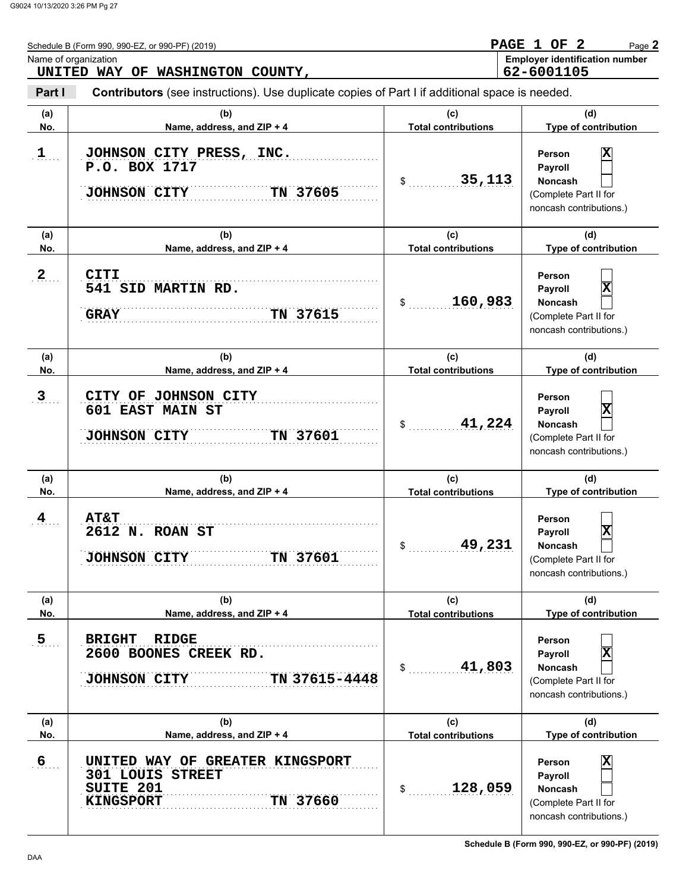Schedule B (Form 990, 990-EZ, or 990-PF) (2019)

**PAGE 1 OF 2**

Name of organization: UNITED WAY OF WASHINGTON COUNTY,

Employer identification number: 62-6001105

**Part I** **Contributors** (see instructions). Use duplicate copies of Part I if additional space is needed.

| (a) No. | (b) Name, address, and ZIP + 4 | (c) Total contributions | (d) Type of contribution |
|---|---|---|---|
| 1 | JOHNSON CITY PRESS, INC.<br>P.O. BOX 1717<br>JOHNSON CITY TN 37605 | $ 35,113 | Person [X]<br>Payroll [ ]<br>Noncash [ ]<br>(Complete Part II for noncash contributions.) |
| 2 | CITI<br>541 SID MARTIN RD.<br>GRAY TN 37615 | $ 160,983 | Person [ ]<br>Payroll [X]<br>Noncash [ ]<br>(Complete Part II for noncash contributions.) |
| 3 | CITY OF JOHNSON CITY<br>601 EAST MAIN ST<br>JOHNSON CITY TN 37601 | $ 41,224 | Person [ ]<br>Payroll [X]<br>Noncash [ ]<br>(Complete Part II for noncash contributions.) |
| 4 | AT&T<br>2612 N. ROAN ST<br>JOHNSON CITY TN 37601 | $ 49,231 | Person [ ]<br>Payroll [X]<br>Noncash [ ]<br>(Complete Part II for noncash contributions.) |
| 5 | BRIGHT RIDGE<br>2600 BOONES CREEK RD.<br>JOHNSON CITY TN 37615-4448 | $ 41,803 | Person [ ]<br>Payroll [X]<br>Noncash [ ]<br>(Complete Part II for noncash contributions.) |
| 6 | UNITED WAY OF GREATER KINGSPORT<br>301 LOUIS STREET<br>SUITE 201<br>KINGSPORT TN 37660 | $ 128,059 | Person [X]<br>Payroll [ ]<br>Noncash [ ]<br>(Complete Part II for noncash contributions.) |

Schedule B (Form 990, 990-EZ, or 990-PF) (2019)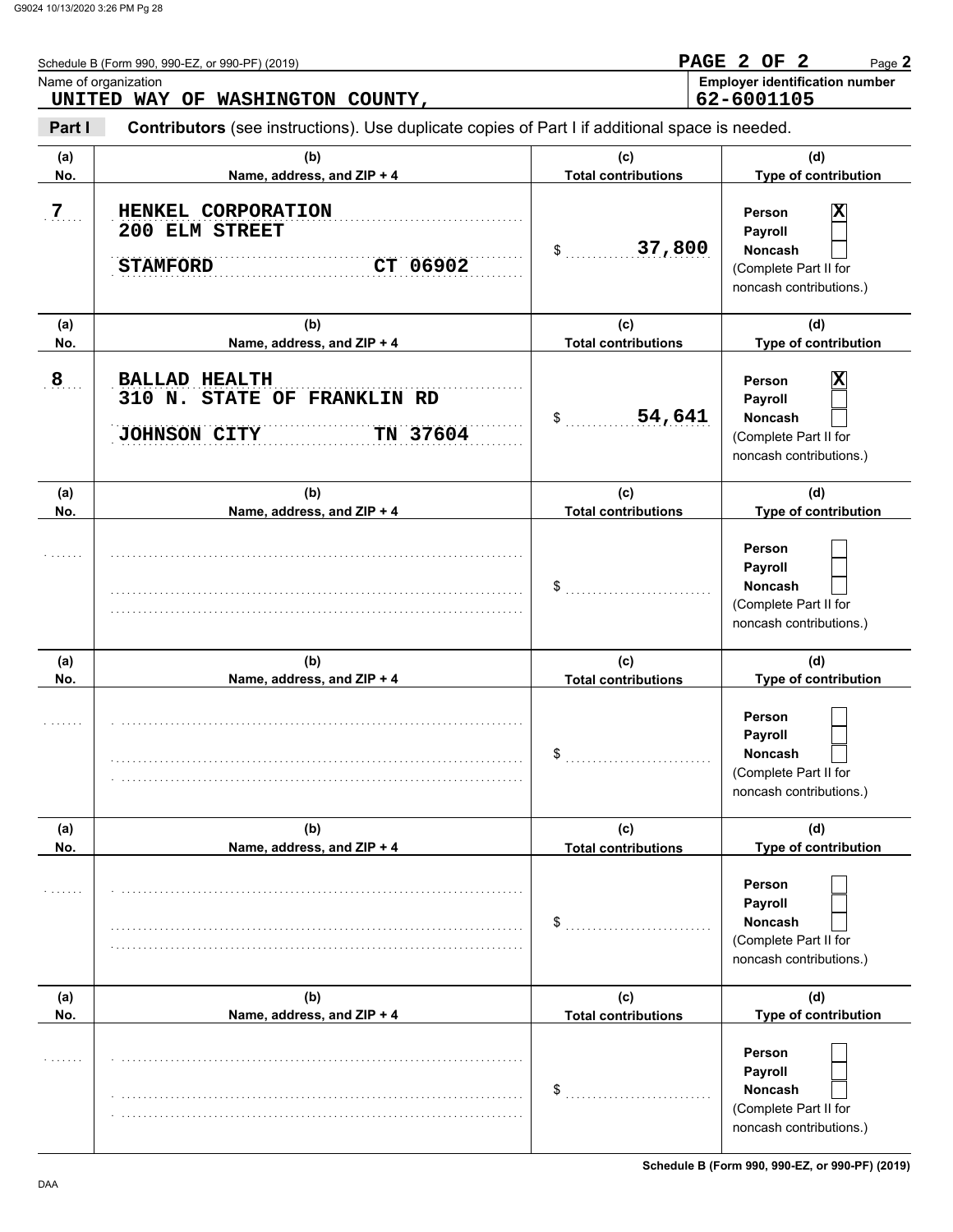Schedule B (Form 990, 990-EZ, or 990-PF) (2019)

**PAGE 2 OF 2** Page **2**

Name of organization: UNITED WAY OF WASHINGTON COUNTY,

**Employer identification number**: 62-6001105

**Part I** **Contributors** (see instructions). Use duplicate copies of Part I if additional space is needed.

| (a) No. | (b) Name, address, and ZIP + 4 | (c) Total contributions | (d) Type of contribution |
|---|---|---|---|
| 7 | HENKEL CORPORATION<br>200 ELM STREET<br>STAMFORD CT 06902 | $ 37,800 | Person [X]<br>Payroll [ ]<br>Noncash [ ]<br>(Complete Part II for noncash contributions.) |
| 8 | BALLAD HEALTH<br>310 N. STATE OF FRANKLIN RD<br>JOHNSON CITY TN 37604 | $ 54,641 | Person [X]<br>Payroll [ ]<br>Noncash [ ]<br>(Complete Part II for noncash contributions.) |
| | | $ | Person [ ]<br>Payroll [ ]<br>Noncash [ ]<br>(Complete Part II for noncash contributions.) |
| | | $ | Person [ ]<br>Payroll [ ]<br>Noncash [ ]<br>(Complete Part II for noncash contributions.) |
| | | $ | Person [ ]<br>Payroll [ ]<br>Noncash [ ]<br>(Complete Part II for noncash contributions.) |
| | | $ | Person [ ]<br>Payroll [ ]<br>Noncash [ ]<br>(Complete Part II for noncash contributions.) |

**Schedule B (Form 990, 990-EZ, or 990-PF) (2019)**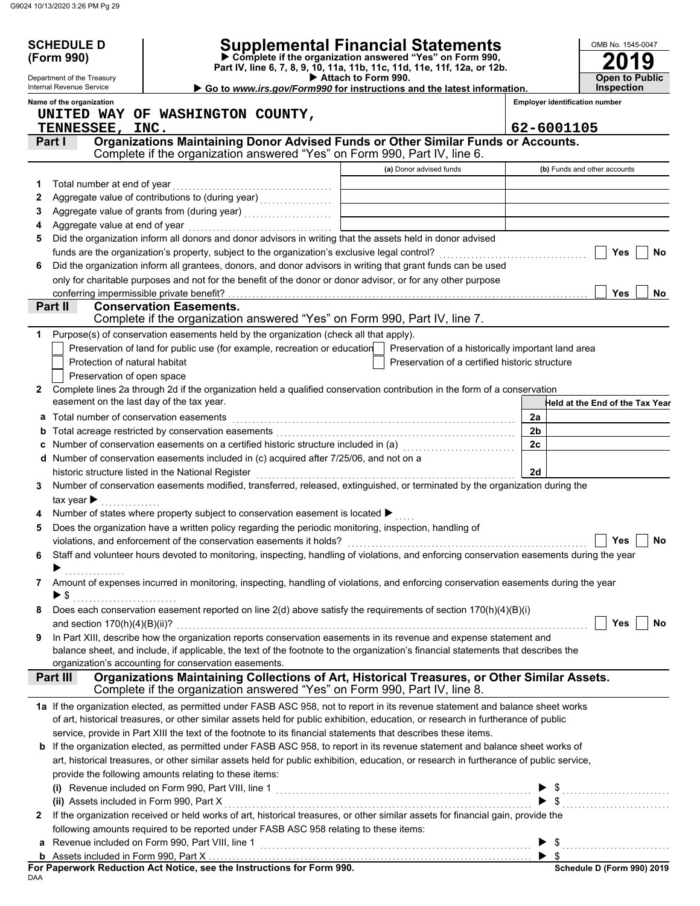**SCHEDULE D (Form 990)**

Department of the Treasury
Internal Revenue Service

# Supplemental Financial Statements

▶ Complete if the organization answered "Yes" on Form 990, Part IV, line 6, 7, 8, 9, 10, 11a, 11b, 11c, 11d, 11e, 11f, 12a, or 12b.
▶ Attach to Form 990.
▶ Go to *www.irs.gov/Form990* for instructions and the latest information.

OMB No. 1545-0047
**2019**
**Open to Public Inspection**

**Name of the organization**
UNITED WAY OF WASHINGTON COUNTY, TENNESSEE, INC.

**Employer identification number**
62-6001105

## Part I — Organizations Maintaining Donor Advised Funds or Other Similar Funds or Accounts.
Complete if the organization answered "Yes" on Form 990, Part IV, line 6.

| | | (a) Donor advised funds | (b) Funds and other accounts |
|---|---|---|---|
| 1 | Total number at end of year | | |
| 2 | Aggregate value of contributions to (during year) | | |
| 3 | Aggregate value of grants from (during year) | | |
| 4 | Aggregate value at end of year | | |

5 Did the organization inform all donors and donor advisors in writing that the assets held in donor advised funds are the organization's property, subject to the organization's exclusive legal control? ☐ Yes ☐ No

6 Did the organization inform all grantees, donors, and donor advisors in writing that grant funds can be used only for charitable purposes and not for the benefit of the donor or donor advisor, or for any other purpose conferring impermissible private benefit? ☐ Yes ☐ No

## Part II — Conservation Easements.
Complete if the organization answered "Yes" on Form 990, Part IV, line 7.

1 Purpose(s) of conservation easements held by the organization (check all that apply).

☐ Preservation of land for public use (for example, recreation or education) ☐ Preservation of a historically important land area
☐ Protection of natural habitat ☐ Preservation of a certified historic structure
☐ Preservation of open space

2 Complete lines 2a through 2d if the organization held a qualified conservation contribution in the form of a conservation easement on the last day of the tax year.

| | | | Held at the End of the Tax Year |
|---|---|---|---|
| a | Total number of conservation easements | 2a | |
| b | Total acreage restricted by conservation easements | 2b | |
| c | Number of conservation easements on a certified historic structure included in (a) | 2c | |
| d | Number of conservation easements included in (c) acquired after 7/25/06, and not on a historic structure listed in the National Register | 2d | |

3 Number of conservation easements modified, transferred, released, extinguished, or terminated by the organization during the tax year ▶

4 Number of states where property subject to conservation easement is located ▶

5 Does the organization have a written policy regarding the periodic monitoring, inspection, handling of violations, and enforcement of the conservation easements it holds? ☐ Yes ☐ No

6 Staff and volunteer hours devoted to monitoring, inspecting, handling of violations, and enforcing conservation easements during the year ▶

7 Amount of expenses incurred in monitoring, inspecting, handling of violations, and enforcing conservation easements during the year ▶ $

8 Does each conservation easement reported on line 2(d) above satisfy the requirements of section 170(h)(4)(B)(i) and section 170(h)(4)(B)(ii)? ☐ Yes ☐ No

9 In Part XIII, describe how the organization reports conservation easements in its revenue and expense statement and balance sheet, and include, if applicable, the text of the footnote to the organization's financial statements that describes the organization's accounting for conservation easements.

## Part III — Organizations Maintaining Collections of Art, Historical Treasures, or Other Similar Assets.
Complete if the organization answered "Yes" on Form 990, Part IV, line 8.

1a If the organization elected, as permitted under FASB ASC 958, not to report in its revenue statement and balance sheet works of art, historical treasures, or other similar assets held for public exhibition, education, or research in furtherance of public service, provide in Part XIII the text of the footnote to its financial statements that describes these items.

b If the organization elected, as permitted under FASB ASC 958, to report in its revenue statement and balance sheet works of art, historical treasures, or other similar assets held for public exhibition, education, or research in furtherance of public service, provide the following amounts relating to these items:

(i) Revenue included on Form 990, Part VIII, line 1 ▶ $

(ii) Assets included in Form 990, Part X ▶ $

2 If the organization received or held works of art, historical treasures, or other similar assets for financial gain, provide the following amounts required to be reported under FASB ASC 958 relating to these items:

a Revenue included on Form 990, Part VIII, line 1 ▶ $

b Assets included in Form 990, Part X ▶ $

**For Paperwork Reduction Act Notice, see the Instructions for Form 990.**
DAA
**Schedule D (Form 990) 2019**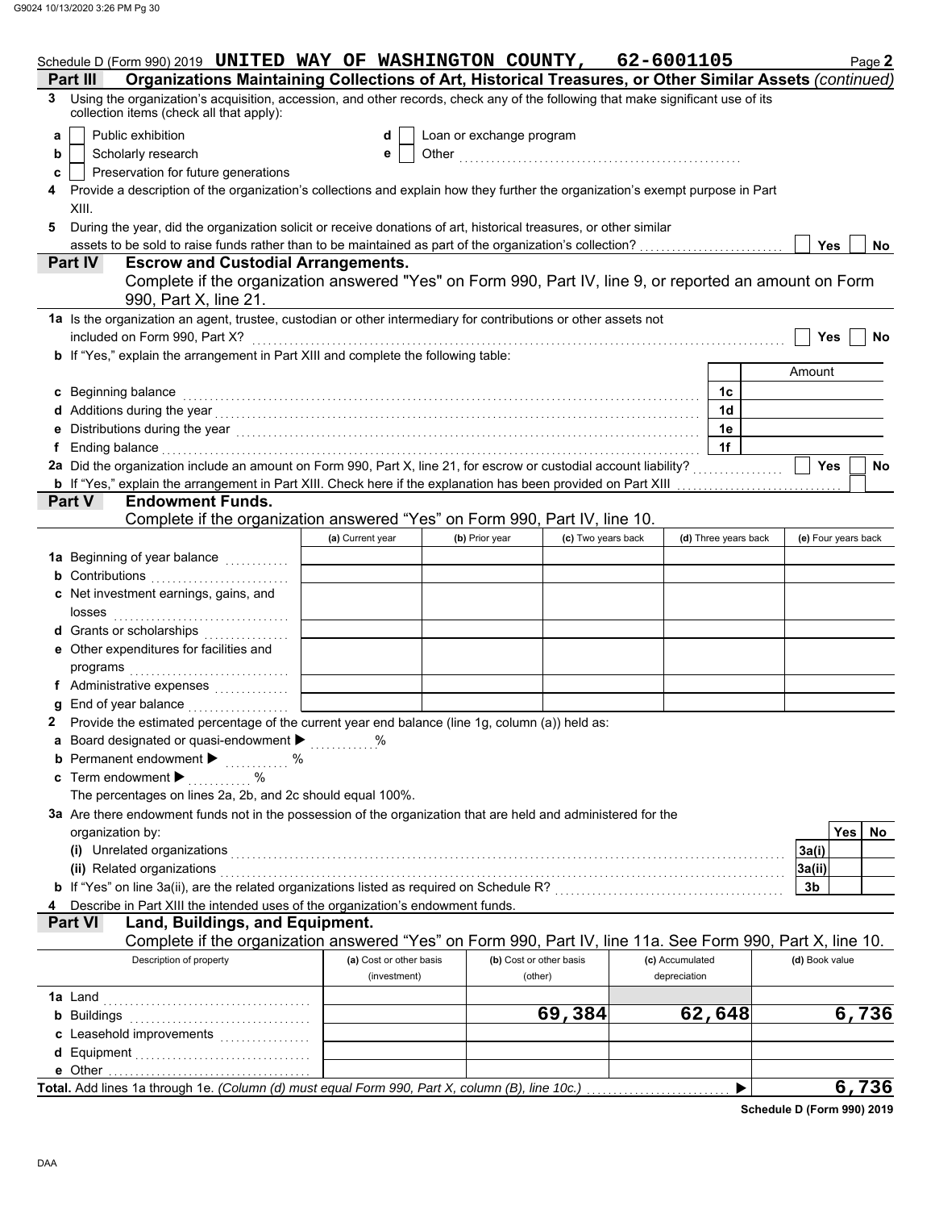Schedule D (Form 990) 2019 **UNITED WAY OF WASHINGTON COUNTY, 62-6001105** Page **2**

**Part III Organizations Maintaining Collections of Art, Historical Treasures, or Other Similar Assets** *(continued)*

**3** Using the organization's acquisition, accession, and other records, check any of the following that make significant use of its collection items (check all that apply):

- **a** ☐ Public exhibition
- **b** ☐ Scholarly research
- **c** ☐ Preservation for future generations
- **d** ☐ Loan or exchange program
- **e** ☐ Other

**4** Provide a description of the organization's collections and explain how they further the organization's exempt purpose in Part XIII.

**5** During the year, did the organization solicit or receive donations of art, historical treasures, or other similar assets to be sold to raise funds rather than to be maintained as part of the organization's collection? ☐ Yes ☐ No

**Part IV Escrow and Custodial Arrangements.**
Complete if the organization answered "Yes" on Form 990, Part IV, line 9, or reported an amount on Form 990, Part X, line 21.

**1a** Is the organization an agent, trustee, custodian or other intermediary for contributions or other assets not included on Form 990, Part X? ☐ Yes ☐ No

**b** If "Yes," explain the arrangement in Part XIII and complete the following table:

| | | Amount |
|---|---|---|
| **c** Beginning balance | 1c | |
| **d** Additions during the year | 1d | |
| **e** Distributions during the year | 1e | |
| **f** Ending balance | 1f | |

**2a** Did the organization include an amount on Form 990, Part X, line 21, for escrow or custodial account liability? ☐ Yes ☐ No

**b** If "Yes," explain the arrangement in Part XIII. Check here if the explanation has been provided on Part XIII ☐

**Part V Endowment Funds.**
Complete if the organization answered "Yes" on Form 990, Part IV, line 10.

| | (a) Current year | (b) Prior year | (c) Two years back | (d) Three years back | (e) Four years back |
|---|---|---|---|---|---|
| **1a** Beginning of year balance | | | | | |
| **b** Contributions | | | | | |
| **c** Net investment earnings, gains, and losses | | | | | |
| **d** Grants or scholarships | | | | | |
| **e** Other expenditures for facilities and programs | | | | | |
| **f** Administrative expenses | | | | | |
| **g** End of year balance | | | | | |

**2** Provide the estimated percentage of the current year end balance (line 1g, column (a)) held as:

- **a** Board designated or quasi-endowment ▶ %
- **b** Permanent endowment ▶ %
- **c** Term endowment ▶ %

The percentages on lines 2a, 2b, and 2c should equal 100%.

**3a** Are there endowment funds not in the possession of the organization that are held and administered for the organization by:

| | | Yes | No |
|---|---|---|---|
| **(i)** Unrelated organizations | 3a(i) | | |
| **(ii)** Related organizations | 3a(ii) | | |
| **b** If "Yes" on line 3a(ii), are the related organizations listed as required on Schedule R? | 3b | | |

**4** Describe in Part XIII the intended uses of the organization's endowment funds.

**Part VI Land, Buildings, and Equipment.**
Complete if the organization answered "Yes" on Form 990, Part IV, line 11a. See Form 990, Part X, line 10.

| Description of property | (a) Cost or other basis (investment) | (b) Cost or other basis (other) | (c) Accumulated depreciation | (d) Book value |
|---|---|---|---|---|
| **1a** Land | | | | |
| **b** Buildings | | 69,384 | 62,648 | 6,736 |
| **c** Leasehold improvements | | | | |
| **d** Equipment | | | | |
| **e** Other | | | | |
| **Total.** Add lines 1a through 1e. *(Column (d) must equal Form 990, Part X, column (B), line 10c.)* ▶ | | | | 6,736 |

**Schedule D (Form 990) 2019**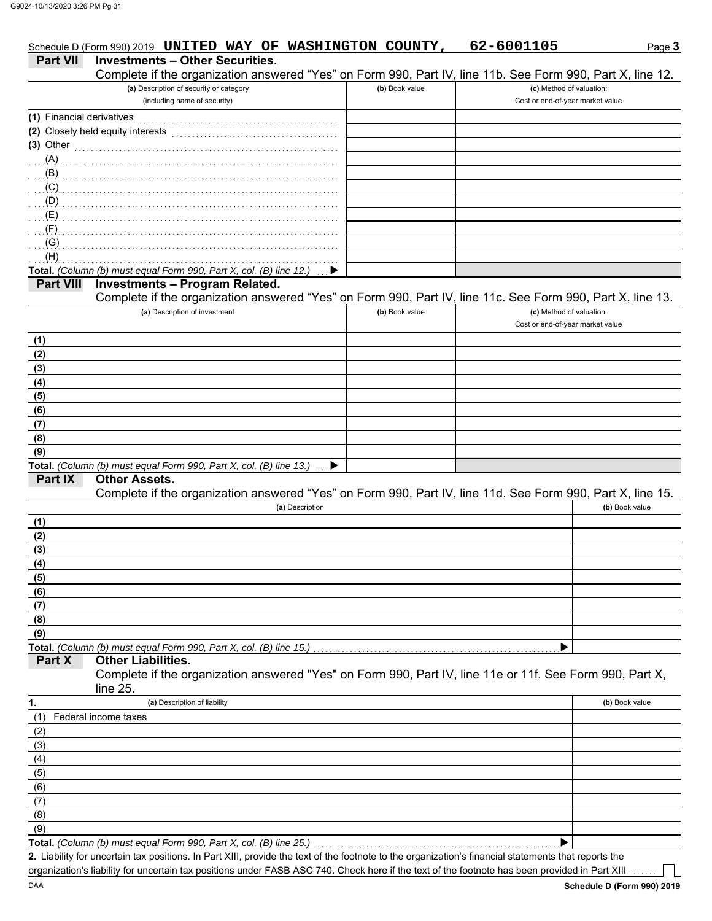Schedule D (Form 990) 2019 **UNITED WAY OF WASHINGTON COUNTY, 62-6001105** Page **3**

## Part VII Investments – Other Securities.

Complete if the organization answered "Yes" on Form 990, Part IV, line 11b. See Form 990, Part X, line 12.

| (a) Description of security or category (including name of security) | (b) Book value | (c) Method of valuation: Cost or end-of-year market value |
|---|---|---|
| (1) Financial derivatives | | |
| (2) Closely held equity interests | | |
| (3) Other | | |
| (A) | | |
| (B) | | |
| (C) | | |
| (D) | | |
| (E) | | |
| (F) | | |
| (G) | | |
| (H) | | |
| **Total.** *(Column (b) must equal Form 990, Part X, col. (B) line 12.)* ▶ | | |

## Part VIII Investments – Program Related.

Complete if the organization answered "Yes" on Form 990, Part IV, line 11c. See Form 990, Part X, line 13.

| (a) Description of investment | (b) Book value | (c) Method of valuation: Cost or end-of-year market value |
|---|---|---|
| (1) | | |
| (2) | | |
| (3) | | |
| (4) | | |
| (5) | | |
| (6) | | |
| (7) | | |
| (8) | | |
| (9) | | |
| **Total.** *(Column (b) must equal Form 990, Part X, col. (B) line 13.)* ▶ | | |

## Part IX Other Assets.

Complete if the organization answered "Yes" on Form 990, Part IV, line 11d. See Form 990, Part X, line 15.

| (a) Description | (b) Book value |
|---|---|
| (1) | |
| (2) | |
| (3) | |
| (4) | |
| (5) | |
| (6) | |
| (7) | |
| (8) | |
| (9) | |
| **Total.** *(Column (b) must equal Form 990, Part X, col. (B) line 15.)* ▶ | |

## Part X Other Liabilities.

Complete if the organization answered "Yes" on Form 990, Part IV, line 11e or 11f. See Form 990, Part X, line 25.

| 1. (a) Description of liability | (b) Book value |
|---|---|
| (1) Federal income taxes | |
| (2) | |
| (3) | |
| (4) | |
| (5) | |
| (6) | |
| (7) | |
| (8) | |
| (9) | |
| **Total.** *(Column (b) must equal Form 990, Part X, col. (B) line 25.)* ▶ | |

**2.** Liability for uncertain tax positions. In Part XIII, provide the text of the footnote to the organization's financial statements that reports the organization's liability for uncertain tax positions under FASB ASC 740. Check here if the text of the footnote has been provided in Part XIII ☐

DAA **Schedule D (Form 990) 2019**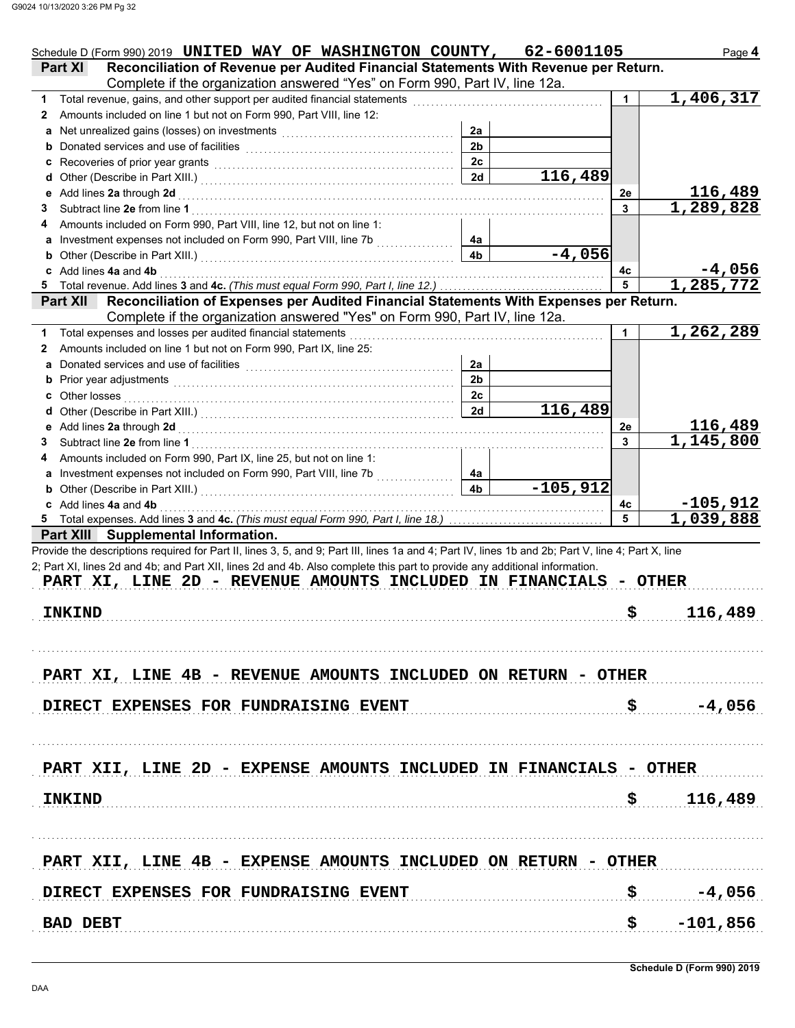Schedule D (Form 990) 2019 UNITED WAY OF WASHINGTON COUNTY, 62-6001105 Page **4**

**Part XI Reconciliation of Revenue per Audited Financial Statements With Revenue per Return.** Complete if the organization answered "Yes" on Form 990, Part IV, line 12a.

| | | | | | |
|---|---|---|---|---|---|
| **1** | Total revenue, gains, and other support per audited financial statements | | | 1 | 1,406,317 |
| **2** | Amounts included on line 1 but not on Form 990, Part VIII, line 12: | | | | |
| **a** | Net unrealized gains (losses) on investments | 2a | | | |
| **b** | Donated services and use of facilities | 2b | | | |
| **c** | Recoveries of prior year grants | 2c | | | |
| **d** | Other (Describe in Part XIII.) | 2d | 116,489 | | |
| **e** | Add lines **2a** through **2d** | | | 2e | 116,489 |
| **3** | Subtract line **2e** from line **1** | | | 3 | 1,289,828 |
| **4** | Amounts included on Form 990, Part VIII, line 12, but not on line 1: | | | | |
| **a** | Investment expenses not included on Form 990, Part VIII, line 7b | 4a | | | |
| **b** | Other (Describe in Part XIII.) | 4b | -4,056 | | |
| **c** | Add lines **4a** and **4b** | | | 4c | -4,056 |
| **5** | Total revenue. Add lines **3** and **4c.** *(This must equal Form 990, Part I, line 12.)* | | | 5 | 1,285,772 |

**Part XII Reconciliation of Expenses per Audited Financial Statements With Expenses per Return.** Complete if the organization answered "Yes" on Form 990, Part IV, line 12a.

| | | | | | |
|---|---|---|---|---|---|
| **1** | Total expenses and losses per audited financial statements | | | 1 | 1,262,289 |
| **2** | Amounts included on line 1 but not on Form 990, Part IX, line 25: | | | | |
| **a** | Donated services and use of facilities | 2a | | | |
| **b** | Prior year adjustments | 2b | | | |
| **c** | Other losses | 2c | | | |
| **d** | Other (Describe in Part XIII.) | 2d | 116,489 | | |
| **e** | Add lines **2a** through **2d** | | | 2e | 116,489 |
| **3** | Subtract line **2e** from line **1** | | | 3 | 1,145,800 |
| **4** | Amounts included on Form 990, Part IX, line 25, but not on line 1: | | | | |
| **a** | Investment expenses not included on Form 990, Part VIII, line 7b | 4a | | | |
| **b** | Other (Describe in Part XIII.) | 4b | -105,912 | | |
| **c** | Add lines **4a** and **4b** | | | 4c | -105,912 |
| **5** | Total expenses. Add lines **3** and **4c.** *(This must equal Form 990, Part I, line 18.)* | | | 5 | 1,039,888 |

**Part XIII Supplemental Information.**

Provide the descriptions required for Part II, lines 3, 5, and 9; Part III, lines 1a and 4; Part IV, lines 1b and 2b; Part V, line 4; Part X, line 2; Part XI, lines 2d and 4b; and Part XII, lines 2d and 4b. Also complete this part to provide any additional information.

PART XI, LINE 2D - REVENUE AMOUNTS INCLUDED IN FINANCIALS - OTHER

INKIND $ 116,489

PART XI, LINE 4B - REVENUE AMOUNTS INCLUDED ON RETURN - OTHER

DIRECT EXPENSES FOR FUNDRAISING EVENT $ -4,056

PART XII, LINE 2D - EXPENSE AMOUNTS INCLUDED IN FINANCIALS - OTHER

INKIND $ 116,489

PART XII, LINE 4B - EXPENSE AMOUNTS INCLUDED ON RETURN - OTHER

DIRECT EXPENSES FOR FUNDRAISING EVENT $ -4,056

BAD DEBT $ -101,856

**Schedule D (Form 990) 2019**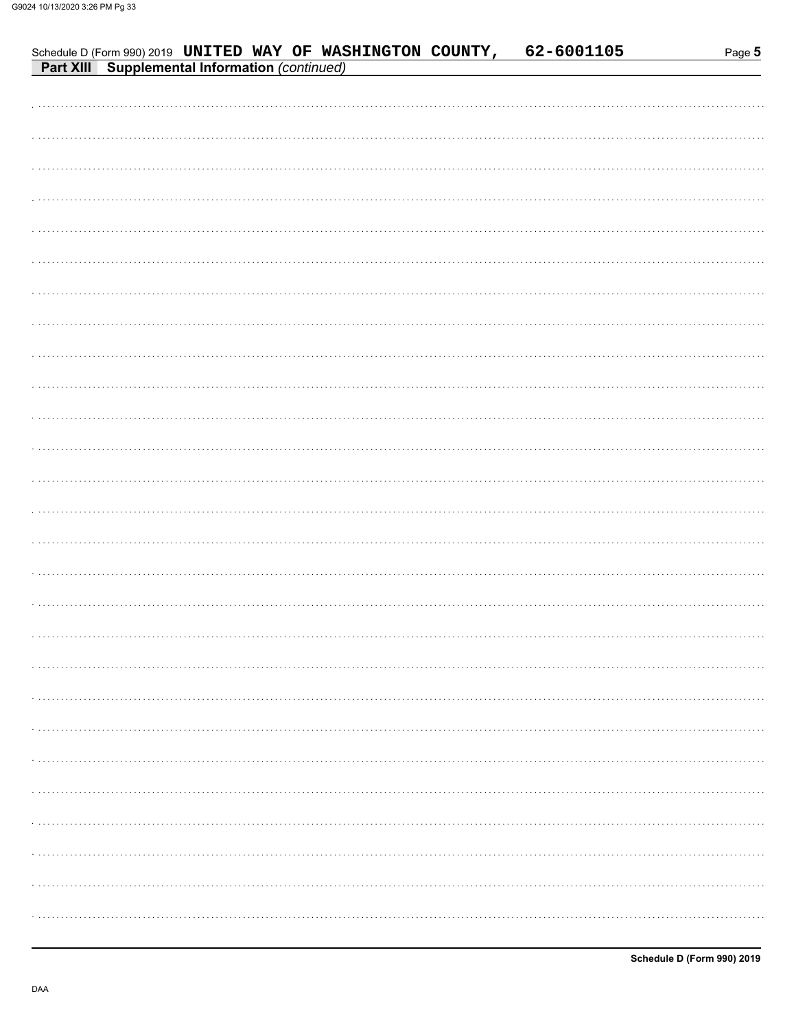Schedule D (Form 990) 2019 UNITED WAY OF WASHINGTON COUNTY, 62-6001105

**Part XIII Supplemental Information** *(continued)*

Schedule D (Form 990) 2019

DAA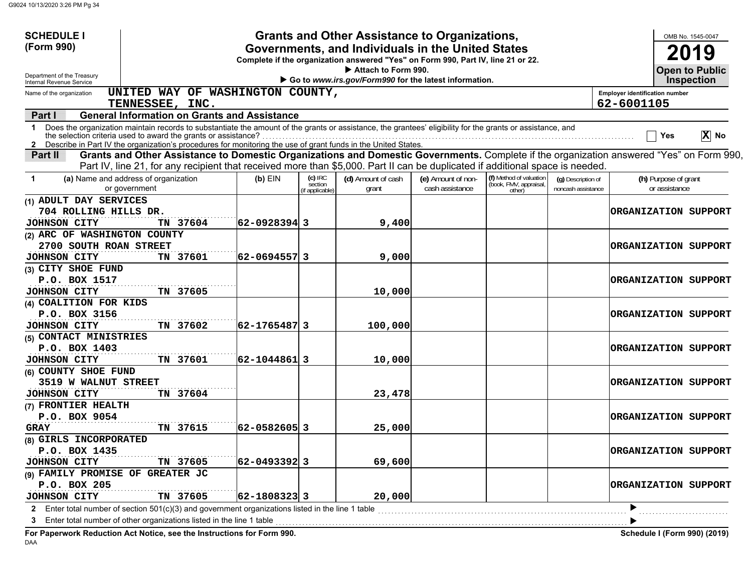**SCHEDULE I**
**(Form 990)**

Department of the Treasury
Internal Revenue Service

# Grants and Other Assistance to Organizations, Governments, and Individuals in the United States

**Complete if the organization answered "Yes" on Form 990, Part IV, line 21 or 22.**
**▶ Attach to Form 990.**
**▶ Go to *www.irs.gov/Form990* for the latest information.**

OMB No. 1545-0047
**2019**
**Open to Public Inspection**

Name of the organization: UNITED WAY OF WASHINGTON COUNTY, TENNESSEE, INC.
Employer identification number: 62-6001105

**Part I — General Information on Grants and Assistance**

1 Does the organization maintain records to substantiate the amount of the grants or assistance, the grantees' eligibility for the grants or assistance, and the selection criteria used to award the grants or assistance? ☐ Yes ☒ No

2 Describe in Part IV the organization's procedures for monitoring the use of grant funds in the United States.

**Part II — Grants and Other Assistance to Domestic Organizations and Domestic Governments.** Complete if the organization answered "Yes" on Form 990, Part IV, line 21, for any recipient that received more than $5,000. Part II can be duplicated if additional space is needed.

| 1 (a) Name and address of organization or government | (b) EIN | (c) IRC section (if applicable) | (d) Amount of cash grant | (e) Amount of non-cash assistance | (f) Method of valuation (book, FMV, appraisal, other) | (g) Description of noncash assistance | (h) Purpose of grant or assistance |
|---|---|---|---|---|---|---|---|
| (1) ADULT DAY SERVICES 704 ROLLING HILLS DR. JOHNSON CITY TN 37604 | 62-0928394 | 3 | 9,400 | | | | ORGANIZATION SUPPORT |
| (2) ARC OF WASHINGTON COUNTY 2700 SOUTH ROAN STREET JOHNSON CITY TN 37601 | 62-0694557 | 3 | 9,000 | | | | ORGANIZATION SUPPORT |
| (3) CITY SHOE FUND P.O. BOX 1517 JOHNSON CITY TN 37605 | | | 10,000 | | | | ORGANIZATION SUPPORT |
| (4) COALITION FOR KIDS P.O. BOX 3156 JOHNSON CITY TN 37602 | 62-1765487 | 3 | 100,000 | | | | ORGANIZATION SUPPORT |
| (5) CONTACT MINISTRIES P.O. BOX 1403 JOHNSON CITY TN 37601 | 62-1044861 | 3 | 10,000 | | | | ORGANIZATION SUPPORT |
| (6) COUNTY SHOE FUND 3519 W WALNUT STREET JOHNSON CITY TN 37604 | | | 23,478 | | | | ORGANIZATION SUPPORT |
| (7) FRONTIER HEALTH P.O. BOX 9054 GRAY TN 37615 | 62-0582605 | 3 | 25,000 | | | | ORGANIZATION SUPPORT |
| (8) GIRLS INCORPORATED P.O. BOX 1435 JOHNSON CITY TN 37605 | 62-0493392 | 3 | 69,600 | | | | ORGANIZATION SUPPORT |
| (9) FAMILY PROMISE OF GREATER JC P.O. BOX 205 JOHNSON CITY TN 37605 | 62-1808323 | 3 | 20,000 | | | | ORGANIZATION SUPPORT |

2 Enter total number of section 501(c)(3) and government organizations listed in the line 1 table ▶

3 Enter total number of other organizations listed in the line 1 table ▶

**For Paperwork Reduction Act Notice, see the Instructions for Form 990.**

**Schedule I (Form 990) (2019)**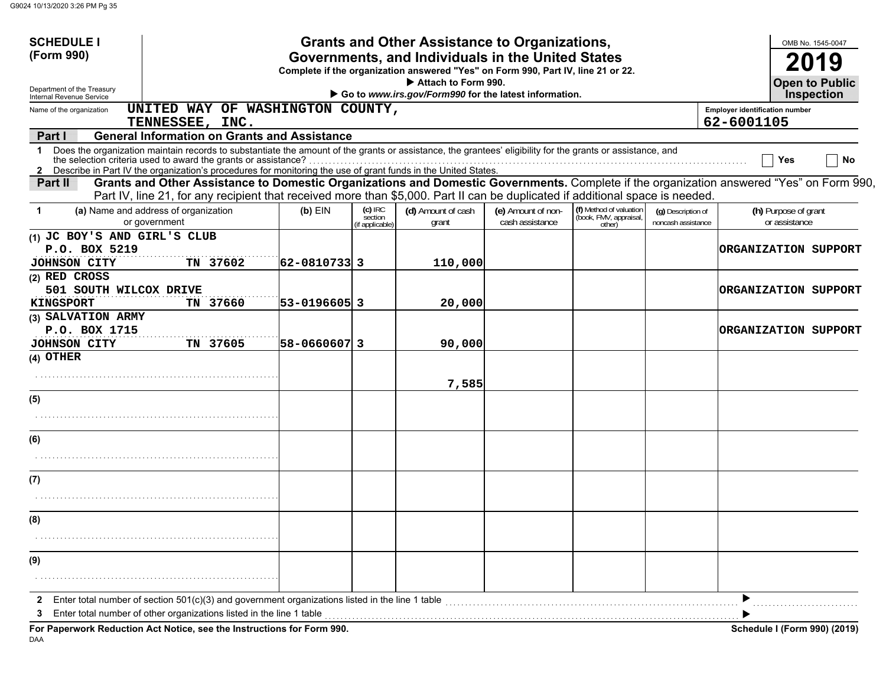**SCHEDULE I (Form 990)**

Department of the Treasury
Internal Revenue Service

# Grants and Other Assistance to Organizations, Governments, and Individuals in the United States

**Complete if the organization answered "Yes" on Form 990, Part IV, line 21 or 22.**
**▶ Attach to Form 990.**
**▶ Go to *www.irs.gov/Form990* for the latest information.**

OMB No. 1545-0047
**2019**
**Open to Public Inspection**

Name of the organization: UNITED WAY OF WASHINGTON COUNTY, TENNESSEE, INC.

Employer identification number: 62-6001105

## Part I — General Information on Grants and Assistance

1 Does the organization maintain records to substantiate the amount of the grants or assistance, the grantees' eligibility for the grants or assistance, and the selection criteria used to award the grants or assistance? ☐ Yes ☐ No

2 Describe in Part IV the organization's procedures for monitoring the use of grant funds in the United States.

## Part II — Grants and Other Assistance to Domestic Organizations and Domestic Governments.

Complete if the organization answered "Yes" on Form 990, Part IV, line 21, for any recipient that received more than $5,000. Part II can be duplicated if additional space is needed.

| 1 | (a) Name and address of organization or government | (b) EIN | (c) IRC section (if applicable) | (d) Amount of cash grant | (e) Amount of non-cash assistance | (f) Method of valuation (book, FMV, appraisal, other) | (g) Description of noncash assistance | (h) Purpose of grant or assistance |
|---|---|---|---|---|---|---|---|---|
| (1) | JC BOY'S AND GIRL'S CLUB<br>P.O. BOX 5219<br>JOHNSON CITY TN 37602 | 62-0810733 | 3 | 110,000 | | | | ORGANIZATION SUPPORT |
| (2) | RED CROSS<br>501 SOUTH WILCOX DRIVE<br>KINGSPORT TN 37660 | 53-0196605 | 3 | 20,000 | | | | ORGANIZATION SUPPORT |
| (3) | SALVATION ARMY<br>P.O. BOX 1715<br>JOHNSON CITY TN 37605 | 58-0660607 | 3 | 90,000 | | | | ORGANIZATION SUPPORT |
| (4) | OTHER | | | 7,585 | | | | |
| (5) | | | | | | | | |
| (6) | | | | | | | | |
| (7) | | | | | | | | |
| (8) | | | | | | | | |
| (9) | | | | | | | | |

2 Enter total number of section 501(c)(3) and government organizations listed in the line 1 table ▶

3 Enter total number of other organizations listed in the line 1 table ▶

**For Paperwork Reduction Act Notice, see the Instructions for Form 990.**

DAA

**Schedule I (Form 990) (2019)**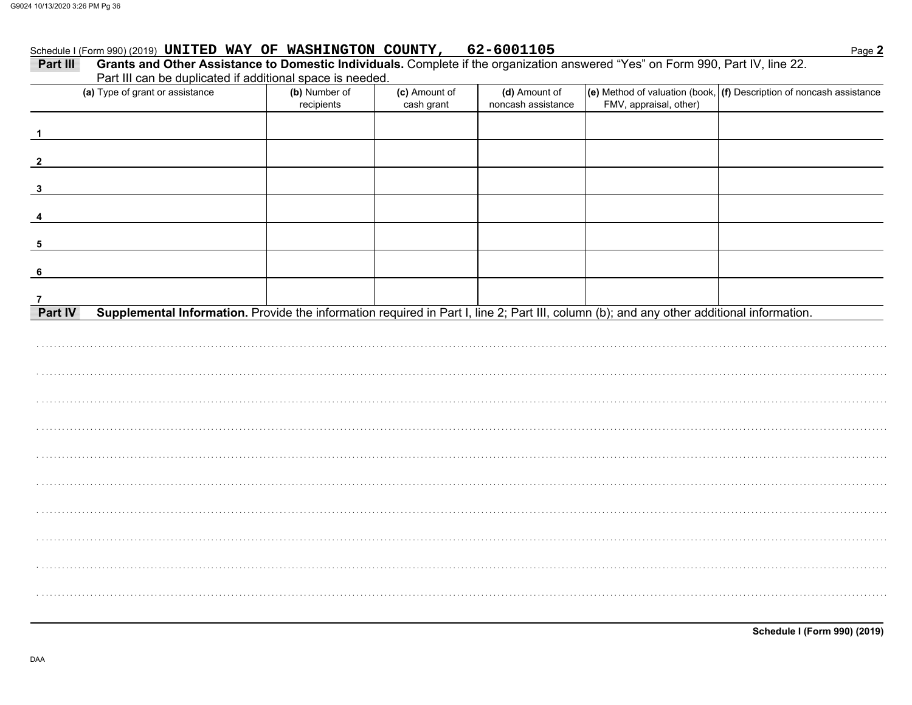Schedule I (Form 990) (2019) **UNITED WAY OF WASHINGTON COUNTY, 62-6001105**

**Part III Grants and Other Assistance to Domestic Individuals.** Complete if the organization answered "Yes" on Form 990, Part IV, line 22. Part III can be duplicated if additional space is needed.

| (a) Type of grant or assistance | (b) Number of recipients | (c) Amount of cash grant | (d) Amount of noncash assistance | (e) Method of valuation (book, FMV, appraisal, other) | (f) Description of noncash assistance |
|---|---|---|---|---|---|
| 1 | | | | | |
| 2 | | | | | |
| 3 | | | | | |
| 4 | | | | | |
| 5 | | | | | |
| 6 | | | | | |
| 7 | | | | | |

**Part IV Supplemental Information.** Provide the information required in Part I, line 2; Part III, column (b); and any other additional information.

**Schedule I (Form 990) (2019)**

DAA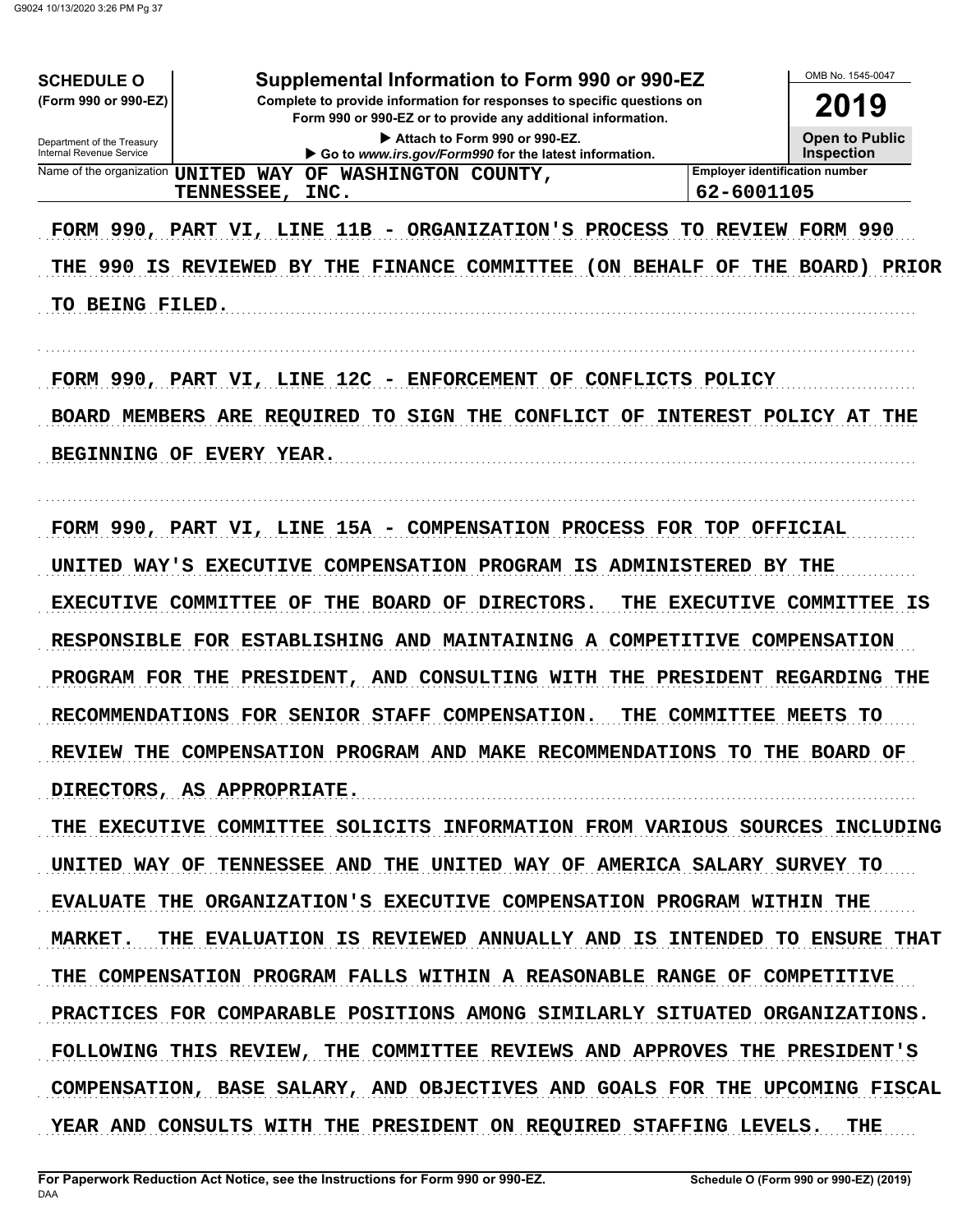**SCHEDULE O**
**(Form 990 or 990-EZ)**

Department of the Treasury
Internal Revenue Service

# Supplemental Information to Form 990 or 990-EZ

**Complete to provide information for responses to specific questions on Form 990 or 990-EZ or to provide any additional information.**

▶ Attach to Form 990 or 990-EZ.
▶ Go to *www.irs.gov/Form990* for the latest information.

OMB No. 1545-0047

**2019**

**Open to Public Inspection**

| Name of the organization | Employer identification number |
|---|---|
| UNITED WAY OF WASHINGTON COUNTY, TENNESSEE, INC. | 62-6001105 |

FORM 990, PART VI, LINE 11B - ORGANIZATION'S PROCESS TO REVIEW FORM 990

THE 990 IS REVIEWED BY THE FINANCE COMMITTEE (ON BEHALF OF THE BOARD) PRIOR TO BEING FILED.

FORM 990, PART VI, LINE 12C - ENFORCEMENT OF CONFLICTS POLICY

BOARD MEMBERS ARE REQUIRED TO SIGN THE CONFLICT OF INTEREST POLICY AT THE BEGINNING OF EVERY YEAR.

FORM 990, PART VI, LINE 15A - COMPENSATION PROCESS FOR TOP OFFICIAL

UNITED WAY'S EXECUTIVE COMPENSATION PROGRAM IS ADMINISTERED BY THE EXECUTIVE COMMITTEE OF THE BOARD OF DIRECTORS. THE EXECUTIVE COMMITTEE IS RESPONSIBLE FOR ESTABLISHING AND MAINTAINING A COMPETITIVE COMPENSATION PROGRAM FOR THE PRESIDENT, AND CONSULTING WITH THE PRESIDENT REGARDING THE RECOMMENDATIONS FOR SENIOR STAFF COMPENSATION. THE COMMITTEE MEETS TO REVIEW THE COMPENSATION PROGRAM AND MAKE RECOMMENDATIONS TO THE BOARD OF DIRECTORS, AS APPROPRIATE.

THE EXECUTIVE COMMITTEE SOLICITS INFORMATION FROM VARIOUS SOURCES INCLUDING UNITED WAY OF TENNESSEE AND THE UNITED WAY OF AMERICA SALARY SURVEY TO EVALUATE THE ORGANIZATION'S EXECUTIVE COMPENSATION PROGRAM WITHIN THE MARKET. THE EVALUATION IS REVIEWED ANNUALLY AND IS INTENDED TO ENSURE THAT THE COMPENSATION PROGRAM FALLS WITHIN A REASONABLE RANGE OF COMPETITIVE PRACTICES FOR COMPARABLE POSITIONS AMONG SIMILARLY SITUATED ORGANIZATIONS. FOLLOWING THIS REVIEW, THE COMMITTEE REVIEWS AND APPROVES THE PRESIDENT'S COMPENSATION, BASE SALARY, AND OBJECTIVES AND GOALS FOR THE UPCOMING FISCAL YEAR AND CONSULTS WITH THE PRESIDENT ON REQUIRED STAFFING LEVELS. THE

For Paperwork Reduction Act Notice, see the Instructions for Form 990 or 990-EZ. Schedule O (Form 990 or 990-EZ) (2019)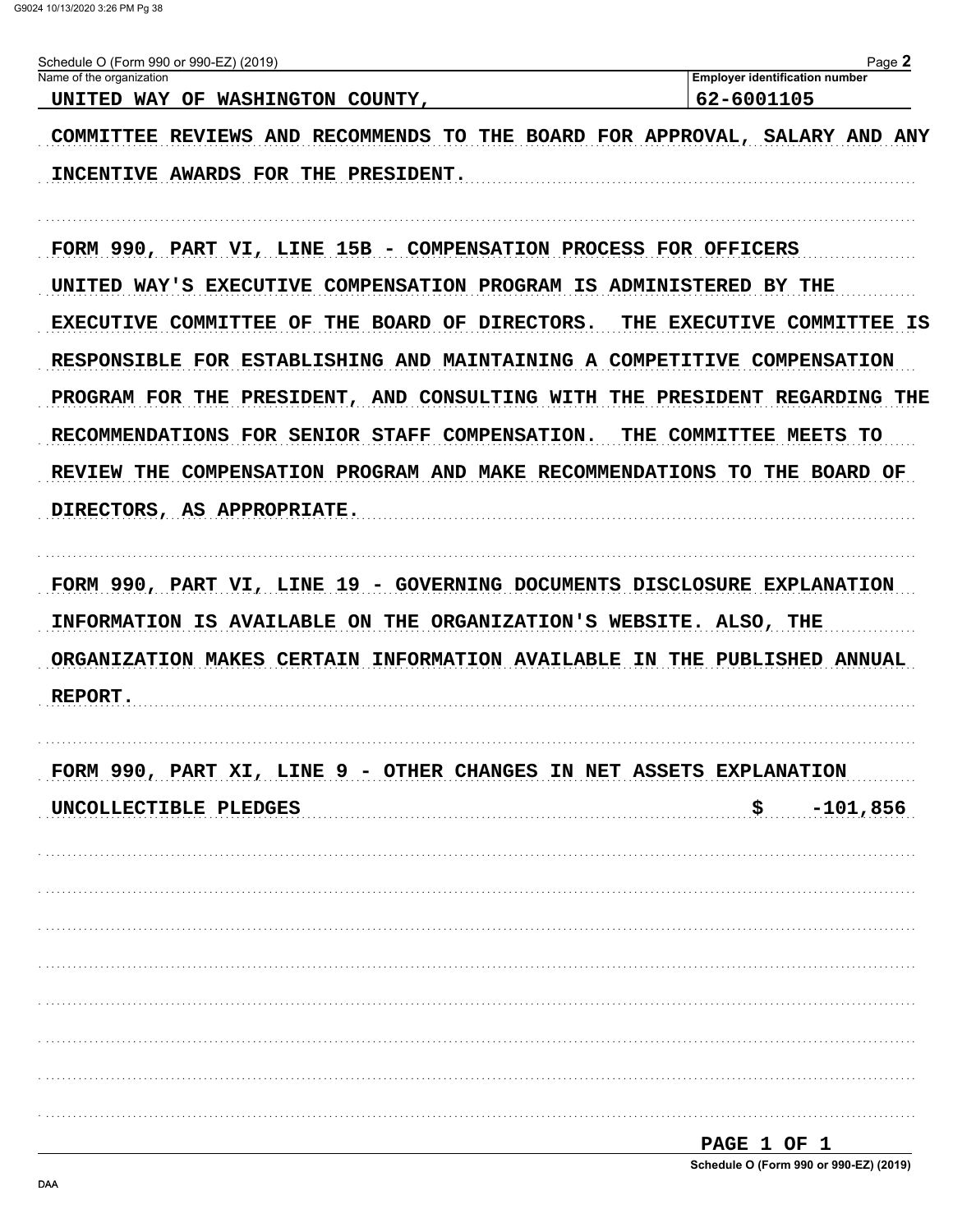Schedule O (Form 990 or 990-EZ) (2019) Page **2**

| Name of the organization | Employer identification number |
|---|---|
| UNITED WAY OF WASHINGTON COUNTY, | 62-6001105 |

COMMITTEE REVIEWS AND RECOMMENDS TO THE BOARD FOR APPROVAL, SALARY AND ANY INCENTIVE AWARDS FOR THE PRESIDENT.

FORM 990, PART VI, LINE 15B - COMPENSATION PROCESS FOR OFFICERS

UNITED WAY'S EXECUTIVE COMPENSATION PROGRAM IS ADMINISTERED BY THE EXECUTIVE COMMITTEE OF THE BOARD OF DIRECTORS. THE EXECUTIVE COMMITTEE IS RESPONSIBLE FOR ESTABLISHING AND MAINTAINING A COMPETITIVE COMPENSATION PROGRAM FOR THE PRESIDENT, AND CONSULTING WITH THE PRESIDENT REGARDING THE RECOMMENDATIONS FOR SENIOR STAFF COMPENSATION. THE COMMITTEE MEETS TO REVIEW THE COMPENSATION PROGRAM AND MAKE RECOMMENDATIONS TO THE BOARD OF DIRECTORS, AS APPROPRIATE.

FORM 990, PART VI, LINE 19 - GOVERNING DOCUMENTS DISCLOSURE EXPLANATION

INFORMATION IS AVAILABLE ON THE ORGANIZATION'S WEBSITE. ALSO, THE ORGANIZATION MAKES CERTAIN INFORMATION AVAILABLE IN THE PUBLISHED ANNUAL REPORT.

FORM 990, PART XI, LINE 9 - OTHER CHANGES IN NET ASSETS EXPLANATION

| | |
|---|---|
| UNCOLLECTIBLE PLEDGES | $ -101,856 |

PAGE 1 OF 1

Schedule O (Form 990 or 990-EZ) (2019)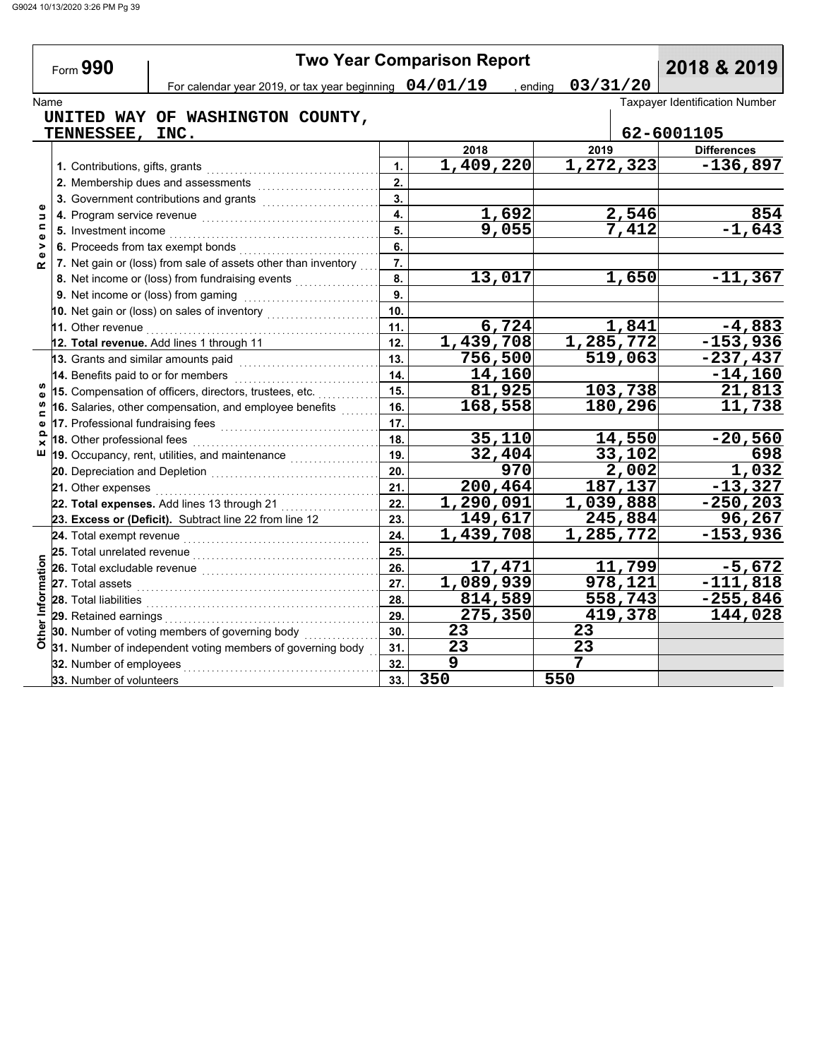Form **990**

# Two Year Comparison Report

**2018 & 2019**

For calendar year 2019, or tax year beginning **04/01/19** , ending **03/31/20**

Name: **UNITED WAY OF WASHINGTON COUNTY, TENNESSEE, INC.**

Taxpayer Identification Number: **62-6001105**

| Section | Line | | 2018 | 2019 | Differences |
|---|---|---|---|---|---|
| Revenue | 1. Contributions, gifts, grants | 1. | 1,409,220 | 1,272,323 | -136,897 |
| | 2. Membership dues and assessments | 2. | | | |
| | 3. Government contributions and grants | 3. | | | |
| | 4. Program service revenue | 4. | 1,692 | 2,546 | 854 |
| | 5. Investment income | 5. | 9,055 | 7,412 | -1,643 |
| | 6. Proceeds from tax exempt bonds | 6. | | | |
| | 7. Net gain or (loss) from sale of assets other than inventory | 7. | | | |
| | 8. Net income or (loss) from fundraising events | 8. | 13,017 | 1,650 | -11,367 |
| | 9. Net income or (loss) from gaming | 9. | | | |
| | 10. Net gain or (loss) on sales of inventory | 10. | | | |
| | 11. Other revenue | 11. | 6,724 | 1,841 | -4,883 |
| | 12. **Total revenue.** Add lines 1 through 11 | 12. | 1,439,708 | 1,285,772 | -153,936 |
| Expenses | 13. Grants and similar amounts paid | 13. | 756,500 | 519,063 | -237,437 |
| | 14. Benefits paid to or for members | 14. | 14,160 | | -14,160 |
| | 15. Compensation of officers, directors, trustees, etc. | 15. | 81,925 | 103,738 | 21,813 |
| | 16. Salaries, other compensation, and employee benefits | 16. | 168,558 | 180,296 | 11,738 |
| | 17. Professional fundraising fees | 17. | | | |
| | 18. Other professional fees | 18. | 35,110 | 14,550 | -20,560 |
| | 19. Occupancy, rent, utilities, and maintenance | 19. | 32,404 | 33,102 | 698 |
| | 20. Depreciation and Depletion | 20. | 970 | 2,002 | 1,032 |
| | 21. Other expenses | 21. | 200,464 | 187,137 | -13,327 |
| | 22. **Total expenses.** Add lines 13 through 21 | 22. | 1,290,091 | 1,039,888 | -250,203 |
| | 23. **Excess or (Deficit).** Subtract line 22 from line 12 | 23. | 149,617 | 245,884 | 96,267 |
| Other Information | 24. Total exempt revenue | 24. | 1,439,708 | 1,285,772 | -153,936 |
| | 25. Total unrelated revenue | 25. | | | |
| | 26. Total excludable revenue | 26. | 17,471 | 11,799 | -5,672 |
| | 27. Total assets | 27. | 1,089,939 | 978,121 | -111,818 |
| | 28. Total liabilities | 28. | 814,589 | 558,743 | -255,846 |
| | 29. Retained earnings | 29. | 275,350 | 419,378 | 144,028 |
| | 30. Number of voting members of governing body | 30. | 23 | 23 | |
| | 31. Number of independent voting members of governing body | 31. | 23 | 23 | |
| | 32. Number of employees | 32. | 9 | 7 | |
| | 33. Number of volunteers | 33. | 350 | 550 | |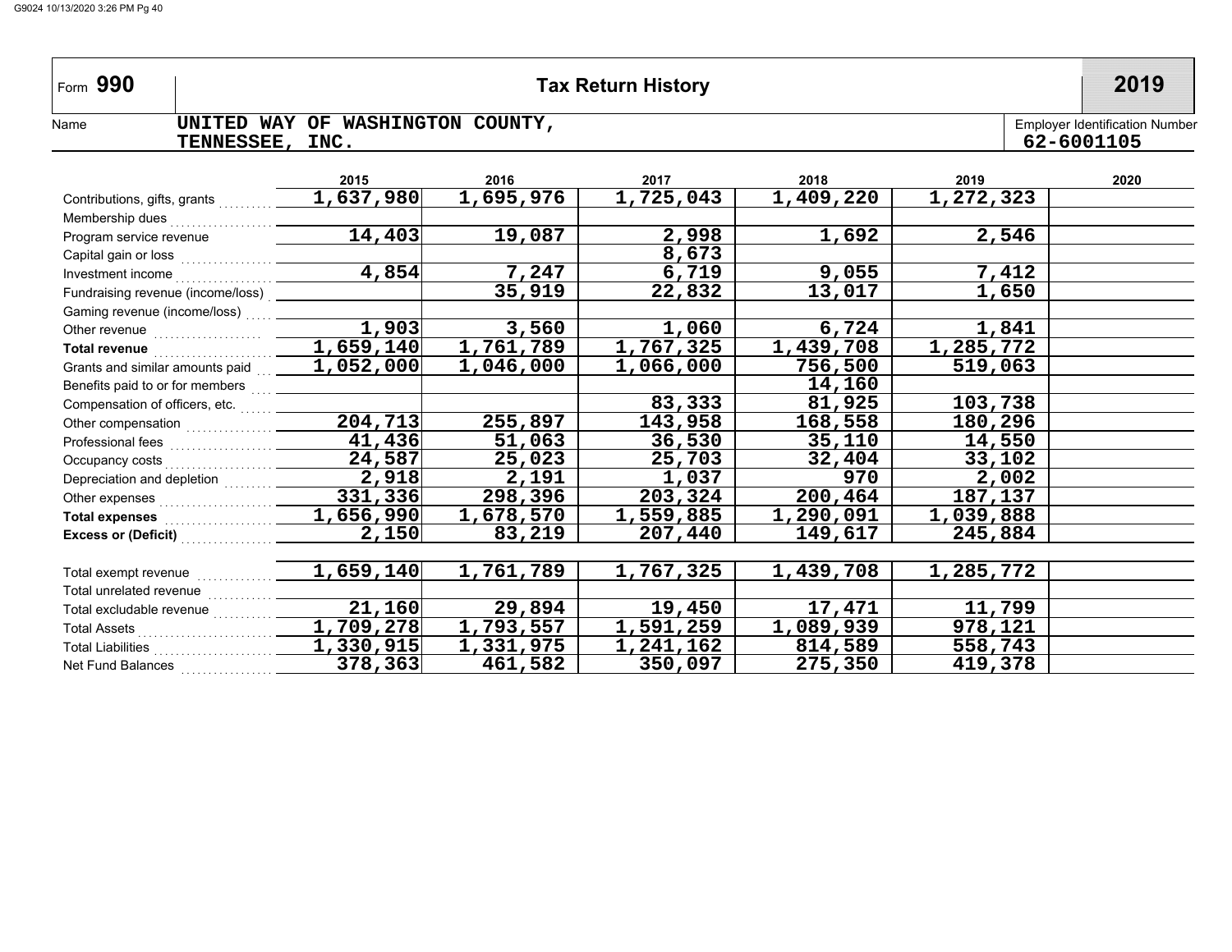Form **990** | **Tax Return History** | **2019**

Name: UNITED WAY OF WASHINGTON COUNTY, TENNESSEE, INC.

Employer Identification Number: 62-6001105

| | 2015 | 2016 | 2017 | 2018 | 2019 | 2020 |
|---|---|---|---|---|---|---|
| Contributions, gifts, grants | 1,637,980 | 1,695,976 | 1,725,043 | 1,409,220 | 1,272,323 | |
| Membership dues | | | | | | |
| Program service revenue | 14,403 | 19,087 | 2,998 | 1,692 | 2,546 | |
| Capital gain or loss | | | 8,673 | | | |
| Investment income | 4,854 | 7,247 | 6,719 | 9,055 | 7,412 | |
| Fundraising revenue (income/loss) | | 35,919 | 22,832 | 13,017 | 1,650 | |
| Gaming revenue (income/loss) | | | | | | |
| Other revenue | 1,903 | 3,560 | 1,060 | 6,724 | 1,841 | |
| **Total revenue** | 1,659,140 | 1,761,789 | 1,767,325 | 1,439,708 | 1,285,772 | |
| Grants and similar amounts paid | 1,052,000 | 1,046,000 | 1,066,000 | 756,500 | 519,063 | |
| Benefits paid to or for members | | | | 14,160 | | |
| Compensation of officers, etc. | | | 83,333 | 81,925 | 103,738 | |
| Other compensation | 204,713 | 255,897 | 143,958 | 168,558 | 180,296 | |
| Professional fees | 41,436 | 51,063 | 36,530 | 35,110 | 14,550 | |
| Occupancy costs | 24,587 | 25,023 | 25,703 | 32,404 | 33,102 | |
| Depreciation and depletion | 2,918 | 2,191 | 1,037 | 970 | 2,002 | |
| Other expenses | 331,336 | 298,396 | 203,324 | 200,464 | 187,137 | |
| **Total expenses** | 1,656,990 | 1,678,570 | 1,559,885 | 1,290,091 | 1,039,888 | |
| **Excess or (Deficit)** | 2,150 | 83,219 | 207,440 | 149,617 | 245,884 | |
| | | | | | | |
| Total exempt revenue | 1,659,140 | 1,761,789 | 1,767,325 | 1,439,708 | 1,285,772 | |
| Total unrelated revenue | | | | | | |
| Total excludable revenue | 21,160 | 29,894 | 19,450 | 17,471 | 11,799 | |
| Total Assets | 1,709,278 | 1,793,557 | 1,591,259 | 1,089,939 | 978,121 | |
| Total Liabilities | 1,330,915 | 1,331,975 | 1,241,162 | 814,589 | 558,743 | |
| Net Fund Balances | 378,363 | 461,582 | 350,097 | 275,350 | 419,378 | |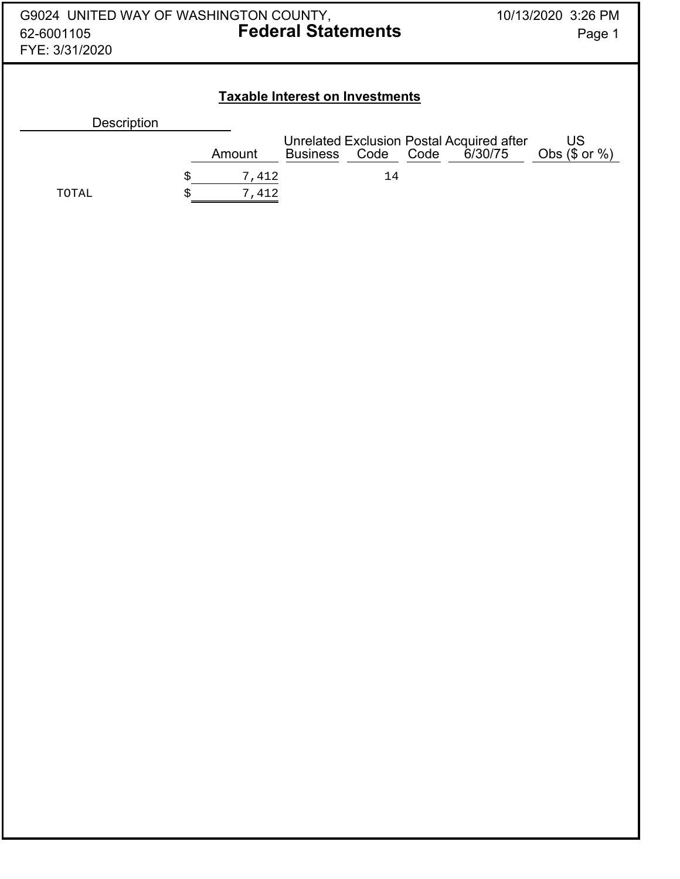G9024 UNITED WAY OF WASHINGTON COUNTY,
62-6001105
FYE: 3/31/2020

# Federal Statements

## Taxable Interest on Investments

| Description | Amount | Unrelated Business | Exclusion Code | Postal Code | Acquired after 6/30/75 | US Obs ($ or %) |
|---|---|---|---|---|---|---|
| | $ 7,412 | | 14 | | | |
| TOTAL | $ 7,412 | | | | | |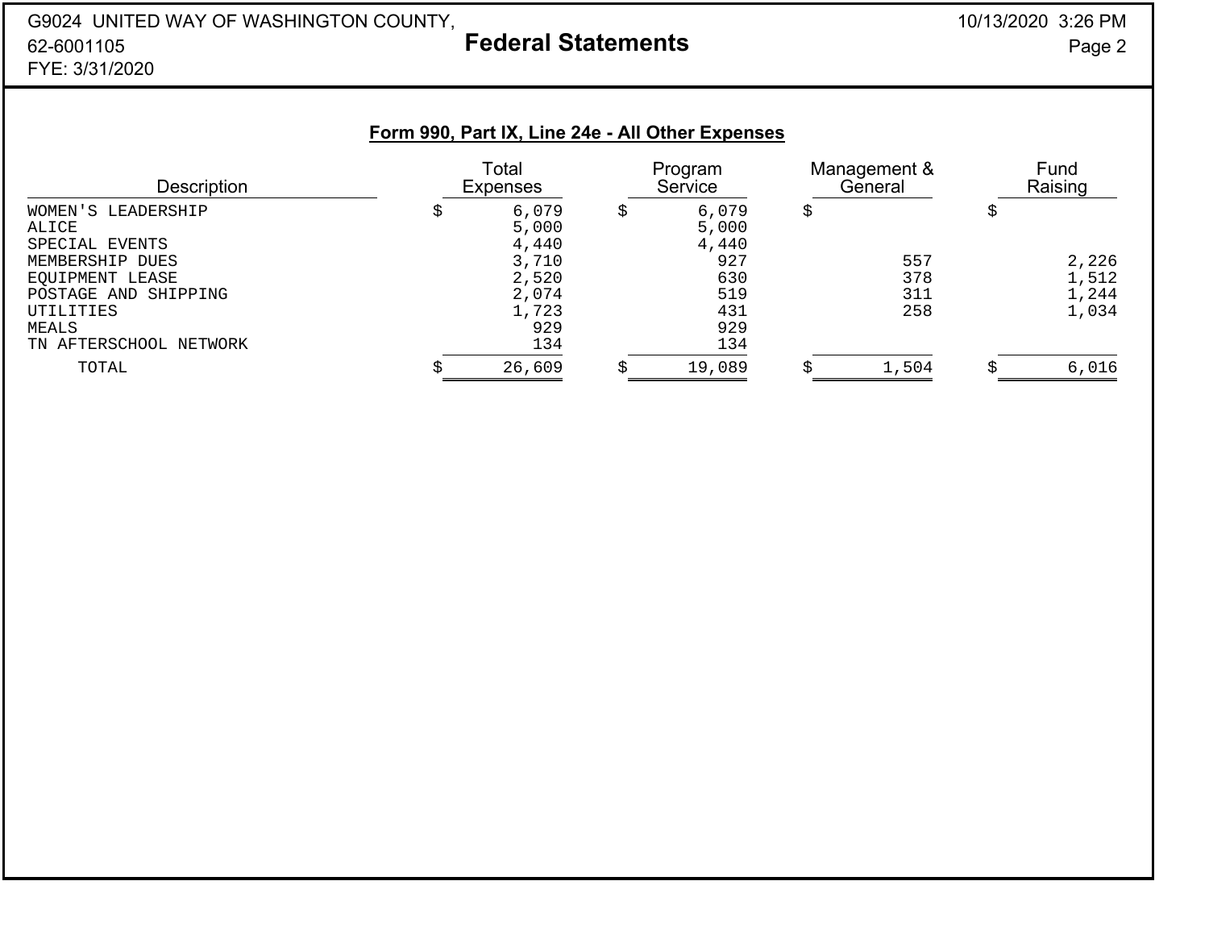G9024 UNITED WAY OF WASHINGTON COUNTY,
62-6001105
FYE: 3/31/2020

# Federal Statements

## Form 990, Part IX, Line 24e - All Other Expenses

| Description | Total Expenses | Program Service | Management & General | Fund Raising |
|---|---|---|---|---|
| WOMEN'S LEADERSHIP | $ 6,079 | $ 6,079 | $ | $ |
| ALICE | 5,000 | 5,000 | | |
| SPECIAL EVENTS | 4,440 | 4,440 | | |
| MEMBERSHIP DUES | 3,710 | 927 | 557 | 2,226 |
| EQUIPMENT LEASE | 2,520 | 630 | 378 | 1,512 |
| POSTAGE AND SHIPPING | 2,074 | 519 | 311 | 1,244 |
| UTILITIES | 1,723 | 431 | 258 | 1,034 |
| MEALS | 929 | 929 | | |
| TN AFTERSCHOOL NETWORK | 134 | 134 | | |
| TOTAL | $ 26,609 | $ 19,089 | $ 1,504 | $ 6,016 |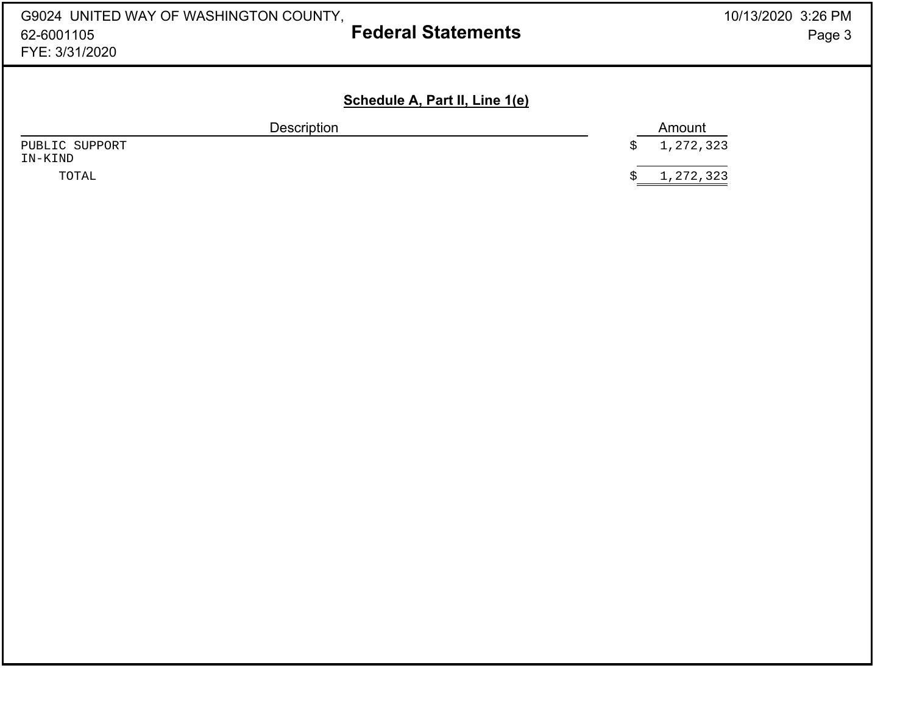## Schedule A, Part II, Line 1(e)

| Description | Amount |
|---|---|
| PUBLIC SUPPORT IN-KIND | $ 1,272,323 |
| TOTAL | $ 1,272,323 |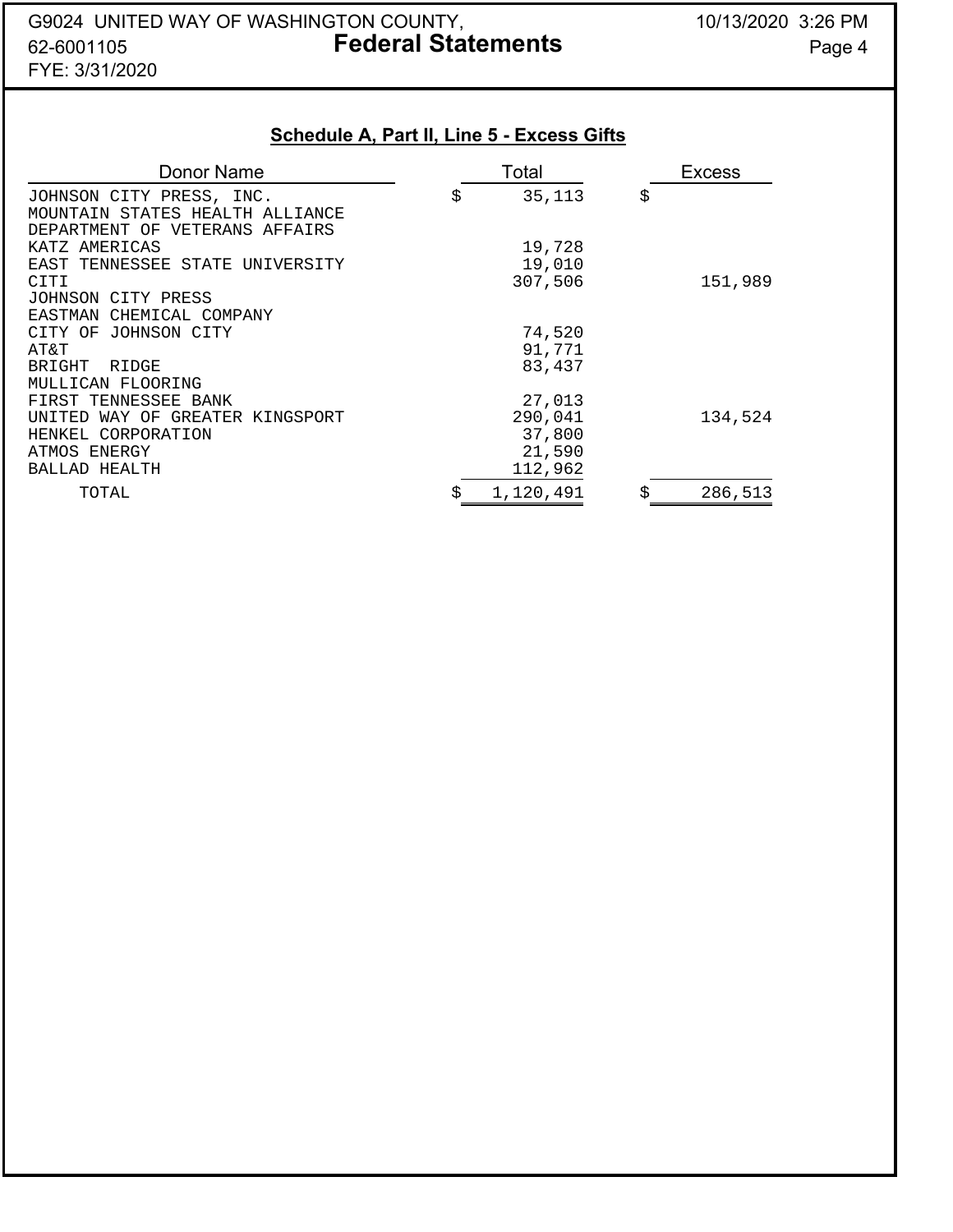## Schedule A, Part II, Line 5 - Excess Gifts

| Donor Name | Total | Excess |
|---|---|---|
| JOHNSON CITY PRESS, INC. | $ 35,113 | $ |
| MOUNTAIN STATES HEALTH ALLIANCE | | |
| DEPARTMENT OF VETERANS AFFAIRS | | |
| KATZ AMERICAS | 19,728 | |
| EAST TENNESSEE STATE UNIVERSITY | 19,010 | |
| CITI | 307,506 | 151,989 |
| JOHNSON CITY PRESS | | |
| EASTMAN CHEMICAL COMPANY | | |
| CITY OF JOHNSON CITY | 74,520 | |
| AT&T | 91,771 | |
| BRIGHT RIDGE | 83,437 | |
| MULLICAN FLOORING | | |
| FIRST TENNESSEE BANK | 27,013 | |
| UNITED WAY OF GREATER KINGSPORT | 290,041 | 134,524 |
| HENKEL CORPORATION | 37,800 | |
| ATMOS ENERGY | 21,590 | |
| BALLAD HEALTH | 112,962 | |
| TOTAL | $ 1,120,491 | $ 286,513 |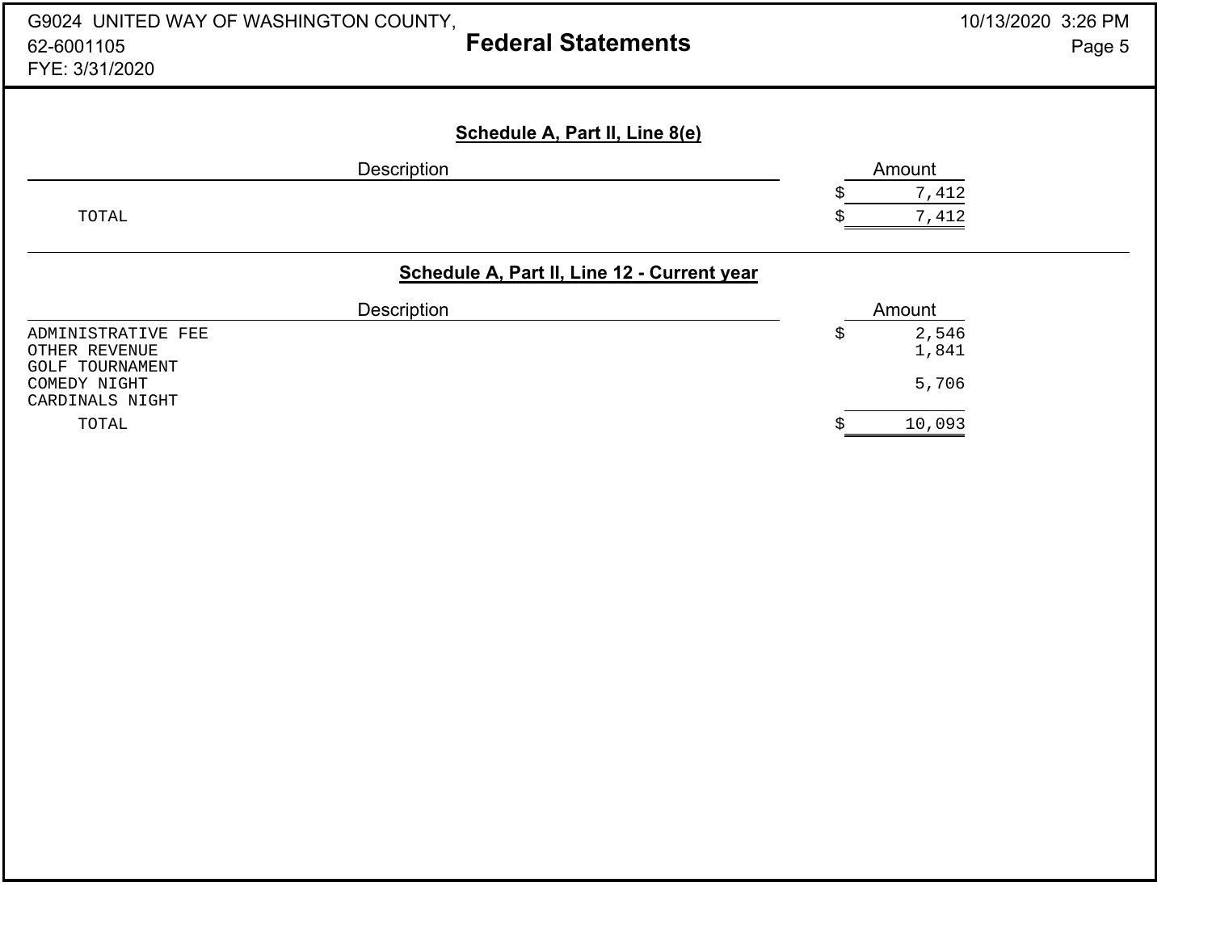## Schedule A, Part II, Line 8(e)

| Description | Amount |
|---|---|
| | $ 7,412 |
| TOTAL | $ 7,412 |

## Schedule A, Part II, Line 12 - Current year

| Description | Amount |
|---|---|
| ADMINISTRATIVE FEE | $ 2,546 |
| OTHER REVENUE | 1,841 |
| GOLF TOURNAMENT | |
| COMEDY NIGHT | 5,706 |
| CARDINALS NIGHT | |
| TOTAL | $ 10,093 |